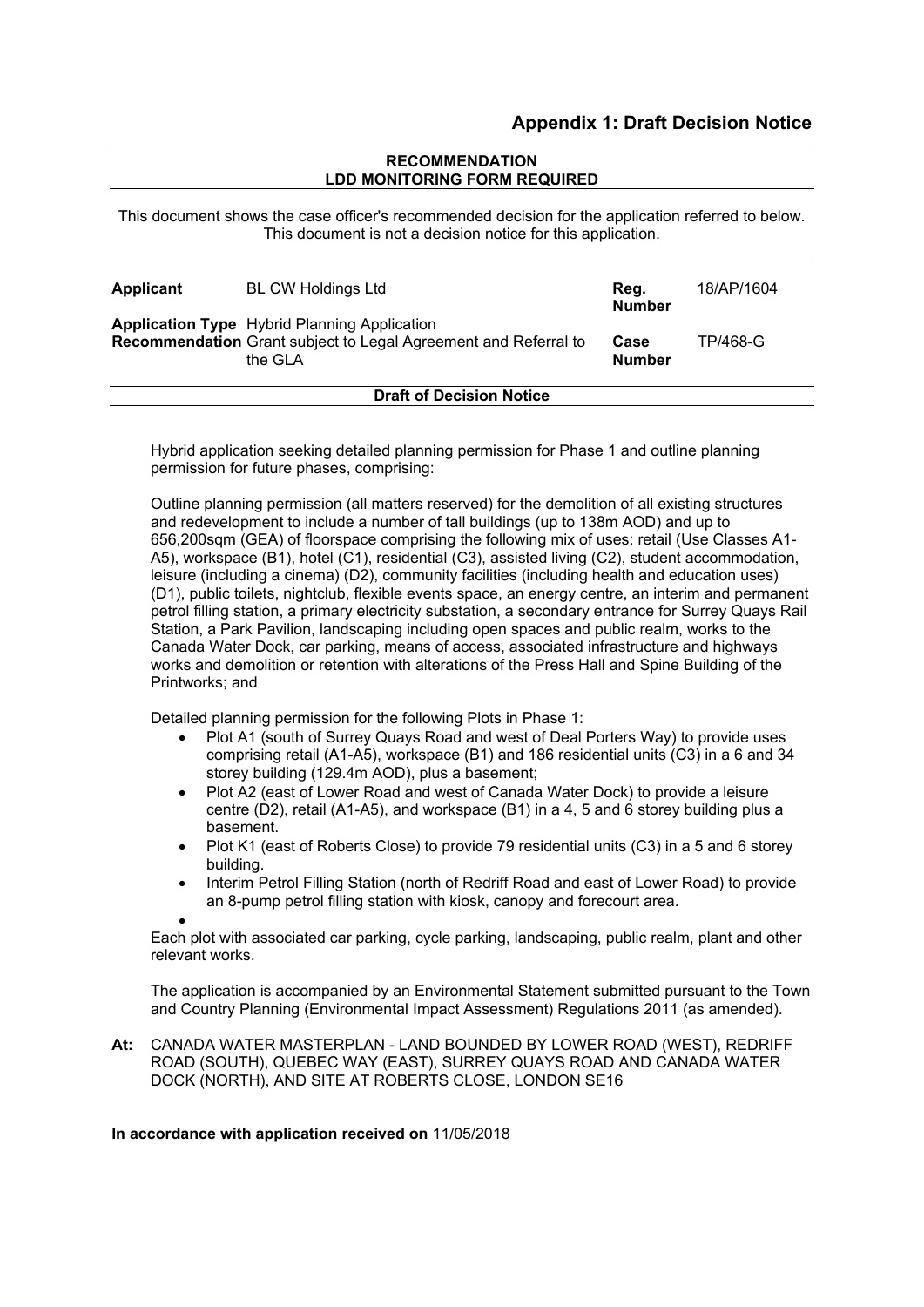## Appendix 1: Draft Decision Notice

**RECOMMENDATION**
**LDD MONITORING FORM REQUIRED**

This document shows the case officer's recommended decision for the application referred to below. This document is not a decision notice for this application.

| | | | |
|---|---|---|---|
| **Applicant** | BL CW Holdings Ltd | **Reg. Number** | 18/AP/1604 |
| **Application Type** | Hybrid Planning Application | | |
| **Recommendation** | Grant subject to Legal Agreement and Referral to the GLA | **Case Number** | TP/468-G |

**Draft of Decision Notice**

Hybrid application seeking detailed planning permission for Phase 1 and outline planning permission for future phases, comprising:

Outline planning permission (all matters reserved) for the demolition of all existing structures and redevelopment to include a number of tall buildings (up to 138m AOD) and up to 656,200sqm (GEA) of floorspace comprising the following mix of uses: retail (Use Classes A1-A5), workspace (B1), hotel (C1), residential (C3), assisted living (C2), student accommodation, leisure (including a cinema) (D2), community facilities (including health and education uses) (D1), public toilets, nightclub, flexible events space, an energy centre, an interim and permanent petrol filling station, a primary electricity substation, a secondary entrance for Surrey Quays Rail Station, a Park Pavilion, landscaping including open spaces and public realm, works to the Canada Water Dock, car parking, means of access, associated infrastructure and highways works and demolition or retention with alterations of the Press Hall and Spine Building of the Printworks; and

Detailed planning permission for the following Plots in Phase 1:

- Plot A1 (south of Surrey Quays Road and west of Deal Porters Way) to provide uses comprising retail (A1-A5), workspace (B1) and 186 residential units (C3) in a 6 and 34 storey building (129.4m AOD), plus a basement;
- Plot A2 (east of Lower Road and west of Canada Water Dock) to provide a leisure centre (D2), retail (A1-A5), and workspace (B1) in a 4, 5 and 6 storey building plus a basement.
- Plot K1 (east of Roberts Close) to provide 79 residential units (C3) in a 5 and 6 storey building.
- Interim Petrol Filling Station (north of Redriff Road and east of Lower Road) to provide an 8-pump petrol filling station with kiosk, canopy and forecourt area.

Each plot with associated car parking, cycle parking, landscaping, public realm, plant and other relevant works.

The application is accompanied by an Environmental Statement submitted pursuant to the Town and Country Planning (Environmental Impact Assessment) Regulations 2011 (as amended).

**At:** CANADA WATER MASTERPLAN - LAND BOUNDED BY LOWER ROAD (WEST), REDRIFF ROAD (SOUTH), QUEBEC WAY (EAST), SURREY QUAYS ROAD AND CANADA WATER DOCK (NORTH), AND SITE AT ROBERTS CLOSE, LONDON SE16

**In accordance with application received on** 11/05/2018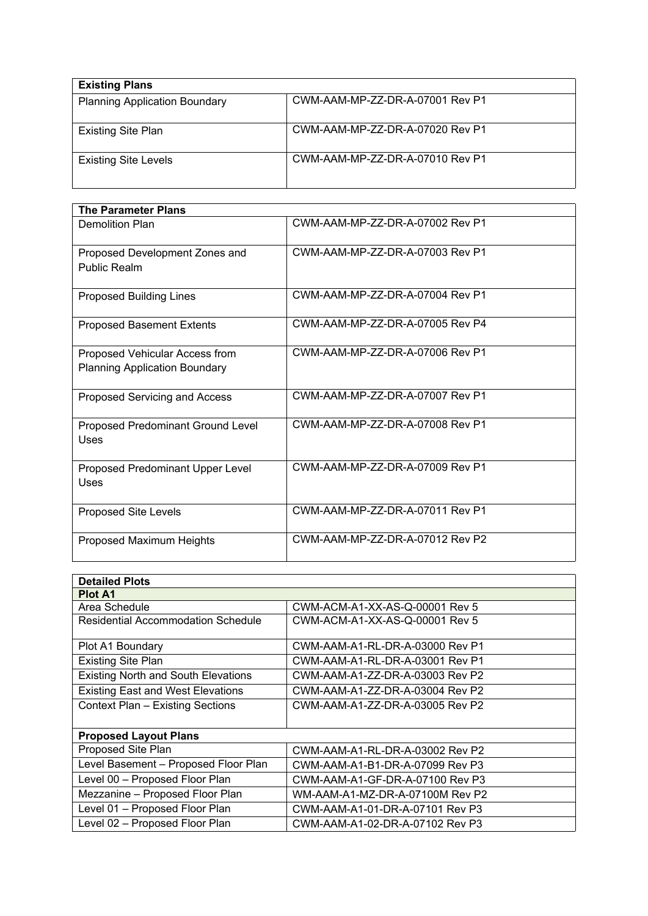| Existing Plans | |
|---|---|
| Planning Application Boundary | CWM-AAM-MP-ZZ-DR-A-07001 Rev P1 |
| Existing Site Plan | CWM-AAM-MP-ZZ-DR-A-07020 Rev P1 |
| Existing Site Levels | CWM-AAM-MP-ZZ-DR-A-07010 Rev P1 |

| The Parameter Plans | |
|---|---|
| Demolition Plan | CWM-AAM-MP-ZZ-DR-A-07002 Rev P1 |
| Proposed Development Zones and Public Realm | CWM-AAM-MP-ZZ-DR-A-07003 Rev P1 |
| Proposed Building Lines | CWM-AAM-MP-ZZ-DR-A-07004 Rev P1 |
| Proposed Basement Extents | CWM-AAM-MP-ZZ-DR-A-07005 Rev P4 |
| Proposed Vehicular Access from Planning Application Boundary | CWM-AAM-MP-ZZ-DR-A-07006 Rev P1 |
| Proposed Servicing and Access | CWM-AAM-MP-ZZ-DR-A-07007 Rev P1 |
| Proposed Predominant Ground Level Uses | CWM-AAM-MP-ZZ-DR-A-07008 Rev P1 |
| Proposed Predominant Upper Level Uses | CWM-AAM-MP-ZZ-DR-A-07009 Rev P1 |
| Proposed Site Levels | CWM-AAM-MP-ZZ-DR-A-07011 Rev P1 |
| Proposed Maximum Heights | CWM-AAM-MP-ZZ-DR-A-07012 Rev P2 |

| Detailed Plots | |
|---|---|
| **Plot A1** | |
| Area Schedule | CWM-ACM-A1-XX-AS-Q-00001 Rev 5 |
| Residential Accommodation Schedule | CWM-ACM-A1-XX-AS-Q-00001 Rev 5 |
| Plot A1 Boundary | CWM-AAM-A1-RL-DR-A-03000 Rev P1 |
| Existing Site Plan | CWM-AAM-A1-RL-DR-A-03001 Rev P1 |
| Existing North and South Elevations | CWM-AAM-A1-ZZ-DR-A-03003 Rev P2 |
| Existing East and West Elevations | CWM-AAM-A1-ZZ-DR-A-03004 Rev P2 |
| Context Plan – Existing Sections | CWM-AAM-A1-ZZ-DR-A-03005 Rev P2 |
| **Proposed Layout Plans** | |
| Proposed Site Plan | CWM-AAM-A1-RL-DR-A-03002 Rev P2 |
| Level Basement – Proposed Floor Plan | CWM-AAM-A1-B1-DR-A-07099 Rev P3 |
| Level 00 – Proposed Floor Plan | CWM-AAM-A1-GF-DR-A-07100 Rev P3 |
| Mezzanine – Proposed Floor Plan | WM-AAM-A1-MZ-DR-A-07100M Rev P2 |
| Level 01 – Proposed Floor Plan | CWM-AAM-A1-01-DR-A-07101 Rev P3 |
| Level 02 – Proposed Floor Plan | CWM-AAM-A1-02-DR-A-07102 Rev P3 |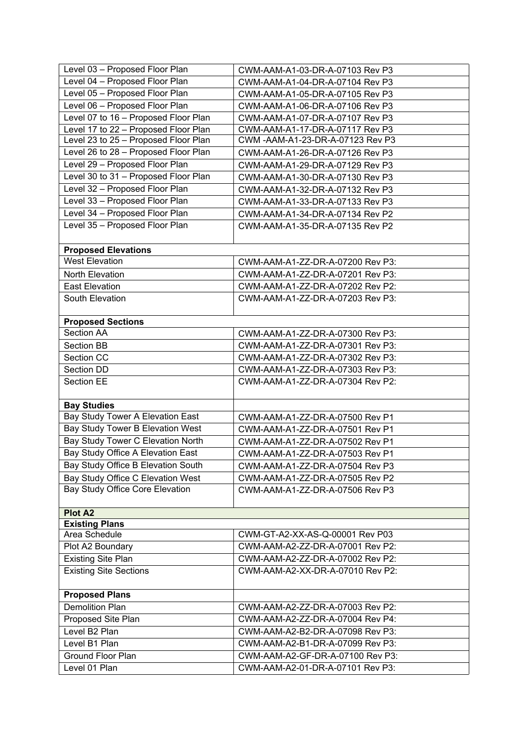| | |
|---|---|
| Level 03 – Proposed Floor Plan | CWM-AAM-A1-03-DR-A-07103 Rev P3 |
| Level 04 – Proposed Floor Plan | CWM-AAM-A1-04-DR-A-07104 Rev P3 |
| Level 05 – Proposed Floor Plan | CWM-AAM-A1-05-DR-A-07105 Rev P3 |
| Level 06 – Proposed Floor Plan | CWM-AAM-A1-06-DR-A-07106 Rev P3 |
| Level 07 to 16 – Proposed Floor Plan | CWM-AAM-A1-07-DR-A-07107 Rev P3 |
| Level 17 to 22 – Proposed Floor Plan | CWM-AAM-A1-17-DR-A-07117 Rev P3 |
| Level 23 to 25 – Proposed Floor Plan | CWM -AAM-A1-23-DR-A-07123 Rev P3 |
| Level 26 to 28 – Proposed Floor Plan | CWM-AAM-A1-26-DR-A-07126 Rev P3 |
| Level 29 – Proposed Floor Plan | CWM-AAM-A1-29-DR-A-07129 Rev P3 |
| Level 30 to 31 – Proposed Floor Plan | CWM-AAM-A1-30-DR-A-07130 Rev P3 |
| Level 32 – Proposed Floor Plan | CWM-AAM-A1-32-DR-A-07132 Rev P3 |
| Level 33 – Proposed Floor Plan | CWM-AAM-A1-33-DR-A-07133 Rev P3 |
| Level 34 – Proposed Floor Plan | CWM-AAM-A1-34-DR-A-07134 Rev P2 |
| Level 35 – Proposed Floor Plan | CWM-AAM-A1-35-DR-A-07135 Rev P2 |
| **Proposed Elevations** | |
| West Elevation | CWM-AAM-A1-ZZ-DR-A-07200 Rev P3: |
| North Elevation | CWM-AAM-A1-ZZ-DR-A-07201 Rev P3: |
| East Elevation | CWM-AAM-A1-ZZ-DR-A-07202 Rev P2: |
| South Elevation | CWM-AAM-A1-ZZ-DR-A-07203 Rev P3: |
| **Proposed Sections** | |
| Section AA | CWM-AAM-A1-ZZ-DR-A-07300 Rev P3: |
| Section BB | CWM-AAM-A1-ZZ-DR-A-07301 Rev P3: |
| Section CC | CWM-AAM-A1-ZZ-DR-A-07302 Rev P3: |
| Section DD | CWM-AAM-A1-ZZ-DR-A-07303 Rev P3: |
| Section EE | CWM-AAM-A1-ZZ-DR-A-07304 Rev P2: |
| **Bay Studies** | |
| Bay Study Tower A Elevation East | CWM-AAM-A1-ZZ-DR-A-07500 Rev P1 |
| Bay Study Tower B Elevation West | CWM-AAM-A1-ZZ-DR-A-07501 Rev P1 |
| Bay Study Tower C Elevation North | CWM-AAM-A1-ZZ-DR-A-07502 Rev P1 |
| Bay Study Office A Elevation East | CWM-AAM-A1-ZZ-DR-A-07503 Rev P1 |
| Bay Study Office B Elevation South | CWM-AAM-A1-ZZ-DR-A-07504 Rev P3 |
| Bay Study Office C Elevation West | CWM-AAM-A1-ZZ-DR-A-07505 Rev P2 |
| Bay Study Office Core Elevation | CWM-AAM-A1-ZZ-DR-A-07506 Rev P3 |
| **Plot A2** | |
| **Existing Plans** | |
| Area Schedule | CWM-GT-A2-XX-AS-Q-00001 Rev P03 |
| Plot A2 Boundary | CWM-AAM-A2-ZZ-DR-A-07001 Rev P2: |
| Existing Site Plan | CWM-AAM-A2-ZZ-DR-A-07002 Rev P2: |
| Existing Site Sections | CWM-AAM-A2-XX-DR-A-07010 Rev P2: |
| **Proposed Plans** | |
| Demolition Plan | CWM-AAM-A2-ZZ-DR-A-07003 Rev P2: |
| Proposed Site Plan | CWM-AAM-A2-ZZ-DR-A-07004 Rev P4: |
| Level B2 Plan | CWM-AAM-A2-B2-DR-A-07098 Rev P3: |
| Level B1 Plan | CWM-AAM-A2-B1-DR-A-07099 Rev P3: |
| Ground Floor Plan | CWM-AAM-A2-GF-DR-A-07100 Rev P3: |
| Level 01 Plan | CWM-AAM-A2-01-DR-A-07101 Rev P3: |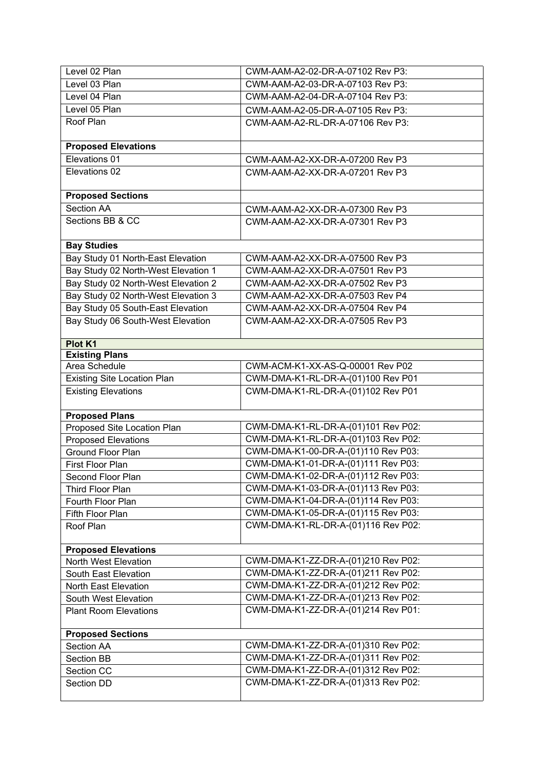| Level 02 Plan | CWM-AAM-A2-02-DR-A-07102 Rev P3: |
|---|---|
| Level 03 Plan | CWM-AAM-A2-03-DR-A-07103 Rev P3: |
| Level 04 Plan | CWM-AAM-A2-04-DR-A-07104 Rev P3: |
| Level 05 Plan | CWM-AAM-A2-05-DR-A-07105 Rev P3: |
| Roof Plan | CWM-AAM-A2-RL-DR-A-07106 Rev P3: |
| **Proposed Elevations** | |
| Elevations 01 | CWM-AAM-A2-XX-DR-A-07200 Rev P3 |
| Elevations 02 | CWM-AAM-A2-XX-DR-A-07201 Rev P3 |
| **Proposed Sections** | |
| Section AA | CWM-AAM-A2-XX-DR-A-07300 Rev P3 |
| Sections BB & CC | CWM-AAM-A2-XX-DR-A-07301 Rev P3 |
| **Bay Studies** | |
| Bay Study 01 North-East Elevation | CWM-AAM-A2-XX-DR-A-07500 Rev P3 |
| Bay Study 02 North-West Elevation 1 | CWM-AAM-A2-XX-DR-A-07501 Rev P3 |
| Bay Study 02 North-West Elevation 2 | CWM-AAM-A2-XX-DR-A-07502 Rev P3 |
| Bay Study 02 North-West Elevation 3 | CWM-AAM-A2-XX-DR-A-07503 Rev P4 |
| Bay Study 05 South-East Elevation | CWM-AAM-A2-XX-DR-A-07504 Rev P4 |
| Bay Study 06 South-West Elevation | CWM-AAM-A2-XX-DR-A-07505 Rev P3 |
| **Plot K1** | |
| **Existing Plans** | |
| Area Schedule | CWM-ACM-K1-XX-AS-Q-00001 Rev P02 |
| Existing Site Location Plan | CWM-DMA-K1-RL-DR-A-(01)100 Rev P01 |
| Existing Elevations | CWM-DMA-K1-RL-DR-A-(01)102 Rev P01 |
| **Proposed Plans** | |
| Proposed Site Location Plan | CWM-DMA-K1-RL-DR-A-(01)101 Rev P02: |
| Proposed Elevations | CWM-DMA-K1-RL-DR-A-(01)103 Rev P02: |
| Ground Floor Plan | CWM-DMA-K1-00-DR-A-(01)110 Rev P03: |
| First Floor Plan | CWM-DMA-K1-01-DR-A-(01)111 Rev P03: |
| Second Floor Plan | CWM-DMA-K1-02-DR-A-(01)112 Rev P03: |
| Third Floor Plan | CWM-DMA-K1-03-DR-A-(01)113 Rev P03: |
| Fourth Floor Plan | CWM-DMA-K1-04-DR-A-(01)114 Rev P03: |
| Fifth Floor Plan | CWM-DMA-K1-05-DR-A-(01)115 Rev P03: |
| Roof Plan | CWM-DMA-K1-RL-DR-A-(01)116 Rev P02: |
| **Proposed Elevations** | |
| North West Elevation | CWM-DMA-K1-ZZ-DR-A-(01)210 Rev P02: |
| South East Elevation | CWM-DMA-K1-ZZ-DR-A-(01)211 Rev P02: |
| North East Elevation | CWM-DMA-K1-ZZ-DR-A-(01)212 Rev P02: |
| South West Elevation | CWM-DMA-K1-ZZ-DR-A-(01)213 Rev P02: |
| Plant Room Elevations | CWM-DMA-K1-ZZ-DR-A-(01)214 Rev P01: |
| **Proposed Sections** | |
| Section AA | CWM-DMA-K1-ZZ-DR-A-(01)310 Rev P02: |
| Section BB | CWM-DMA-K1-ZZ-DR-A-(01)311 Rev P02: |
| Section CC | CWM-DMA-K1-ZZ-DR-A-(01)312 Rev P02: |
| Section DD | CWM-DMA-K1-ZZ-DR-A-(01)313 Rev P02: |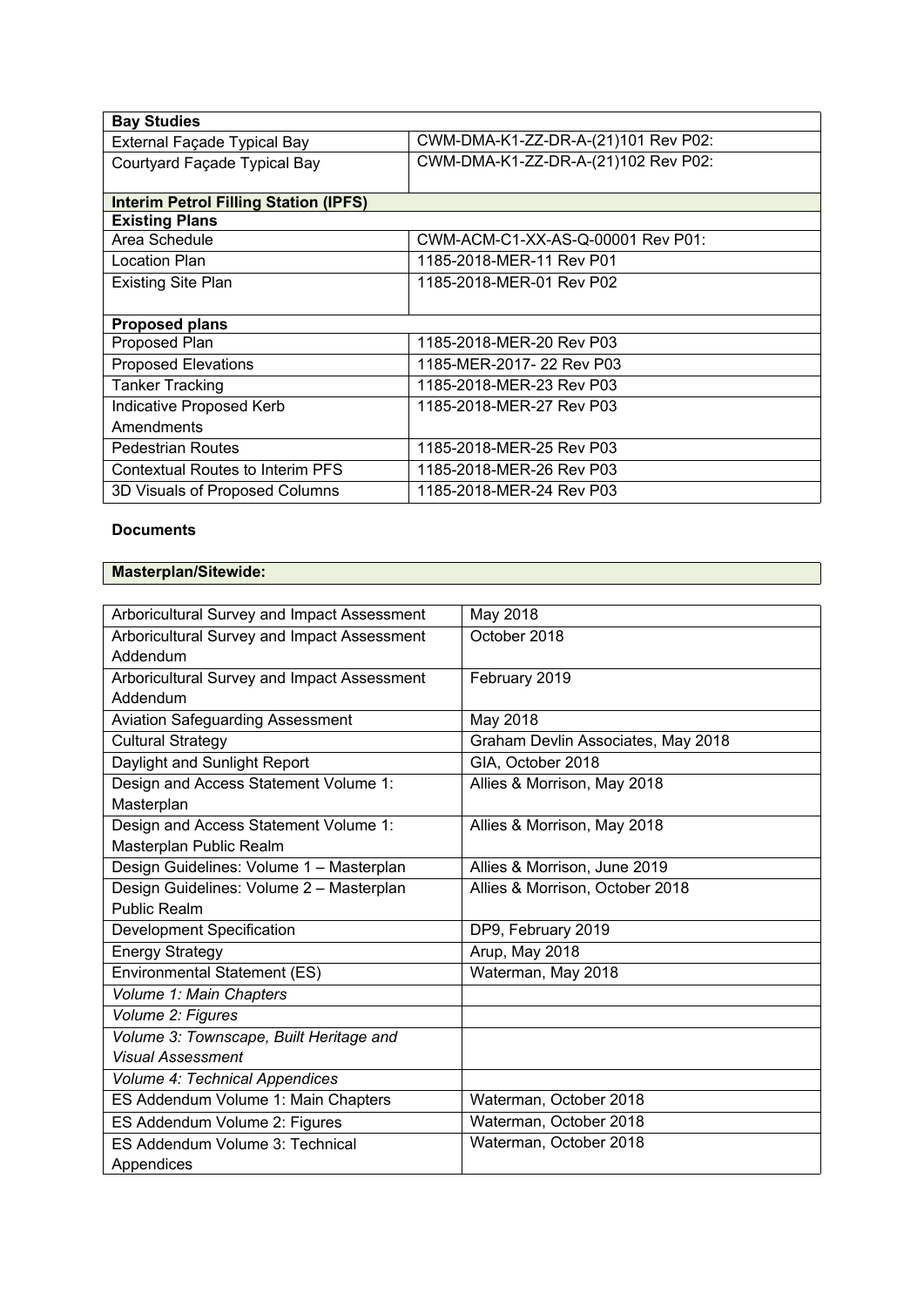| **Bay Studies** | |
|---|---|
| External Façade Typical Bay | CWM-DMA-K1-ZZ-DR-A-(21)101 Rev P02: |
| Courtyard Façade Typical Bay | CWM-DMA-K1-ZZ-DR-A-(21)102 Rev P02: |
| **Interim Petrol Filling Station (IPFS)** | |
| **Existing Plans** | |
| Area Schedule | CWM-ACM-C1-XX-AS-Q-00001 Rev P01: |
| Location Plan | 1185-2018-MER-11 Rev P01 |
| Existing Site Plan | 1185-2018-MER-01 Rev P02 |
| **Proposed plans** | |
| Proposed Plan | 1185-2018-MER-20 Rev P03 |
| Proposed Elevations | 1185-MER-2017- 22 Rev P03 |
| Tanker Tracking | 1185-2018-MER-23 Rev P03 |
| Indicative Proposed Kerb Amendments | 1185-2018-MER-27 Rev P03 |
| Pedestrian Routes | 1185-2018-MER-25 Rev P03 |
| Contextual Routes to Interim PFS | 1185-2018-MER-26 Rev P03 |
| 3D Visuals of Proposed Columns | 1185-2018-MER-24 Rev P03 |

**Documents**

**Masterplan/Sitewide:**

| | |
|---|---|
| Arboricultural Survey and Impact Assessment | May 2018 |
| Arboricultural Survey and Impact Assessment Addendum | October 2018 |
| Arboricultural Survey and Impact Assessment Addendum | February 2019 |
| Aviation Safeguarding Assessment | May 2018 |
| Cultural Strategy | Graham Devlin Associates, May 2018 |
| Daylight and Sunlight Report | GIA, October 2018 |
| Design and Access Statement Volume 1: Masterplan | Allies & Morrison, May 2018 |
| Design and Access Statement Volume 1: Masterplan Public Realm | Allies & Morrison, May 2018 |
| Design Guidelines: Volume 1 – Masterplan | Allies & Morrison, June 2019 |
| Design Guidelines: Volume 2 – Masterplan Public Realm | Allies & Morrison, October 2018 |
| Development Specification | DP9, February 2019 |
| Energy Strategy | Arup, May 2018 |
| Environmental Statement (ES) | Waterman, May 2018 |
| *Volume 1: Main Chapters* | |
| *Volume 2: Figures* | |
| *Volume 3: Townscape, Built Heritage and Visual Assessment* | |
| *Volume 4: Technical Appendices* | |
| ES Addendum Volume 1: Main Chapters | Waterman, October 2018 |
| ES Addendum Volume 2: Figures | Waterman, October 2018 |
| ES Addendum Volume 3: Technical Appendices | Waterman, October 2018 |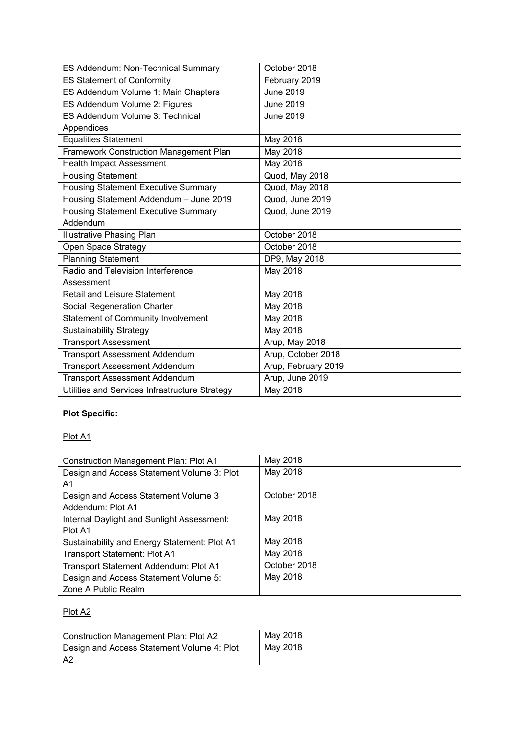| ES Addendum: Non-Technical Summary | October 2018 |
|---|---|
| ES Statement of Conformity | February 2019 |
| ES Addendum Volume 1: Main Chapters | June 2019 |
| ES Addendum Volume 2: Figures | June 2019 |
| ES Addendum Volume 3: Technical Appendices | June 2019 |
| Equalities Statement | May 2018 |
| Framework Construction Management Plan | May 2018 |
| Health Impact Assessment | May 2018 |
| Housing Statement | Quod, May 2018 |
| Housing Statement Executive Summary | Quod, May 2018 |
| Housing Statement Addendum – June 2019 | Quod, June 2019 |
| Housing Statement Executive Summary Addendum | Quod, June 2019 |
| Illustrative Phasing Plan | October 2018 |
| Open Space Strategy | October 2018 |
| Planning Statement | DP9, May 2018 |
| Radio and Television Interference Assessment | May 2018 |
| Retail and Leisure Statement | May 2018 |
| Social Regeneration Charter | May 2018 |
| Statement of Community Involvement | May 2018 |
| Sustainability Strategy | May 2018 |
| Transport Assessment | Arup, May 2018 |
| Transport Assessment Addendum | Arup, October 2018 |
| Transport Assessment Addendum | Arup, February 2019 |
| Transport Assessment Addendum | Arup, June 2019 |
| Utilities and Services Infrastructure Strategy | May 2018 |

**Plot Specific:**

Plot A1

| Construction Management Plan: Plot A1 | May 2018 |
|---|---|
| Design and Access Statement Volume 3: Plot A1 | May 2018 |
| Design and Access Statement Volume 3 Addendum: Plot A1 | October 2018 |
| Internal Daylight and Sunlight Assessment: Plot A1 | May 2018 |
| Sustainability and Energy Statement: Plot A1 | May 2018 |
| Transport Statement: Plot A1 | May 2018 |
| Transport Statement Addendum: Plot A1 | October 2018 |
| Design and Access Statement Volume 5: Zone A Public Realm | May 2018 |

Plot A2

| Construction Management Plan: Plot A2 | May 2018 |
|---|---|
| Design and Access Statement Volume 4: Plot A2 | May 2018 |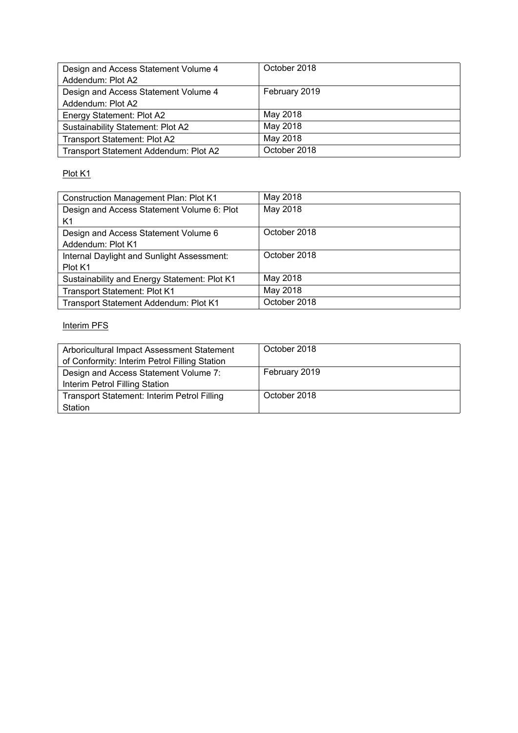| | |
|---|---|
| Design and Access Statement Volume 4 Addendum: Plot A2 | October 2018 |
| Design and Access Statement Volume 4 Addendum: Plot A2 | February 2019 |
| Energy Statement: Plot A2 | May 2018 |
| Sustainability Statement: Plot A2 | May 2018 |
| Transport Statement: Plot A2 | May 2018 |
| Transport Statement Addendum: Plot A2 | October 2018 |

<u>Plot K1</u>

| | |
|---|---|
| Construction Management Plan: Plot K1 | May 2018 |
| Design and Access Statement Volume 6: Plot K1 | May 2018 |
| Design and Access Statement Volume 6 Addendum: Plot K1 | October 2018 |
| Internal Daylight and Sunlight Assessment: Plot K1 | October 2018 |
| Sustainability and Energy Statement: Plot K1 | May 2018 |
| Transport Statement: Plot K1 | May 2018 |
| Transport Statement Addendum: Plot K1 | October 2018 |

<u>Interim PFS</u>

| | |
|---|---|
| Arboricultural Impact Assessment Statement of Conformity: Interim Petrol Filling Station | October 2018 |
| Design and Access Statement Volume 7: Interim Petrol Filling Station | February 2019 |
| Transport Statement: Interim Petrol Filling Station | October 2018 |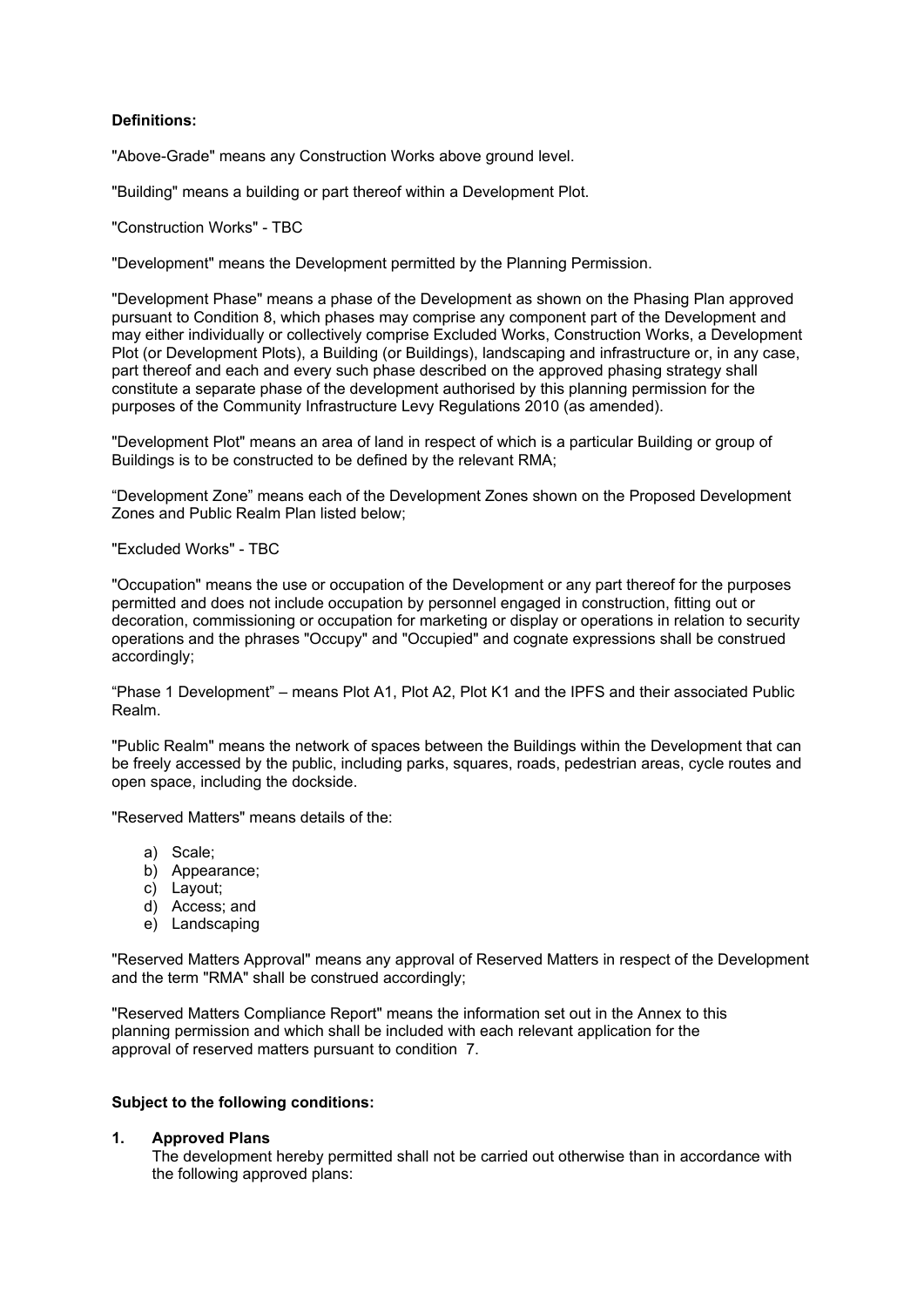**Definitions:**

"Above-Grade" means any Construction Works above ground level.

"Building" means a building or part thereof within a Development Plot.

"Construction Works" - TBC

"Development" means the Development permitted by the Planning Permission.

"Development Phase" means a phase of the Development as shown on the Phasing Plan approved pursuant to Condition 8, which phases may comprise any component part of the Development and may either individually or collectively comprise Excluded Works, Construction Works, a Development Plot (or Development Plots), a Building (or Buildings), landscaping and infrastructure or, in any case, part thereof and each and every such phase described on the approved phasing strategy shall constitute a separate phase of the development authorised by this planning permission for the purposes of the Community Infrastructure Levy Regulations 2010 (as amended).

"Development Plot" means an area of land in respect of which is a particular Building or group of Buildings is to be constructed to be defined by the relevant RMA;

"Development Zone" means each of the Development Zones shown on the Proposed Development Zones and Public Realm Plan listed below;

"Excluded Works" - TBC

"Occupation" means the use or occupation of the Development or any part thereof for the purposes permitted and does not include occupation by personnel engaged in construction, fitting out or decoration, commissioning or occupation for marketing or display or operations in relation to security operations and the phrases "Occupy" and "Occupied" and cognate expressions shall be construed accordingly;

"Phase 1 Development" – means Plot A1, Plot A2, Plot K1 and the IPFS and their associated Public Realm.

"Public Realm" means the network of spaces between the Buildings within the Development that can be freely accessed by the public, including parks, squares, roads, pedestrian areas, cycle routes and open space, including the dockside.

"Reserved Matters" means details of the:

a) Scale;
b) Appearance;
c) Layout;
d) Access; and
e) Landscaping

"Reserved Matters Approval" means any approval of Reserved Matters in respect of the Development and the term "RMA" shall be construed accordingly;

"Reserved Matters Compliance Report" means the information set out in the Annex to this planning permission and which shall be included with each relevant application for the approval of reserved matters pursuant to condition 7.

**Subject to the following conditions:**

**1. Approved Plans**

The development hereby permitted shall not be carried out otherwise than in accordance with the following approved plans: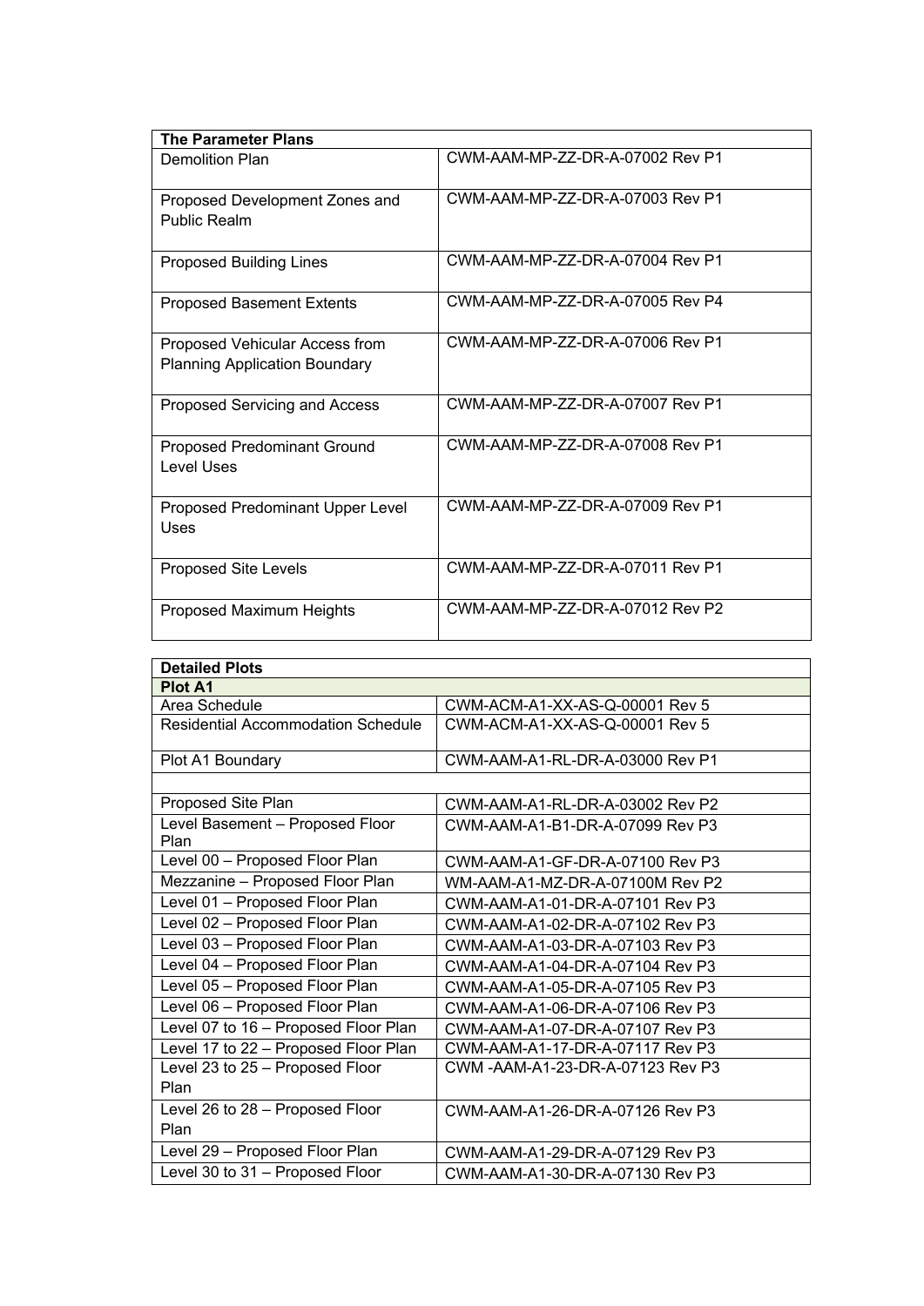| The Parameter Plans | |
| --- | --- |
| Demolition Plan | CWM-AAM-MP-ZZ-DR-A-07002 Rev P1 |
| Proposed Development Zones and Public Realm | CWM-AAM-MP-ZZ-DR-A-07003 Rev P1 |
| Proposed Building Lines | CWM-AAM-MP-ZZ-DR-A-07004 Rev P1 |
| Proposed Basement Extents | CWM-AAM-MP-ZZ-DR-A-07005 Rev P4 |
| Proposed Vehicular Access from Planning Application Boundary | CWM-AAM-MP-ZZ-DR-A-07006 Rev P1 |
| Proposed Servicing and Access | CWM-AAM-MP-ZZ-DR-A-07007 Rev P1 |
| Proposed Predominant Ground Level Uses | CWM-AAM-MP-ZZ-DR-A-07008 Rev P1 |
| Proposed Predominant Upper Level Uses | CWM-AAM-MP-ZZ-DR-A-07009 Rev P1 |
| Proposed Site Levels | CWM-AAM-MP-ZZ-DR-A-07011 Rev P1 |
| Proposed Maximum Heights | CWM-AAM-MP-ZZ-DR-A-07012 Rev P2 |

| Detailed Plots | |
| --- | --- |
| **Plot A1** | |
| Area Schedule | CWM-ACM-A1-XX-AS-Q-00001 Rev 5 |
| Residential Accommodation Schedule | CWM-ACM-A1-XX-AS-Q-00001 Rev 5 |
| Plot A1 Boundary | CWM-AAM-A1-RL-DR-A-03000 Rev P1 |
| | |
| Proposed Site Plan | CWM-AAM-A1-RL-DR-A-03002 Rev P2 |
| Level Basement – Proposed Floor Plan | CWM-AAM-A1-B1-DR-A-07099 Rev P3 |
| Level 00 – Proposed Floor Plan | CWM-AAM-A1-GF-DR-A-07100 Rev P3 |
| Mezzanine – Proposed Floor Plan | WM-AAM-A1-MZ-DR-A-07100M Rev P2 |
| Level 01 – Proposed Floor Plan | CWM-AAM-A1-01-DR-A-07101 Rev P3 |
| Level 02 – Proposed Floor Plan | CWM-AAM-A1-02-DR-A-07102 Rev P3 |
| Level 03 – Proposed Floor Plan | CWM-AAM-A1-03-DR-A-07103 Rev P3 |
| Level 04 – Proposed Floor Plan | CWM-AAM-A1-04-DR-A-07104 Rev P3 |
| Level 05 – Proposed Floor Plan | CWM-AAM-A1-05-DR-A-07105 Rev P3 |
| Level 06 – Proposed Floor Plan | CWM-AAM-A1-06-DR-A-07106 Rev P3 |
| Level 07 to 16 – Proposed Floor Plan | CWM-AAM-A1-07-DR-A-07107 Rev P3 |
| Level 17 to 22 – Proposed Floor Plan | CWM-AAM-A1-17-DR-A-07117 Rev P3 |
| Level 23 to 25 – Proposed Floor Plan | CWM -AAM-A1-23-DR-A-07123 Rev P3 |
| Level 26 to 28 – Proposed Floor Plan | CWM-AAM-A1-26-DR-A-07126 Rev P3 |
| Level 29 – Proposed Floor Plan | CWM-AAM-A1-29-DR-A-07129 Rev P3 |
| Level 30 to 31 – Proposed Floor | CWM-AAM-A1-30-DR-A-07130 Rev P3 |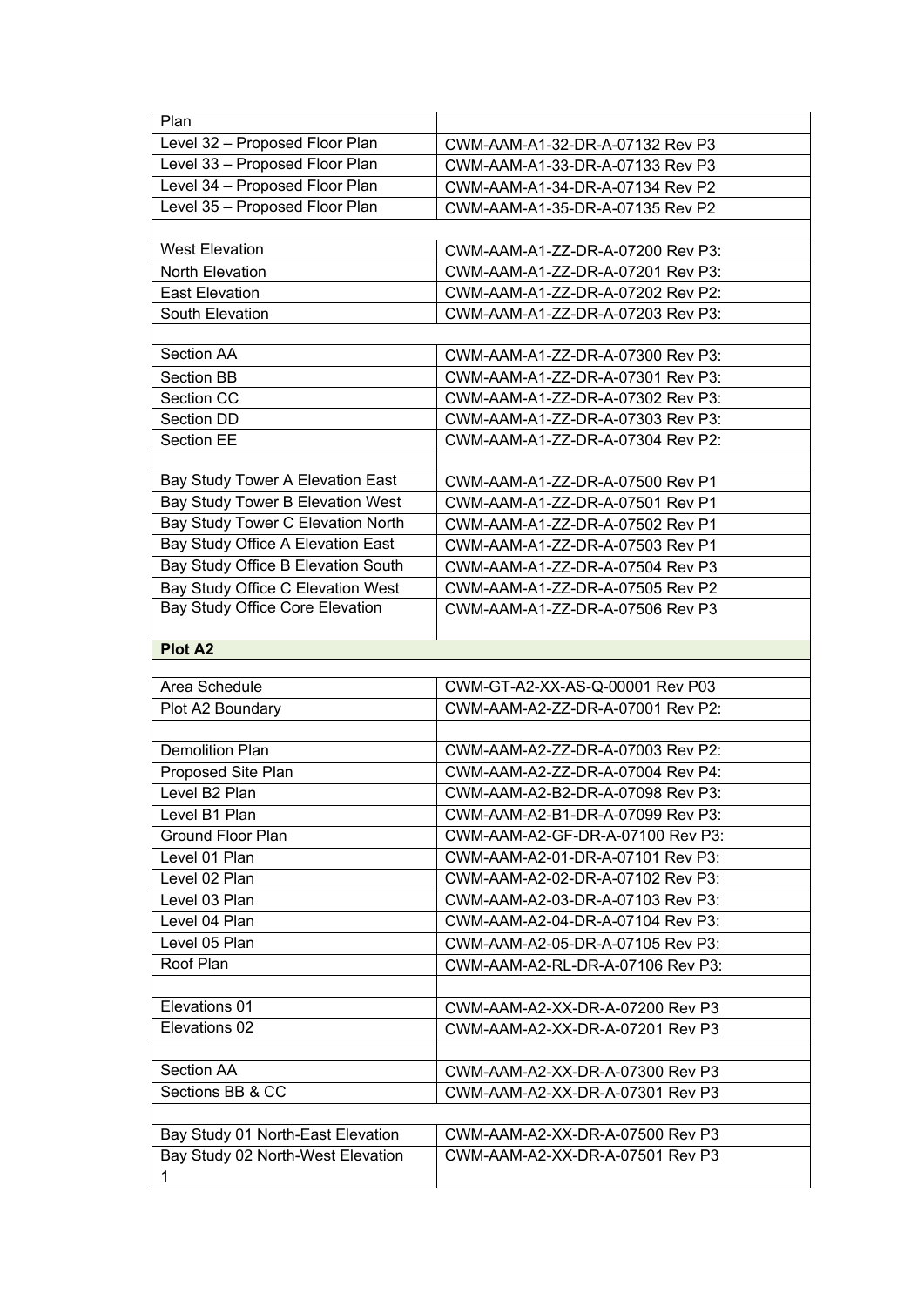| Plan | |
|---|---|
| Level 32 – Proposed Floor Plan | CWM-AAM-A1-32-DR-A-07132 Rev P3 |
| Level 33 – Proposed Floor Plan | CWM-AAM-A1-33-DR-A-07133 Rev P3 |
| Level 34 – Proposed Floor Plan | CWM-AAM-A1-34-DR-A-07134 Rev P2 |
| Level 35 – Proposed Floor Plan | CWM-AAM-A1-35-DR-A-07135 Rev P2 |
| | |
| West Elevation | CWM-AAM-A1-ZZ-DR-A-07200 Rev P3: |
| North Elevation | CWM-AAM-A1-ZZ-DR-A-07201 Rev P3: |
| East Elevation | CWM-AAM-A1-ZZ-DR-A-07202 Rev P2: |
| South Elevation | CWM-AAM-A1-ZZ-DR-A-07203 Rev P3: |
| | |
| Section AA | CWM-AAM-A1-ZZ-DR-A-07300 Rev P3: |
| Section BB | CWM-AAM-A1-ZZ-DR-A-07301 Rev P3: |
| Section CC | CWM-AAM-A1-ZZ-DR-A-07302 Rev P3: |
| Section DD | CWM-AAM-A1-ZZ-DR-A-07303 Rev P3: |
| Section EE | CWM-AAM-A1-ZZ-DR-A-07304 Rev P2: |
| | |
| Bay Study Tower A Elevation East | CWM-AAM-A1-ZZ-DR-A-07500 Rev P1 |
| Bay Study Tower B Elevation West | CWM-AAM-A1-ZZ-DR-A-07501 Rev P1 |
| Bay Study Tower C Elevation North | CWM-AAM-A1-ZZ-DR-A-07502 Rev P1 |
| Bay Study Office A Elevation East | CWM-AAM-A1-ZZ-DR-A-07503 Rev P1 |
| Bay Study Office B Elevation South | CWM-AAM-A1-ZZ-DR-A-07504 Rev P3 |
| Bay Study Office C Elevation West | CWM-AAM-A1-ZZ-DR-A-07505 Rev P2 |
| Bay Study Office Core Elevation | CWM-AAM-A1-ZZ-DR-A-07506 Rev P3 |
| **Plot A2** | |
| | |
| Area Schedule | CWM-GT-A2-XX-AS-Q-00001 Rev P03 |
| Plot A2 Boundary | CWM-AAM-A2-ZZ-DR-A-07001 Rev P2: |
| | |
| Demolition Plan | CWM-AAM-A2-ZZ-DR-A-07003 Rev P2: |
| Proposed Site Plan | CWM-AAM-A2-ZZ-DR-A-07004 Rev P4: |
| Level B2 Plan | CWM-AAM-A2-B2-DR-A-07098 Rev P3: |
| Level B1 Plan | CWM-AAM-A2-B1-DR-A-07099 Rev P3: |
| Ground Floor Plan | CWM-AAM-A2-GF-DR-A-07100 Rev P3: |
| Level 01 Plan | CWM-AAM-A2-01-DR-A-07101 Rev P3: |
| Level 02 Plan | CWM-AAM-A2-02-DR-A-07102 Rev P3: |
| Level 03 Plan | CWM-AAM-A2-03-DR-A-07103 Rev P3: |
| Level 04 Plan | CWM-AAM-A2-04-DR-A-07104 Rev P3: |
| Level 05 Plan | CWM-AAM-A2-05-DR-A-07105 Rev P3: |
| Roof Plan | CWM-AAM-A2-RL-DR-A-07106 Rev P3: |
| | |
| Elevations 01 | CWM-AAM-A2-XX-DR-A-07200 Rev P3 |
| Elevations 02 | CWM-AAM-A2-XX-DR-A-07201 Rev P3 |
| | |
| Section AA | CWM-AAM-A2-XX-DR-A-07300 Rev P3 |
| Sections BB & CC | CWM-AAM-A2-XX-DR-A-07301 Rev P3 |
| | |
| Bay Study 01 North-East Elevation | CWM-AAM-A2-XX-DR-A-07500 Rev P3 |
| Bay Study 02 North-West Elevation 1 | CWM-AAM-A2-XX-DR-A-07501 Rev P3 |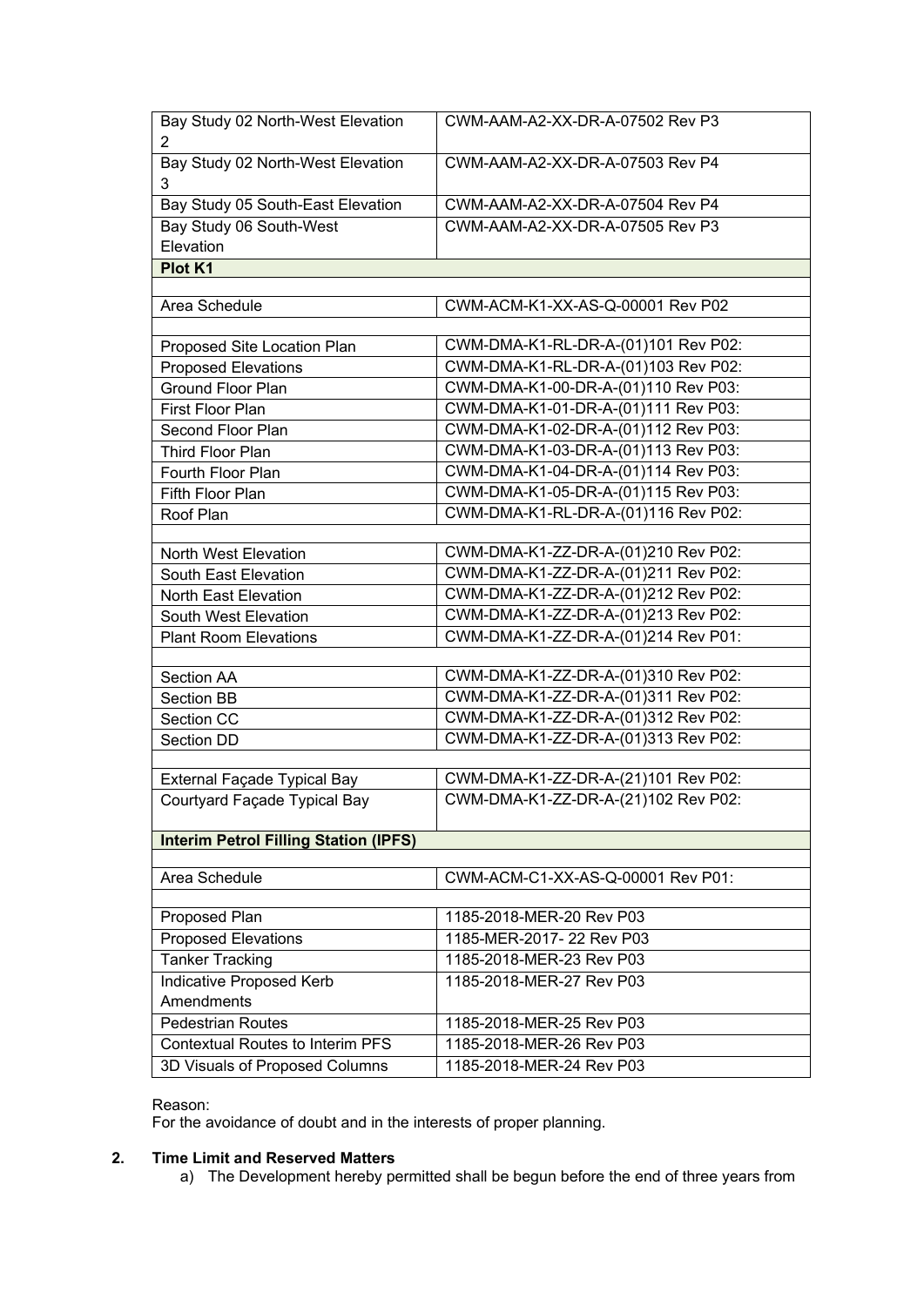| Bay Study 02 North-West Elevation 2 | CWM-AAM-A2-XX-DR-A-07502 Rev P3 |
|---|---|
| Bay Study 02 North-West Elevation 3 | CWM-AAM-A2-XX-DR-A-07503 Rev P4 |
| Bay Study 05 South-East Elevation | CWM-AAM-A2-XX-DR-A-07504 Rev P4 |
| Bay Study 06 South-West Elevation | CWM-AAM-A2-XX-DR-A-07505 Rev P3 |
| **Plot K1** | |
| | |
| Area Schedule | CWM-ACM-K1-XX-AS-Q-00001 Rev P02 |
| | |
| Proposed Site Location Plan | CWM-DMA-K1-RL-DR-A-(01)101 Rev P02: |
| Proposed Elevations | CWM-DMA-K1-RL-DR-A-(01)103 Rev P02: |
| Ground Floor Plan | CWM-DMA-K1-00-DR-A-(01)110 Rev P03: |
| First Floor Plan | CWM-DMA-K1-01-DR-A-(01)111 Rev P03: |
| Second Floor Plan | CWM-DMA-K1-02-DR-A-(01)112 Rev P03: |
| Third Floor Plan | CWM-DMA-K1-03-DR-A-(01)113 Rev P03: |
| Fourth Floor Plan | CWM-DMA-K1-04-DR-A-(01)114 Rev P03: |
| Fifth Floor Plan | CWM-DMA-K1-05-DR-A-(01)115 Rev P03: |
| Roof Plan | CWM-DMA-K1-RL-DR-A-(01)116 Rev P02: |
| | |
| North West Elevation | CWM-DMA-K1-ZZ-DR-A-(01)210 Rev P02: |
| South East Elevation | CWM-DMA-K1-ZZ-DR-A-(01)211 Rev P02: |
| North East Elevation | CWM-DMA-K1-ZZ-DR-A-(01)212 Rev P02: |
| South West Elevation | CWM-DMA-K1-ZZ-DR-A-(01)213 Rev P02: |
| Plant Room Elevations | CWM-DMA-K1-ZZ-DR-A-(01)214 Rev P01: |
| | |
| Section AA | CWM-DMA-K1-ZZ-DR-A-(01)310 Rev P02: |
| Section BB | CWM-DMA-K1-ZZ-DR-A-(01)311 Rev P02: |
| Section CC | CWM-DMA-K1-ZZ-DR-A-(01)312 Rev P02: |
| Section DD | CWM-DMA-K1-ZZ-DR-A-(01)313 Rev P02: |
| | |
| External Façade Typical Bay | CWM-DMA-K1-ZZ-DR-A-(21)101 Rev P02: |
| Courtyard Façade Typical Bay | CWM-DMA-K1-ZZ-DR-A-(21)102 Rev P02: |
| **Interim Petrol Filling Station (IPFS)** | |
| | |
| Area Schedule | CWM-ACM-C1-XX-AS-Q-00001 Rev P01: |
| | |
| Proposed Plan | 1185-2018-MER-20 Rev P03 |
| Proposed Elevations | 1185-MER-2017- 22 Rev P03 |
| Tanker Tracking | 1185-2018-MER-23 Rev P03 |
| Indicative Proposed Kerb Amendments | 1185-2018-MER-27 Rev P03 |
| Pedestrian Routes | 1185-2018-MER-25 Rev P03 |
| Contextual Routes to Interim PFS | 1185-2018-MER-26 Rev P03 |
| 3D Visuals of Proposed Columns | 1185-2018-MER-24 Rev P03 |

Reason:
For the avoidance of doubt and in the interests of proper planning.

**2. Time Limit and Reserved Matters**

a) The Development hereby permitted shall be begun before the end of three years from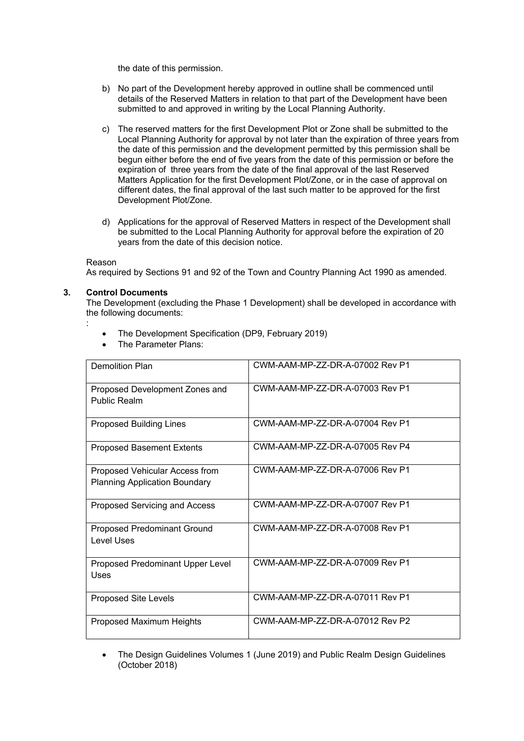the date of this permission.

b) No part of the Development hereby approved in outline shall be commenced until details of the Reserved Matters in relation to that part of the Development have been submitted to and approved in writing by the Local Planning Authority.

c) The reserved matters for the first Development Plot or Zone shall be submitted to the Local Planning Authority for approval by not later than the expiration of three years from the date of this permission and the development permitted by this permission shall be begun either before the end of five years from the date of this permission or before the expiration of three years from the date of the final approval of the last Reserved Matters Application for the first Development Plot/Zone, or in the case of approval on different dates, the final approval of the last such matter to be approved for the first Development Plot/Zone.

d) Applications for the approval of Reserved Matters in respect of the Development shall be submitted to the Local Planning Authority for approval before the expiration of 20 years from the date of this decision notice.

Reason
As required by Sections 91 and 92 of the Town and Country Planning Act 1990 as amended.

**3. Control Documents**
The Development (excluding the Phase 1 Development) shall be developed in accordance with the following documents:
:

- The Development Specification (DP9, February 2019)
- The Parameter Plans:

| Demolition Plan | CWM-AAM-MP-ZZ-DR-A-07002 Rev P1 |
|---|---|
| Proposed Development Zones and Public Realm | CWM-AAM-MP-ZZ-DR-A-07003 Rev P1 |
| Proposed Building Lines | CWM-AAM-MP-ZZ-DR-A-07004 Rev P1 |
| Proposed Basement Extents | CWM-AAM-MP-ZZ-DR-A-07005 Rev P4 |
| Proposed Vehicular Access from Planning Application Boundary | CWM-AAM-MP-ZZ-DR-A-07006 Rev P1 |
| Proposed Servicing and Access | CWM-AAM-MP-ZZ-DR-A-07007 Rev P1 |
| Proposed Predominant Ground Level Uses | CWM-AAM-MP-ZZ-DR-A-07008 Rev P1 |
| Proposed Predominant Upper Level Uses | CWM-AAM-MP-ZZ-DR-A-07009 Rev P1 |
| Proposed Site Levels | CWM-AAM-MP-ZZ-DR-A-07011 Rev P1 |
| Proposed Maximum Heights | CWM-AAM-MP-ZZ-DR-A-07012 Rev P2 |

- The Design Guidelines Volumes 1 (June 2019) and Public Realm Design Guidelines (October 2018)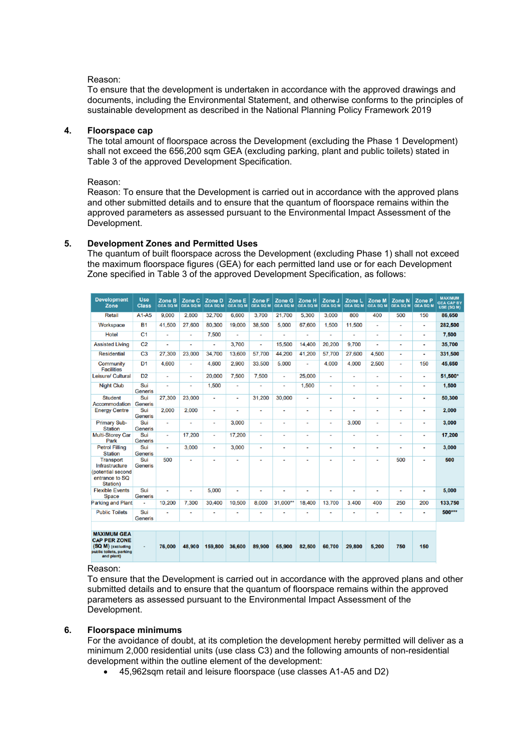Reason:
To ensure that the development is undertaken in accordance with the approved drawings and documents, including the Environmental Statement, and otherwise conforms to the principles of sustainable development as described in the National Planning Policy Framework 2019

**4. Floorspace cap**

The total amount of floorspace across the Development (excluding the Phase 1 Development) shall not exceed the 656,200 sqm GEA (excluding parking, plant and public toilets) stated in Table 3 of the approved Development Specification.

Reason:
Reason: To ensure that the Development is carried out in accordance with the approved plans and other submitted details and to ensure that the quantum of floorspace remains within the approved parameters as assessed pursuant to the Environmental Impact Assessment of the Development.

**5. Development Zones and Permitted Uses**

The quantum of built floorspace across the Development (excluding Phase 1) shall not exceed the maximum floorspace figures (GEA) for each permitted land use or for each Development Zone specified in Table 3 of the approved Development Specification, as follows:

| Development Zone | Use Class | Zone B GEA SQ M | Zone C GEA SQ M | Zone D GEA SQ M | Zone E GEA SQ M | Zone F GEA SQ M | Zone G GEA SQ M | Zone H GEA SQ M | Zone J GEA SQ M | Zone L GEA SQ M | Zone M GEA SQ M | Zone N GEA SQ M | Zone P GEA SQ M | MAXIMUM GEA CAP BY USE (SQ M) |
|---|---|---|---|---|---|---|---|---|---|---|---|---|---|---|
| Retail | A1-A5 | 9,000 | 2,800 | 32,700 | 6,600 | 3,700 | 21,700 | 5,300 | 3,000 | 800 | 400 | 500 | 150 | 86,650 |
| Workspace | B1 | 41,500 | 27,600 | 80,300 | 19,000 | 38,500 | 5,000 | 67,600 | 1,500 | 11,500 | - | - | - | 282,500 |
| Hotel | C1 | - | - | 7,500 | - | - | - | - | - | - | - | - | - | 7,500 |
| Assisted Living | C2 | - | - | - | 3,700 | - | 15,500 | 14,400 | 20,200 | 9,700 | - | - | - | 35,700 |
| Residential | C3 | 27,300 | 23,000 | 34,700 | 13,600 | 57,700 | 44,200 | 41,200 | 57,700 | 27,600 | 4,500 | - | - | 331,500 |
| Community Facilities | D1 | 4,600 | - | 4,600 | 2,900 | 33,500 | 5,000 | - | 4,000 | 4,000 | 2,500 | - | 150 | 45,650 |
| Leisure/ Cultural | D2 | - | - | 20,000 | 7,500 | 7,500 | - | 25,000 | - | - | - | - | - | 51,500* |
| Night Club | Sui Generis | - | - | 1,500 | - | - | - | 1,500 | - | - | - | - | - | 1,500 |
| Student Accommodation | Sui Generis | 27,300 | 23,000 | - | - | 31,200 | 30,000 | - | - | - | - | - | - | 50,300 |
| Energy Centre | Sui Generis | 2,000 | 2,000 | - | - | - | - | - | - | - | - | - | - | 2,000 |
| Primary Sub-Station | Sui Generis | - | - | - | 3,000 | - | - | - | - | 3,000 | - | - | - | 3,000 |
| Multi-Storey Car Park | Sui Generis | - | 17,200 | - | 17,200 | - | - | - | - | - | - | - | - | 17,200 |
| Petrol Filling Station | Sui Generis | - | 3,000 | - | 3,000 | - | - | - | - | - | - | - | - | 3,000 |
| Transport Infrastructure (potential second entrance to SQ Station) | Sui Generis | 500 | - | - | - | - | - | - | - | - | - | 500 | - | 500 |
| Flexible Events Space | Sui Generis | - | - | 5,000 | - | - | - | - | - | - | - | - | - | 5,000 |
| Parking and Plant | - | 10,200 | 7,300 | 30,400 | 10,500 | 8,000 | 31,000** | 18,400 | 13,700 | 3,400 | 400 | 250 | 200 | 133,750 |
| Public Toilets | Sui Generis | - | - | - | - | - | - | - | - | - | - | - | - | 500*** |
| **MAXIMUM GEA CAP PER ZONE (SQ M)** (excluding public toilets, parking and plant) | - | **76,000** | **48,900** | **159,800** | **36,600** | **89,900** | **65,900** | **82,500** | **60,700** | **29,800** | **5,200** | **750** | **150** | |

Reason:
To ensure that the Development is carried out in accordance with the approved plans and other submitted details and to ensure that the quantum of floorspace remains within the approved parameters as assessed pursuant to the Environmental Impact Assessment of the Development.

**6. Floorspace minimums**

For the avoidance of doubt, at its completion the development hereby permitted will deliver as a minimum 2,000 residential units (use class C3) and the following amounts of non-residential development within the outline element of the development:

- 45,962sqm retail and leisure floorspace (use classes A1-A5 and D2)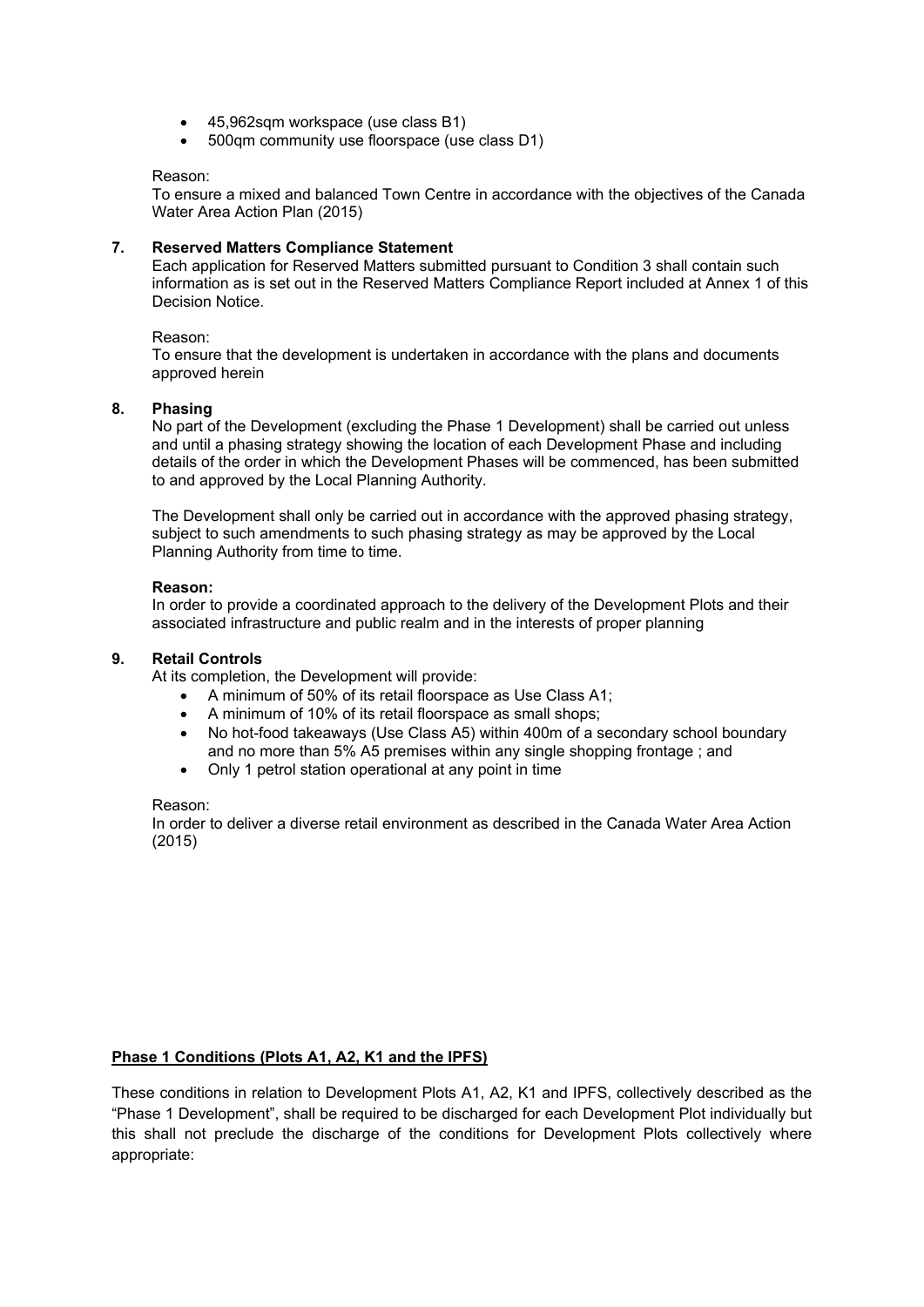- 45,962sqm workspace (use class B1)
- 500qm community use floorspace (use class D1)

Reason:
To ensure a mixed and balanced Town Centre in accordance with the objectives of the Canada Water Area Action Plan (2015)

**7. Reserved Matters Compliance Statement**

Each application for Reserved Matters submitted pursuant to Condition 3 shall contain such information as is set out in the Reserved Matters Compliance Report included at Annex 1 of this Decision Notice.

Reason:
To ensure that the development is undertaken in accordance with the plans and documents approved herein

**8. Phasing**

No part of the Development (excluding the Phase 1 Development) shall be carried out unless and until a phasing strategy showing the location of each Development Phase and including details of the order in which the Development Phases will be commenced, has been submitted to and approved by the Local Planning Authority.

The Development shall only be carried out in accordance with the approved phasing strategy, subject to such amendments to such phasing strategy as may be approved by the Local Planning Authority from time to time.

**Reason:**
In order to provide a coordinated approach to the delivery of the Development Plots and their associated infrastructure and public realm and in the interests of proper planning

**9. Retail Controls**

At its completion, the Development will provide:

- A minimum of 50% of its retail floorspace as Use Class A1;
- A minimum of 10% of its retail floorspace as small shops;
- No hot-food takeaways (Use Class A5) within 400m of a secondary school boundary and no more than 5% A5 premises within any single shopping frontage ; and
- Only 1 petrol station operational at any point in time

Reason:
In order to deliver a diverse retail environment as described in the Canada Water Area Action (2015)

**Phase 1 Conditions (Plots A1, A2, K1 and the IPFS)**

These conditions in relation to Development Plots A1, A2, K1 and IPFS, collectively described as the "Phase 1 Development", shall be required to be discharged for each Development Plot individually but this shall not preclude the discharge of the conditions for Development Plots collectively where appropriate: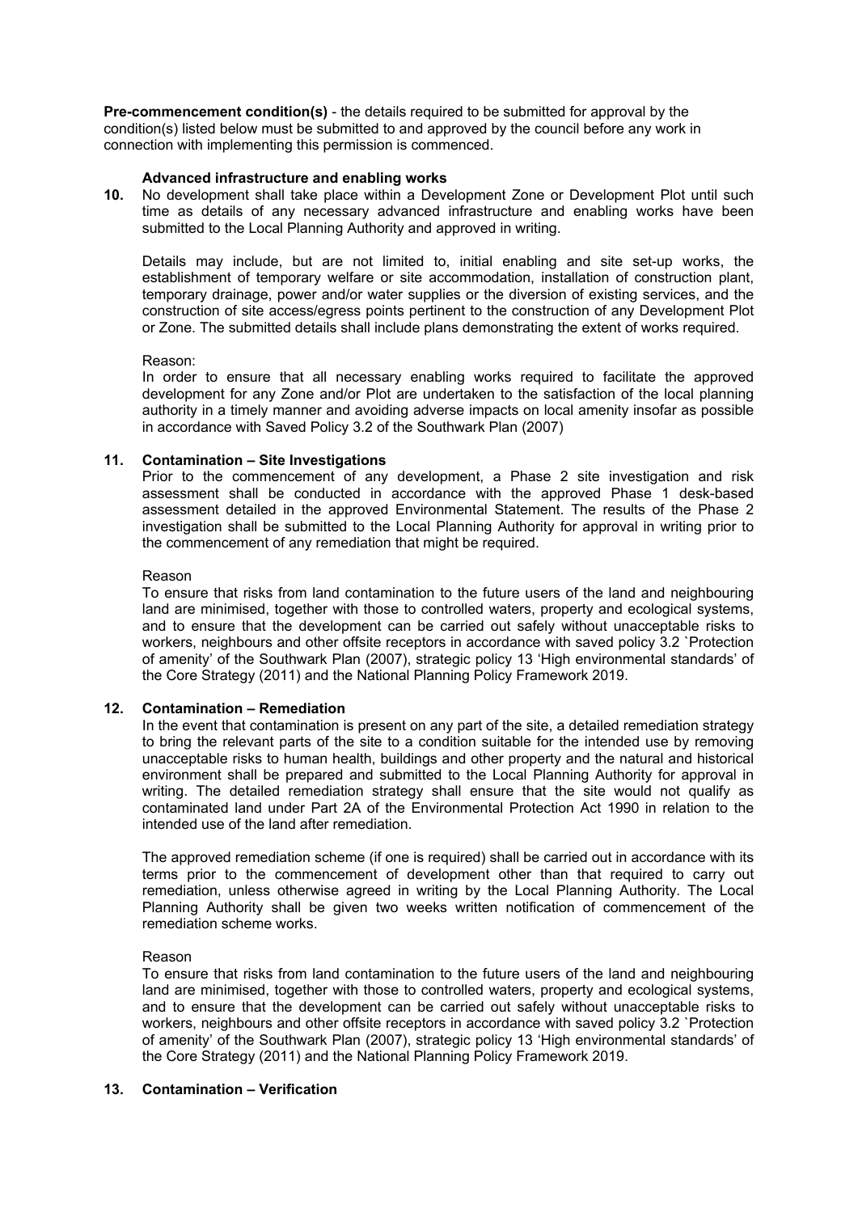**Pre-commencement condition(s)** - the details required to be submitted for approval by the condition(s) listed below must be submitted to and approved by the council before any work in connection with implementing this permission is commenced.

**Advanced infrastructure and enabling works**

**10.** No development shall take place within a Development Zone or Development Plot until such time as details of any necessary advanced infrastructure and enabling works have been submitted to the Local Planning Authority and approved in writing.

Details may include, but are not limited to, initial enabling and site set-up works, the establishment of temporary welfare or site accommodation, installation of construction plant, temporary drainage, power and/or water supplies or the diversion of existing services, and the construction of site access/egress points pertinent to the construction of any Development Plot or Zone. The submitted details shall include plans demonstrating the extent of works required.

Reason:

In order to ensure that all necessary enabling works required to facilitate the approved development for any Zone and/or Plot are undertaken to the satisfaction of the local planning authority in a timely manner and avoiding adverse impacts on local amenity insofar as possible in accordance with Saved Policy 3.2 of the Southwark Plan (2007)

**11. Contamination – Site Investigations**

Prior to the commencement of any development, a Phase 2 site investigation and risk assessment shall be conducted in accordance with the approved Phase 1 desk-based assessment detailed in the approved Environmental Statement. The results of the Phase 2 investigation shall be submitted to the Local Planning Authority for approval in writing prior to the commencement of any remediation that might be required.

Reason

To ensure that risks from land contamination to the future users of the land and neighbouring land are minimised, together with those to controlled waters, property and ecological systems, and to ensure that the development can be carried out safely without unacceptable risks to workers, neighbours and other offsite receptors in accordance with saved policy 3.2 `Protection of amenity' of the Southwark Plan (2007), strategic policy 13 'High environmental standards' of the Core Strategy (2011) and the National Planning Policy Framework 2019.

**12. Contamination – Remediation**

In the event that contamination is present on any part of the site, a detailed remediation strategy to bring the relevant parts of the site to a condition suitable for the intended use by removing unacceptable risks to human health, buildings and other property and the natural and historical environment shall be prepared and submitted to the Local Planning Authority for approval in writing. The detailed remediation strategy shall ensure that the site would not qualify as contaminated land under Part 2A of the Environmental Protection Act 1990 in relation to the intended use of the land after remediation.

The approved remediation scheme (if one is required) shall be carried out in accordance with its terms prior to the commencement of development other than that required to carry out remediation, unless otherwise agreed in writing by the Local Planning Authority. The Local Planning Authority shall be given two weeks written notification of commencement of the remediation scheme works.

Reason

To ensure that risks from land contamination to the future users of the land and neighbouring land are minimised, together with those to controlled waters, property and ecological systems, and to ensure that the development can be carried out safely without unacceptable risks to workers, neighbours and other offsite receptors in accordance with saved policy 3.2 `Protection of amenity' of the Southwark Plan (2007), strategic policy 13 'High environmental standards' of the Core Strategy (2011) and the National Planning Policy Framework 2019.

**13. Contamination – Verification**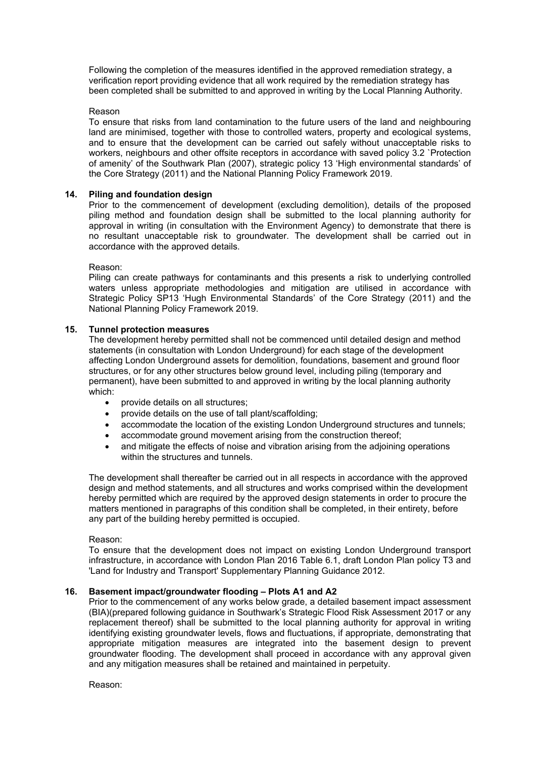Following the completion of the measures identified in the approved remediation strategy, a verification report providing evidence that all work required by the remediation strategy has been completed shall be submitted to and approved in writing by the Local Planning Authority.

Reason

To ensure that risks from land contamination to the future users of the land and neighbouring land are minimised, together with those to controlled waters, property and ecological systems, and to ensure that the development can be carried out safely without unacceptable risks to workers, neighbours and other offsite receptors in accordance with saved policy 3.2 `Protection of amenity' of the Southwark Plan (2007), strategic policy 13 'High environmental standards' of the Core Strategy (2011) and the National Planning Policy Framework 2019.

**14. Piling and foundation design**

Prior to the commencement of development (excluding demolition), details of the proposed piling method and foundation design shall be submitted to the local planning authority for approval in writing (in consultation with the Environment Agency) to demonstrate that there is no resultant unacceptable risk to groundwater. The development shall be carried out in accordance with the approved details.

Reason:

Piling can create pathways for contaminants and this presents a risk to underlying controlled waters unless appropriate methodologies and mitigation are utilised in accordance with Strategic Policy SP13 'Hugh Environmental Standards' of the Core Strategy (2011) and the National Planning Policy Framework 2019.

**15. Tunnel protection measures**

The development hereby permitted shall not be commenced until detailed design and method statements (in consultation with London Underground) for each stage of the development affecting London Underground assets for demolition, foundations, basement and ground floor structures, or for any other structures below ground level, including piling (temporary and permanent), have been submitted to and approved in writing by the local planning authority which:

- provide details on all structures;
- provide details on the use of tall plant/scaffolding;
- accommodate the location of the existing London Underground structures and tunnels;
- accommodate ground movement arising from the construction thereof;
- and mitigate the effects of noise and vibration arising from the adjoining operations within the structures and tunnels.

The development shall thereafter be carried out in all respects in accordance with the approved design and method statements, and all structures and works comprised within the development hereby permitted which are required by the approved design statements in order to procure the matters mentioned in paragraphs of this condition shall be completed, in their entirety, before any part of the building hereby permitted is occupied.

Reason:

To ensure that the development does not impact on existing London Underground transport infrastructure, in accordance with London Plan 2016 Table 6.1, draft London Plan policy T3 and 'Land for Industry and Transport' Supplementary Planning Guidance 2012.

**16. Basement impact/groundwater flooding – Plots A1 and A2**

Prior to the commencement of any works below grade, a detailed basement impact assessment (BIA)(prepared following guidance in Southwark's Strategic Flood Risk Assessment 2017 or any replacement thereof) shall be submitted to the local planning authority for approval in writing identifying existing groundwater levels, flows and fluctuations, if appropriate, demonstrating that appropriate mitigation measures are integrated into the basement design to prevent groundwater flooding. The development shall proceed in accordance with any approval given and any mitigation measures shall be retained and maintained in perpetuity.

Reason: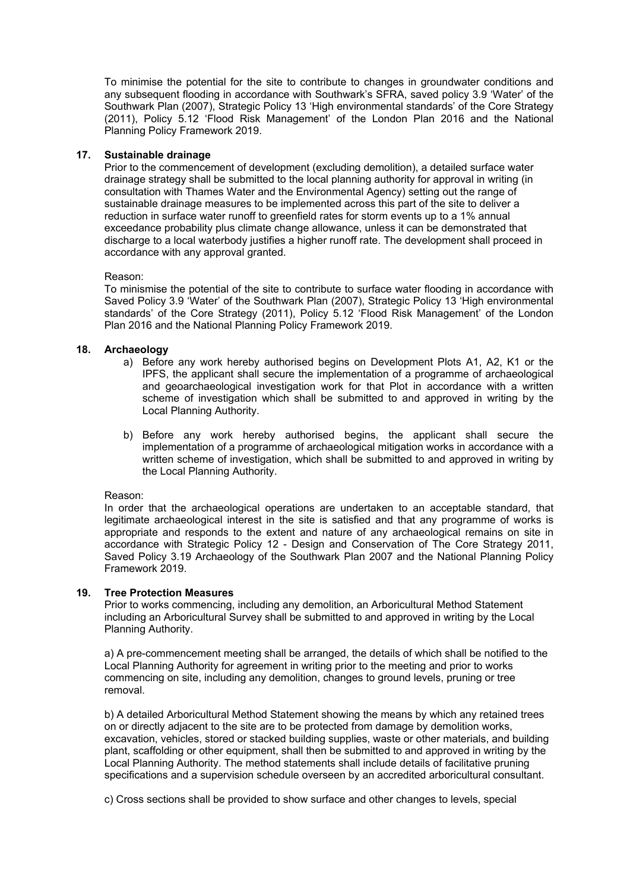To minimise the potential for the site to contribute to changes in groundwater conditions and any subsequent flooding in accordance with Southwark's SFRA, saved policy 3.9 'Water' of the Southwark Plan (2007), Strategic Policy 13 'High environmental standards' of the Core Strategy (2011), Policy 5.12 'Flood Risk Management' of the London Plan 2016 and the National Planning Policy Framework 2019.

**17. Sustainable drainage**

Prior to the commencement of development (excluding demolition), a detailed surface water drainage strategy shall be submitted to the local planning authority for approval in writing (in consultation with Thames Water and the Environmental Agency) setting out the range of sustainable drainage measures to be implemented across this part of the site to deliver a reduction in surface water runoff to greenfield rates for storm events up to a 1% annual exceedance probability plus climate change allowance, unless it can be demonstrated that discharge to a local waterbody justifies a higher runoff rate. The development shall proceed in accordance with any approval granted.

Reason:

To minisme the potential of the site to contribute to surface water flooding in accordance with Saved Policy 3.9 'Water' of the Southwark Plan (2007), Strategic Policy 13 'High environmental standards' of the Core Strategy (2011), Policy 5.12 'Flood Risk Management' of the London Plan 2016 and the National Planning Policy Framework 2019.

**18. Archaeology**

a) Before any work hereby authorised begins on Development Plots A1, A2, K1 or the IPFS, the applicant shall secure the implementation of a programme of archaeological and geoarchaeological investigation work for that Plot in accordance with a written scheme of investigation which shall be submitted to and approved in writing by the Local Planning Authority.

b) Before any work hereby authorised begins, the applicant shall secure the implementation of a programme of archaeological mitigation works in accordance with a written scheme of investigation, which shall be submitted to and approved in writing by the Local Planning Authority.

Reason:

In order that the archaeological operations are undertaken to an acceptable standard, that legitimate archaeological interest in the site is satisfied and that any programme of works is appropriate and responds to the extent and nature of any archaeological remains on site in accordance with Strategic Policy 12 - Design and Conservation of The Core Strategy 2011, Saved Policy 3.19 Archaeology of the Southwark Plan 2007 and the National Planning Policy Framework 2019.

**19. Tree Protection Measures**

Prior to works commencing, including any demolition, an Arboricultural Method Statement including an Arboricultural Survey shall be submitted to and approved in writing by the Local Planning Authority.

a) A pre-commencement meeting shall be arranged, the details of which shall be notified to the Local Planning Authority for agreement in writing prior to the meeting and prior to works commencing on site, including any demolition, changes to ground levels, pruning or tree removal.

b) A detailed Arboricultural Method Statement showing the means by which any retained trees on or directly adjacent to the site are to be protected from damage by demolition works, excavation, vehicles, stored or stacked building supplies, waste or other materials, and building plant, scaffolding or other equipment, shall then be submitted to and approved in writing by the Local Planning Authority. The method statements shall include details of facilitative pruning specifications and a supervision schedule overseen by an accredited arboricultural consultant.

c) Cross sections shall be provided to show surface and other changes to levels, special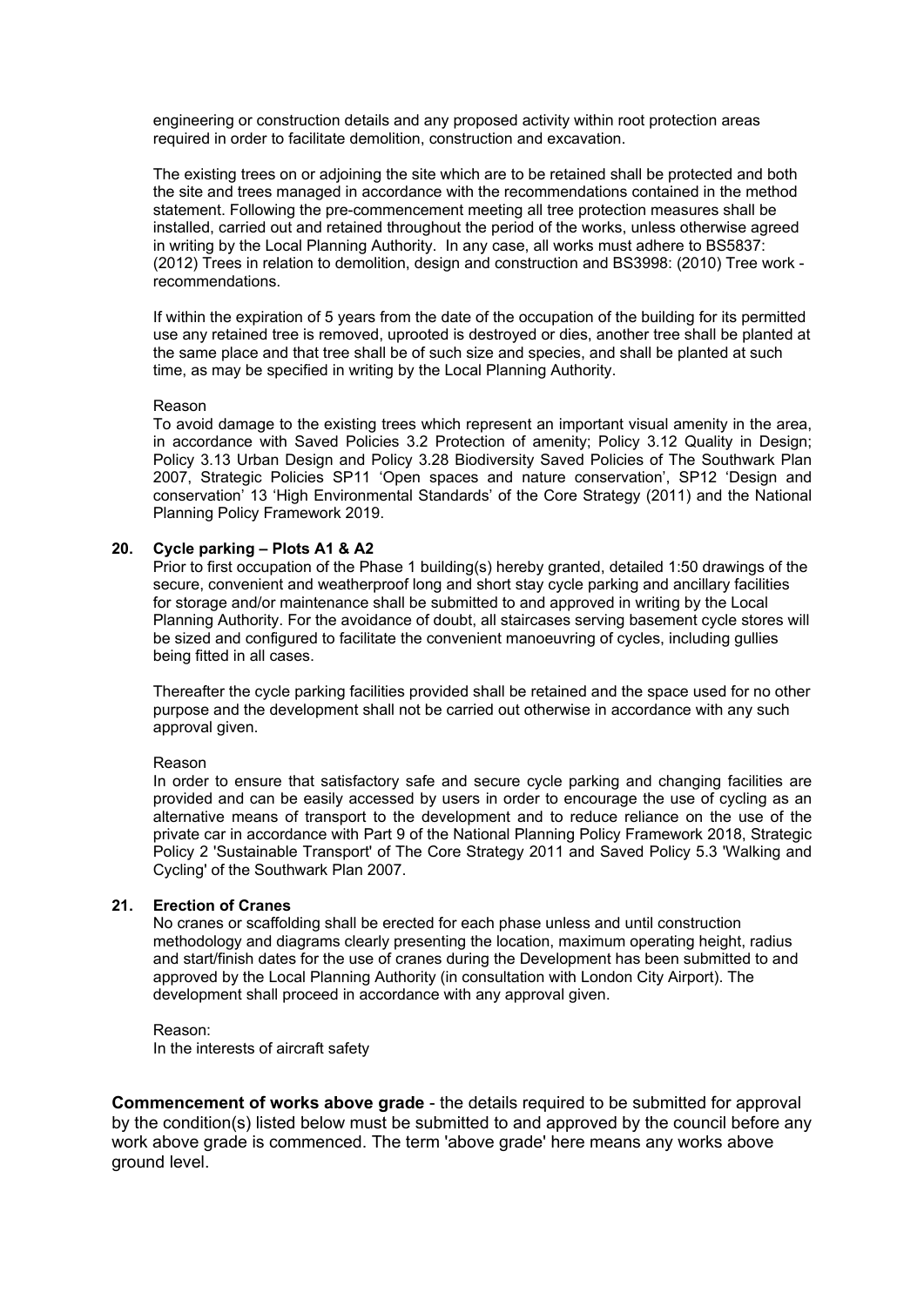engineering or construction details and any proposed activity within root protection areas required in order to facilitate demolition, construction and excavation.

The existing trees on or adjoining the site which are to be retained shall be protected and both the site and trees managed in accordance with the recommendations contained in the method statement. Following the pre-commencement meeting all tree protection measures shall be installed, carried out and retained throughout the period of the works, unless otherwise agreed in writing by the Local Planning Authority. In any case, all works must adhere to BS5837: (2012) Trees in relation to demolition, design and construction and BS3998: (2010) Tree work - recommendations.

If within the expiration of 5 years from the date of the occupation of the building for its permitted use any retained tree is removed, uprooted is destroyed or dies, another tree shall be planted at the same place and that tree shall be of such size and species, and shall be planted at such time, as may be specified in writing by the Local Planning Authority.

Reason
To avoid damage to the existing trees which represent an important visual amenity in the area, in accordance with Saved Policies 3.2 Protection of amenity; Policy 3.12 Quality in Design; Policy 3.13 Urban Design and Policy 3.28 Biodiversity Saved Policies of The Southwark Plan 2007, Strategic Policies SP11 'Open spaces and nature conservation', SP12 'Design and conservation' 13 'High Environmental Standards' of the Core Strategy (2011) and the National Planning Policy Framework 2019.

**20. Cycle parking – Plots A1 & A2**

Prior to first occupation of the Phase 1 building(s) hereby granted, detailed 1:50 drawings of the secure, convenient and weatherproof long and short stay cycle parking and ancillary facilities for storage and/or maintenance shall be submitted to and approved in writing by the Local Planning Authority. For the avoidance of doubt, all staircases serving basement cycle stores will be sized and configured to facilitate the convenient manoeuvring of cycles, including gullies being fitted in all cases.

Thereafter the cycle parking facilities provided shall be retained and the space used for no other purpose and the development shall not be carried out otherwise in accordance with any such approval given.

Reason
In order to ensure that satisfactory safe and secure cycle parking and changing facilities are provided and can be easily accessed by users in order to encourage the use of cycling as an alternative means of transport to the development and to reduce reliance on the use of the private car in accordance with Part 9 of the National Planning Policy Framework 2018, Strategic Policy 2 'Sustainable Transport' of The Core Strategy 2011 and Saved Policy 5.3 'Walking and Cycling' of the Southwark Plan 2007.

**21. Erection of Cranes**

No cranes or scaffolding shall be erected for each phase unless and until construction methodology and diagrams clearly presenting the location, maximum operating height, radius and start/finish dates for the use of cranes during the Development has been submitted to and approved by the Local Planning Authority (in consultation with London City Airport). The development shall proceed in accordance with any approval given.

Reason:
In the interests of aircraft safety

**Commencement of works above grade** - the details required to be submitted for approval by the condition(s) listed below must be submitted to and approved by the council before any work above grade is commenced. The term 'above grade' here means any works above ground level.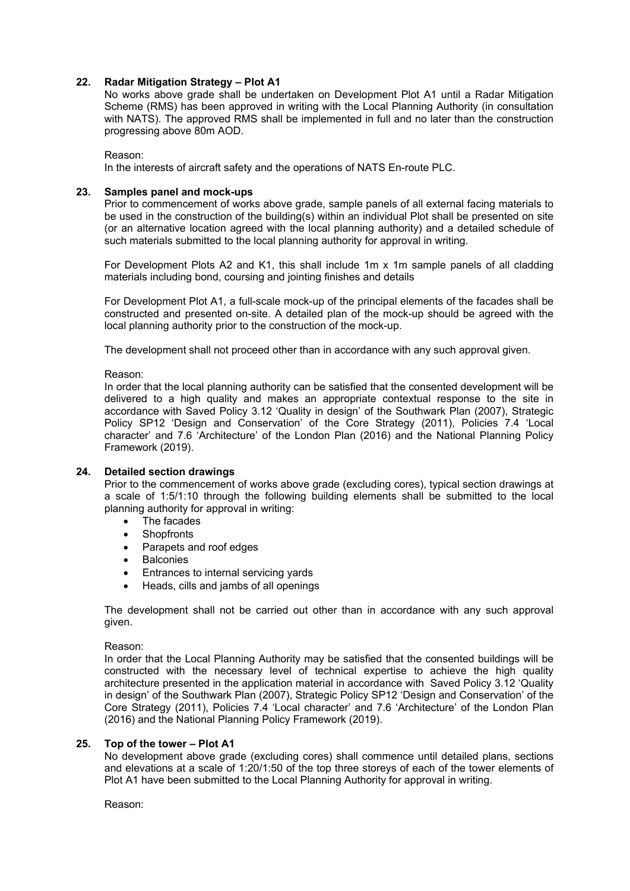### 22. Radar Mitigation Strategy – Plot A1

No works above grade shall be undertaken on Development Plot A1 until a Radar Mitigation Scheme (RMS) has been approved in writing with the Local Planning Authority (in consultation with NATS). The approved RMS shall be implemented in full and no later than the construction progressing above 80m AOD.

Reason:
In the interests of aircraft safety and the operations of NATS En-route PLC.

### 23. Samples panel and mock-ups

Prior to commencement of works above grade, sample panels of all external facing materials to be used in the construction of the building(s) within an individual Plot shall be presented on site (or an alternative location agreed with the local planning authority) and a detailed schedule of such materials submitted to the local planning authority for approval in writing.

For Development Plots A2 and K1, this shall include 1m x 1m sample panels of all cladding materials including bond, coursing and jointing finishes and details

For Development Plot A1, a full-scale mock-up of the principal elements of the facades shall be constructed and presented on-site. A detailed plan of the mock-up should be agreed with the local planning authority prior to the construction of the mock-up.

The development shall not proceed other than in accordance with any such approval given.

Reason:
In order that the local planning authority can be satisfied that the consented development will be delivered to a high quality and makes an appropriate contextual response to the site in accordance with Saved Policy 3.12 'Quality in design' of the Southwark Plan (2007), Strategic Policy SP12 'Design and Conservation' of the Core Strategy (2011), Policies 7.4 'Local character' and 7.6 'Architecture' of the London Plan (2016) and the National Planning Policy Framework (2019).

### 24. Detailed section drawings

Prior to the commencement of works above grade (excluding cores), typical section drawings at a scale of 1:5/1:10 through the following building elements shall be submitted to the local planning authority for approval in writing:

- The facades
- Shopfronts
- Parapets and roof edges
- Balconies
- Entrances to internal servicing yards
- Heads, cills and jambs of all openings

The development shall not be carried out other than in accordance with any such approval given.

Reason:
In order that the Local Planning Authority may be satisfied that the consented buildings will be constructed with the necessary level of technical expertise to achieve the high quality architecture presented in the application material in accordance with Saved Policy 3.12 'Quality in design' of the Southwark Plan (2007), Strategic Policy SP12 'Design and Conservation' of the Core Strategy (2011), Policies 7.4 'Local character' and 7.6 'Architecture' of the London Plan (2016) and the National Planning Policy Framework (2019).

### 25. Top of the tower – Plot A1

No development above grade (excluding cores) shall commence until detailed plans, sections and elevations at a scale of 1:20/1:50 of the top three storeys of each of the tower elements of Plot A1 have been submitted to the Local Planning Authority for approval in writing.

Reason: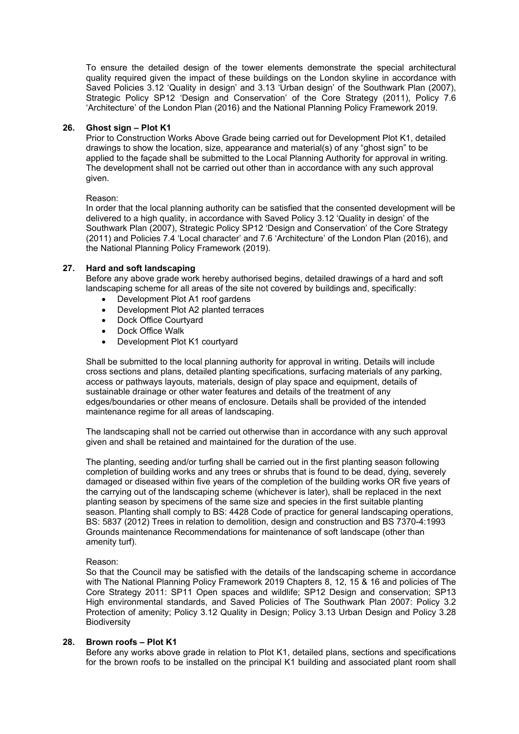To ensure the detailed design of the tower elements demonstrate the special architectural quality required given the impact of these buildings on the London skyline in accordance with Saved Policies 3.12 'Quality in design' and 3.13 'Urban design' of the Southwark Plan (2007), Strategic Policy SP12 'Design and Conservation' of the Core Strategy (2011), Policy 7.6 'Architecture' of the London Plan (2016) and the National Planning Policy Framework 2019.

**26. Ghost sign – Plot K1**

Prior to Construction Works Above Grade being carried out for Development Plot K1, detailed drawings to show the location, size, appearance and material(s) of any "ghost sign" to be applied to the façade shall be submitted to the Local Planning Authority for approval in writing. The development shall not be carried out other than in accordance with any such approval given.

Reason:
In order that the local planning authority can be satisfied that the consented development will be delivered to a high quality, in accordance with Saved Policy 3.12 'Quality in design' of the Southwark Plan (2007), Strategic Policy SP12 'Design and Conservation' of the Core Strategy (2011) and Policies 7.4 'Local character' and 7.6 'Architecture' of the London Plan (2016), and the National Planning Policy Framework (2019).

**27. Hard and soft landscaping**

Before any above grade work hereby authorised begins, detailed drawings of a hard and soft landscaping scheme for all areas of the site not covered by buildings and, specifically:

- Development Plot A1 roof gardens
- Development Plot A2 planted terraces
- Dock Office Courtyard
- Dock Office Walk
- Development Plot K1 courtyard

Shall be submitted to the local planning authority for approval in writing. Details will include cross sections and plans, detailed planting specifications, surfacing materials of any parking, access or pathways layouts, materials, design of play space and equipment, details of sustainable drainage or other water features and details of the treatment of any edges/boundaries or other means of enclosure. Details shall be provided of the intended maintenance regime for all areas of landscaping.

The landscaping shall not be carried out otherwise than in accordance with any such approval given and shall be retained and maintained for the duration of the use.

The planting, seeding and/or turfing shall be carried out in the first planting season following completion of building works and any trees or shrubs that is found to be dead, dying, severely damaged or diseased within five years of the completion of the building works OR five years of the carrying out of the landscaping scheme (whichever is later), shall be replaced in the next planting season by specimens of the same size and species in the first suitable planting season. Planting shall comply to BS: 4428 Code of practice for general landscaping operations, BS: 5837 (2012) Trees in relation to demolition, design and construction and BS 7370-4:1993 Grounds maintenance Recommendations for maintenance of soft landscape (other than amenity turf).

Reason:
So that the Council may be satisfied with the details of the landscaping scheme in accordance with The National Planning Policy Framework 2019 Chapters 8, 12, 15 & 16 and policies of The Core Strategy 2011: SP11 Open spaces and wildlife; SP12 Design and conservation; SP13 High environmental standards, and Saved Policies of The Southwark Plan 2007: Policy 3.2 Protection of amenity; Policy 3.12 Quality in Design; Policy 3.13 Urban Design and Policy 3.28 Biodiversity

**28. Brown roofs – Plot K1**

Before any works above grade in relation to Plot K1, detailed plans, sections and specifications for the brown roofs to be installed on the principal K1 building and associated plant room shall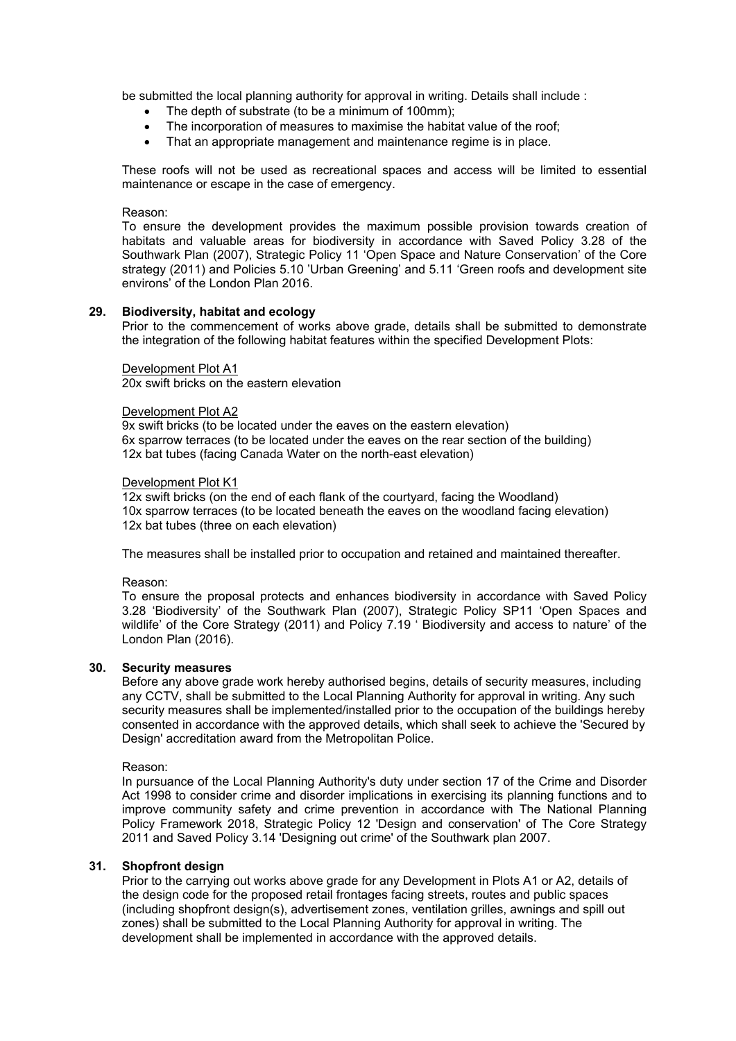be submitted the local planning authority for approval in writing. Details shall include :

- The depth of substrate (to be a minimum of 100mm);
- The incorporation of measures to maximise the habitat value of the roof;
- That an appropriate management and maintenance regime is in place.

These roofs will not be used as recreational spaces and access will be limited to essential maintenance or escape in the case of emergency.

Reason:
To ensure the development provides the maximum possible provision towards creation of habitats and valuable areas for biodiversity in accordance with Saved Policy 3.28 of the Southwark Plan (2007), Strategic Policy 11 'Open Space and Nature Conservation' of the Core strategy (2011) and Policies 5.10 'Urban Greening' and 5.11 'Green roofs and development site environs' of the London Plan 2016.

**29. Biodiversity, habitat and ecology**

Prior to the commencement of works above grade, details shall be submitted to demonstrate the integration of the following habitat features within the specified Development Plots:

Development Plot A1
20x swift bricks on the eastern elevation

Development Plot A2
9x swift bricks (to be located under the eaves on the eastern elevation)
6x sparrow terraces (to be located under the eaves on the rear section of the building)
12x bat tubes (facing Canada Water on the north-east elevation)

Development Plot K1
12x swift bricks (on the end of each flank of the courtyard, facing the Woodland)
10x sparrow terraces (to be located beneath the eaves on the woodland facing elevation)
12x bat tubes (three on each elevation)

The measures shall be installed prior to occupation and retained and maintained thereafter.

Reason:
To ensure the proposal protects and enhances biodiversity in accordance with Saved Policy 3.28 'Biodiversity' of the Southwark Plan (2007), Strategic Policy SP11 'Open Spaces and wildlife' of the Core Strategy (2011) and Policy 7.19 ' Biodiversity and access to nature' of the London Plan (2016).

**30. Security measures**

Before any above grade work hereby authorised begins, details of security measures, including any CCTV, shall be submitted to the Local Planning Authority for approval in writing. Any such security measures shall be implemented/installed prior to the occupation of the buildings hereby consented in accordance with the approved details, which shall seek to achieve the 'Secured by Design' accreditation award from the Metropolitan Police.

Reason:
In pursuance of the Local Planning Authority's duty under section 17 of the Crime and Disorder Act 1998 to consider crime and disorder implications in exercising its planning functions and to improve community safety and crime prevention in accordance with The National Planning Policy Framework 2018, Strategic Policy 12 'Design and conservation' of The Core Strategy 2011 and Saved Policy 3.14 'Designing out crime' of the Southwark plan 2007.

**31. Shopfront design**

Prior to the carrying out works above grade for any Development in Plots A1 or A2, details of the design code for the proposed retail frontages facing streets, routes and public spaces (including shopfront design(s), advertisement zones, ventilation grilles, awnings and spill out zones) shall be submitted to the Local Planning Authority for approval in writing. The development shall be implemented in accordance with the approved details.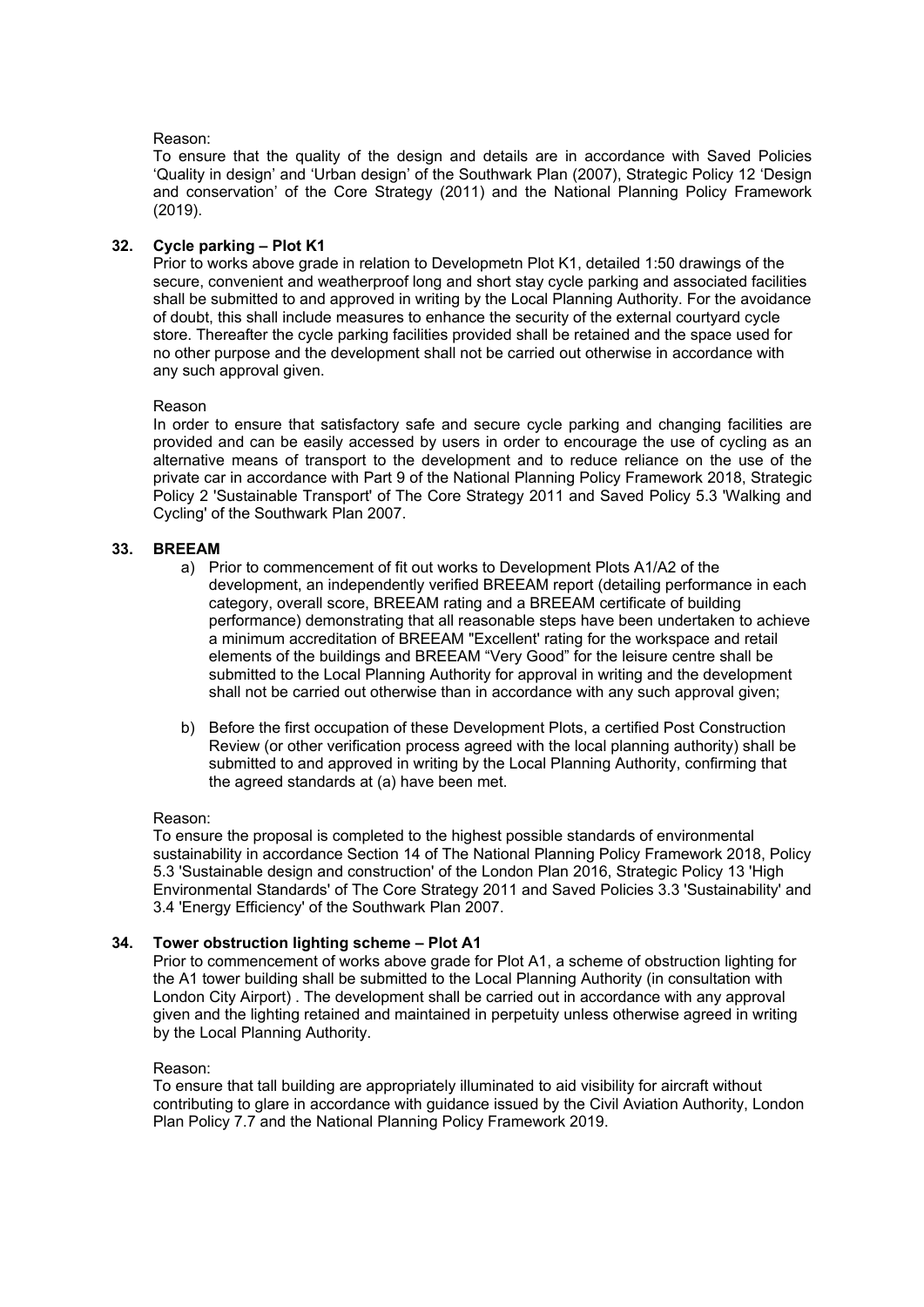Reason:

To ensure that the quality of the design and details are in accordance with Saved Policies 'Quality in design' and 'Urban design' of the Southwark Plan (2007), Strategic Policy 12 'Design and conservation' of the Core Strategy (2011) and the National Planning Policy Framework (2019).

**32. Cycle parking – Plot K1**

Prior to works above grade in relation to Developmetn Plot K1, detailed 1:50 drawings of the secure, convenient and weatherproof long and short stay cycle parking and associated facilities shall be submitted to and approved in writing by the Local Planning Authority. For the avoidance of doubt, this shall include measures to enhance the security of the external courtyard cycle store. Thereafter the cycle parking facilities provided shall be retained and the space used for no other purpose and the development shall not be carried out otherwise in accordance with any such approval given.

Reason

In order to ensure that satisfactory safe and secure cycle parking and changing facilities are provided and can be easily accessed by users in order to encourage the use of cycling as an alternative means of transport to the development and to reduce reliance on the use of the private car in accordance with Part 9 of the National Planning Policy Framework 2018, Strategic Policy 2 'Sustainable Transport' of The Core Strategy 2011 and Saved Policy 5.3 'Walking and Cycling' of the Southwark Plan 2007.

**33. BREEAM**

a) Prior to commencement of fit out works to Development Plots A1/A2 of the development, an independently verified BREEAM report (detailing performance in each category, overall score, BREEAM rating and a BREEAM certificate of building performance) demonstrating that all reasonable steps have been undertaken to achieve a minimum accreditation of BREEAM "Excellent' rating for the workspace and retail elements of the buildings and BREEAM "Very Good" for the leisure centre shall be submitted to the Local Planning Authority for approval in writing and the development shall not be carried out otherwise than in accordance with any such approval given;

b) Before the first occupation of these Development Plots, a certified Post Construction Review (or other verification process agreed with the local planning authority) shall be submitted to and approved in writing by the Local Planning Authority, confirming that the agreed standards at (a) have been met.

Reason:

To ensure the proposal is completed to the highest possible standards of environmental sustainability in accordance Section 14 of The National Planning Policy Framework 2018, Policy 5.3 'Sustainable design and construction' of the London Plan 2016, Strategic Policy 13 'High Environmental Standards' of The Core Strategy 2011 and Saved Policies 3.3 'Sustainability' and 3.4 'Energy Efficiency' of the Southwark Plan 2007.

**34. Tower obstruction lighting scheme – Plot A1**

Prior to commencement of works above grade for Plot A1, a scheme of obstruction lighting for the A1 tower building shall be submitted to the Local Planning Authority (in consultation with London City Airport) . The development shall be carried out in accordance with any approval given and the lighting retained and maintained in perpetuity unless otherwise agreed in writing by the Local Planning Authority.

Reason:

To ensure that tall building are appropriately illuminated to aid visibility for aircraft without contributing to glare in accordance with guidance issued by the Civil Aviation Authority, London Plan Policy 7.7 and the National Planning Policy Framework 2019.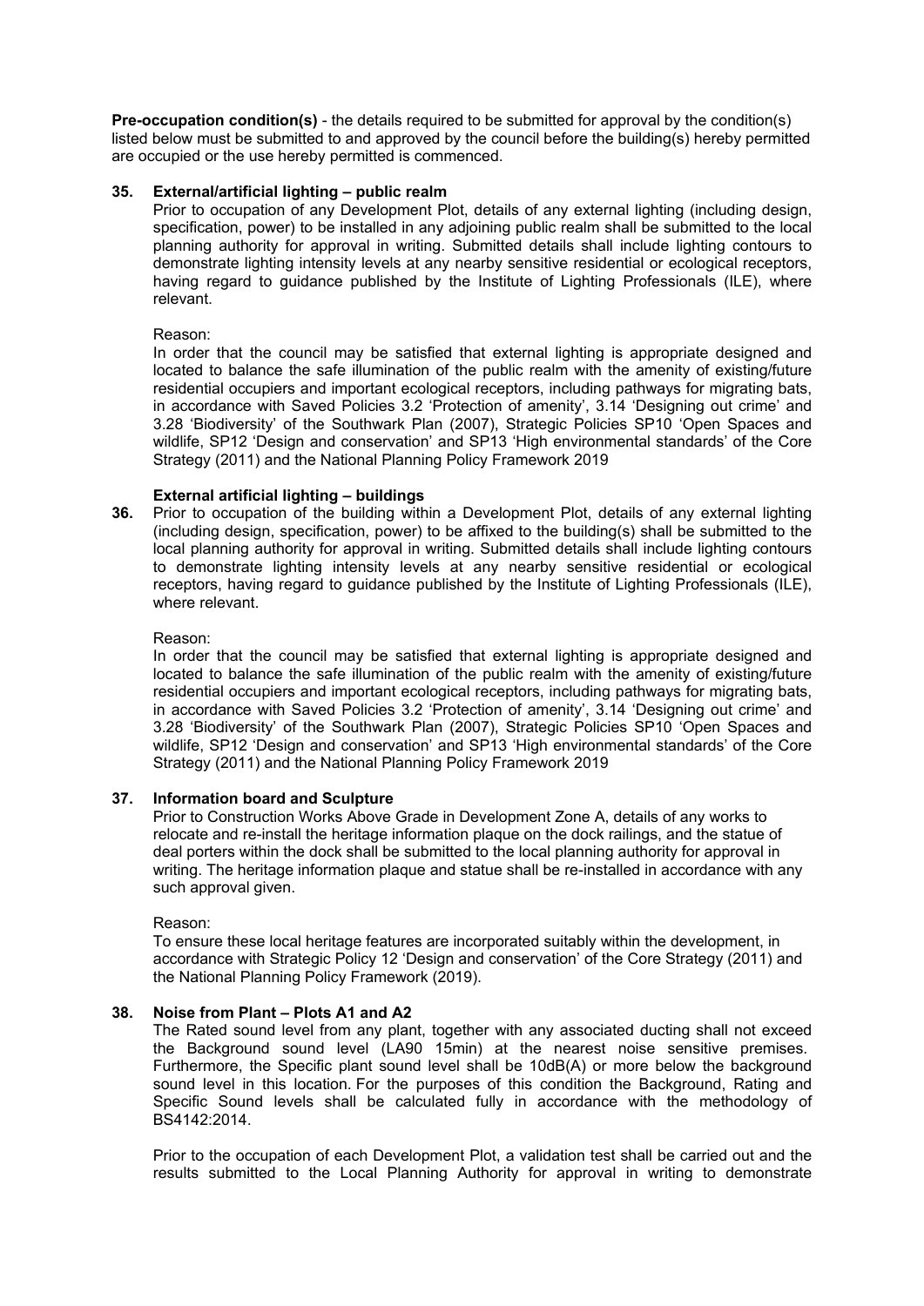**Pre-occupation condition(s)** - the details required to be submitted for approval by the condition(s) listed below must be submitted to and approved by the council before the building(s) hereby permitted are occupied or the use hereby permitted is commenced.

**35. External/artificial lighting – public realm**

Prior to occupation of any Development Plot, details of any external lighting (including design, specification, power) to be installed in any adjoining public realm shall be submitted to the local planning authority for approval in writing. Submitted details shall include lighting contours to demonstrate lighting intensity levels at any nearby sensitive residential or ecological receptors, having regard to guidance published by the Institute of Lighting Professionals (ILE), where relevant.

Reason:

In order that the council may be satisfied that external lighting is appropriate designed and located to balance the safe illumination of the public realm with the amenity of existing/future residential occupiers and important ecological receptors, including pathways for migrating bats, in accordance with Saved Policies 3.2 'Protection of amenity', 3.14 'Designing out crime' and 3.28 'Biodiversity' of the Southwark Plan (2007), Strategic Policies SP10 'Open Spaces and wildlife, SP12 'Design and conservation' and SP13 'High environmental standards' of the Core Strategy (2011) and the National Planning Policy Framework 2019

**External artificial lighting – buildings**

**36.** Prior to occupation of the building within a Development Plot, details of any external lighting (including design, specification, power) to be affixed to the building(s) shall be submitted to the local planning authority for approval in writing. Submitted details shall include lighting contours to demonstrate lighting intensity levels at any nearby sensitive residential or ecological receptors, having regard to guidance published by the Institute of Lighting Professionals (ILE), where relevant.

Reason:

In order that the council may be satisfied that external lighting is appropriate designed and located to balance the safe illumination of the public realm with the amenity of existing/future residential occupiers and important ecological receptors, including pathways for migrating bats, in accordance with Saved Policies 3.2 'Protection of amenity', 3.14 'Designing out crime' and 3.28 'Biodiversity' of the Southwark Plan (2007), Strategic Policies SP10 'Open Spaces and wildlife, SP12 'Design and conservation' and SP13 'High environmental standards' of the Core Strategy (2011) and the National Planning Policy Framework 2019

**37. Information board and Sculpture**

Prior to Construction Works Above Grade in Development Zone A, details of any works to relocate and re-install the heritage information plaque on the dock railings, and the statue of deal porters within the dock shall be submitted to the local planning authority for approval in writing. The heritage information plaque and statue shall be re-installed in accordance with any such approval given.

Reason:

To ensure these local heritage features are incorporated suitably within the development, in accordance with Strategic Policy 12 'Design and conservation' of the Core Strategy (2011) and the National Planning Policy Framework (2019).

**38. Noise from Plant – Plots A1 and A2**

The Rated sound level from any plant, together with any associated ducting shall not exceed the Background sound level (LA90 15min) at the nearest noise sensitive premises. Furthermore, the Specific plant sound level shall be 10dB(A) or more below the background sound level in this location. For the purposes of this condition the Background, Rating and Specific Sound levels shall be calculated fully in accordance with the methodology of BS4142:2014.

Prior to the occupation of each Development Plot, a validation test shall be carried out and the results submitted to the Local Planning Authority for approval in writing to demonstrate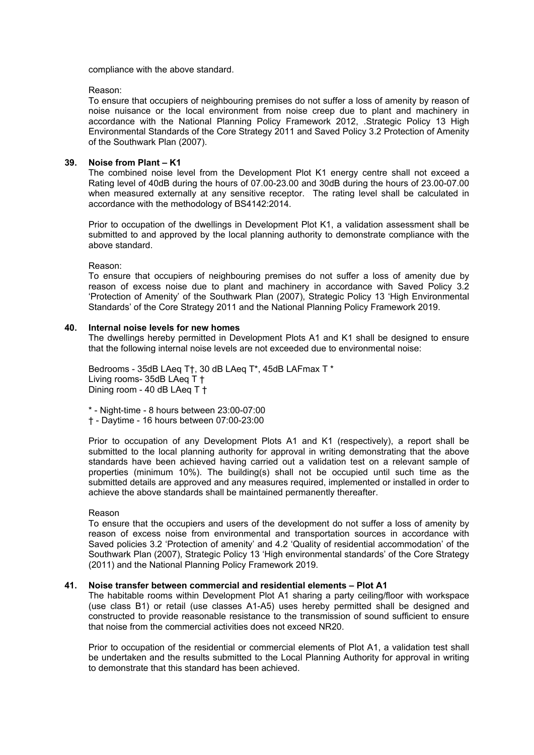compliance with the above standard.

Reason:
To ensure that occupiers of neighbouring premises do not suffer a loss of amenity by reason of noise nuisance or the local environment from noise creep due to plant and machinery in accordance with the National Planning Policy Framework 2012, .Strategic Policy 13 High Environmental Standards of the Core Strategy 2011 and Saved Policy 3.2 Protection of Amenity of the Southwark Plan (2007).

**39. Noise from Plant – K1**

The combined noise level from the Development Plot K1 energy centre shall not exceed a Rating level of 40dB during the hours of 07.00-23.00 and 30dB during the hours of 23.00-07.00 when measured externally at any sensitive receptor. The rating level shall be calculated in accordance with the methodology of BS4142:2014.

Prior to occupation of the dwellings in Development Plot K1, a validation assessment shall be submitted to and approved by the local planning authority to demonstrate compliance with the above standard.

Reason:
To ensure that occupiers of neighbouring premises do not suffer a loss of amenity due by reason of excess noise due to plant and machinery in accordance with Saved Policy 3.2 'Protection of Amenity' of the Southwark Plan (2007), Strategic Policy 13 'High Environmental Standards' of the Core Strategy 2011 and the National Planning Policy Framework 2019.

**40. Internal noise levels for new homes**

The dwellings hereby permitted in Development Plots A1 and K1 shall be designed to ensure that the following internal noise levels are not exceeded due to environmental noise:

Bedrooms - 35dB LAeq T†, 30 dB LAeq T*, 45dB LAFmax T *
Living rooms- 35dB LAeq T †
Dining room - 40 dB LAeq T †

\* - Night-time - 8 hours between 23:00-07:00
† - Daytime - 16 hours between 07:00-23:00

Prior to occupation of any Development Plots A1 and K1 (respectively), a report shall be submitted to the local planning authority for approval in writing demonstrating that the above standards have been achieved having carried out a validation test on a relevant sample of properties (minimum 10%). The building(s) shall not be occupied until such time as the submitted details are approved and any measures required, implemented or installed in order to achieve the above standards shall be maintained permanently thereafter.

Reason
To ensure that the occupiers and users of the development do not suffer a loss of amenity by reason of excess noise from environmental and transportation sources in accordance with Saved policies 3.2 'Protection of amenity' and 4.2 'Quality of residential accommodation' of the Southwark Plan (2007), Strategic Policy 13 'High environmental standards' of the Core Strategy (2011) and the National Planning Policy Framework 2019.

**41. Noise transfer between commercial and residential elements – Plot A1**

The habitable rooms within Development Plot A1 sharing a party ceiling/floor with workspace (use class B1) or retail (use classes A1-A5) uses hereby permitted shall be designed and constructed to provide reasonable resistance to the transmission of sound sufficient to ensure that noise from the commercial activities does not exceed NR20.

Prior to occupation of the residential or commercial elements of Plot A1, a validation test shall be undertaken and the results submitted to the Local Planning Authority for approval in writing to demonstrate that this standard has been achieved.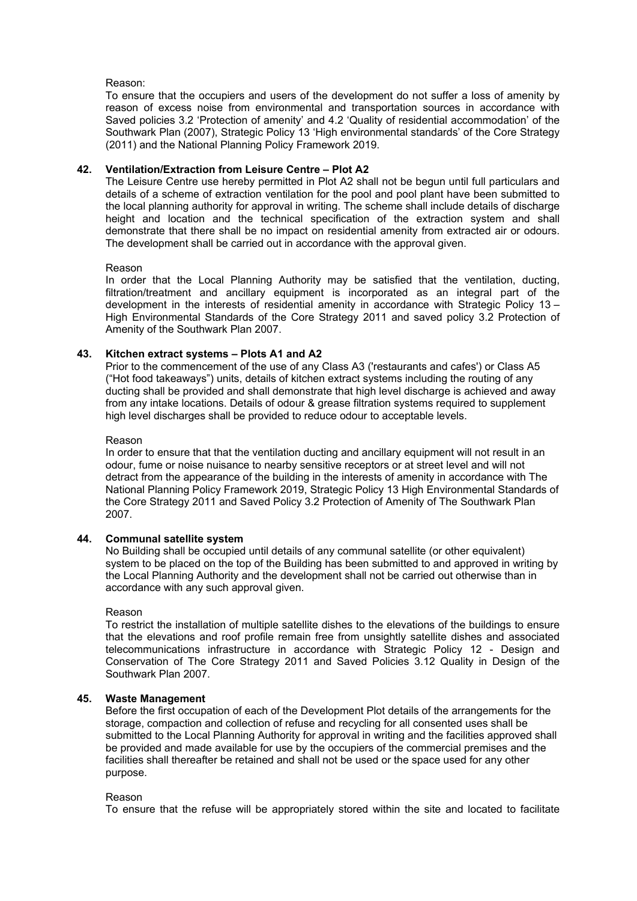Reason:

To ensure that the occupiers and users of the development do not suffer a loss of amenity by reason of excess noise from environmental and transportation sources in accordance with Saved policies 3.2 'Protection of amenity' and 4.2 'Quality of residential accommodation' of the Southwark Plan (2007), Strategic Policy 13 'High environmental standards' of the Core Strategy (2011) and the National Planning Policy Framework 2019.

**42. Ventilation/Extraction from Leisure Centre – Plot A2**

The Leisure Centre use hereby permitted in Plot A2 shall not be begun until full particulars and details of a scheme of extraction ventilation for the pool and pool plant have been submitted to the local planning authority for approval in writing. The scheme shall include details of discharge height and location and the technical specification of the extraction system and shall demonstrate that there shall be no impact on residential amenity from extracted air or odours. The development shall be carried out in accordance with the approval given.

Reason

In order that the Local Planning Authority may be satisfied that the ventilation, ducting, filtration/treatment and ancillary equipment is incorporated as an integral part of the development in the interests of residential amenity in accordance with Strategic Policy 13 – High Environmental Standards of the Core Strategy 2011 and saved policy 3.2 Protection of Amenity of the Southwark Plan 2007.

**43. Kitchen extract systems – Plots A1 and A2**

Prior to the commencement of the use of any Class A3 ('restaurants and cafes') or Class A5 ("Hot food takeaways") units, details of kitchen extract systems including the routing of any ducting shall be provided and shall demonstrate that high level discharge is achieved and away from any intake locations. Details of odour & grease filtration systems required to supplement high level discharges shall be provided to reduce odour to acceptable levels.

Reason

In order to ensure that that the ventilation ducting and ancillary equipment will not result in an odour, fume or noise nuisance to nearby sensitive receptors or at street level and will not detract from the appearance of the building in the interests of amenity in accordance with The National Planning Policy Framework 2019, Strategic Policy 13 High Environmental Standards of the Core Strategy 2011 and Saved Policy 3.2 Protection of Amenity of The Southwark Plan 2007.

**44. Communal satellite system**

No Building shall be occupied until details of any communal satellite (or other equivalent) system to be placed on the top of the Building has been submitted to and approved in writing by the Local Planning Authority and the development shall not be carried out otherwise than in accordance with any such approval given.

Reason

To restrict the installation of multiple satellite dishes to the elevations of the buildings to ensure that the elevations and roof profile remain free from unsightly satellite dishes and associated telecommunications infrastructure in accordance with Strategic Policy 12 - Design and Conservation of The Core Strategy 2011 and Saved Policies 3.12 Quality in Design of the Southwark Plan 2007.

**45. Waste Management**

Before the first occupation of each of the Development Plot details of the arrangements for the storage, compaction and collection of refuse and recycling for all consented uses shall be submitted to the Local Planning Authority for approval in writing and the facilities approved shall be provided and made available for use by the occupiers of the commercial premises and the facilities shall thereafter be retained and shall not be used or the space used for any other purpose.

Reason

To ensure that the refuse will be appropriately stored within the site and located to facilitate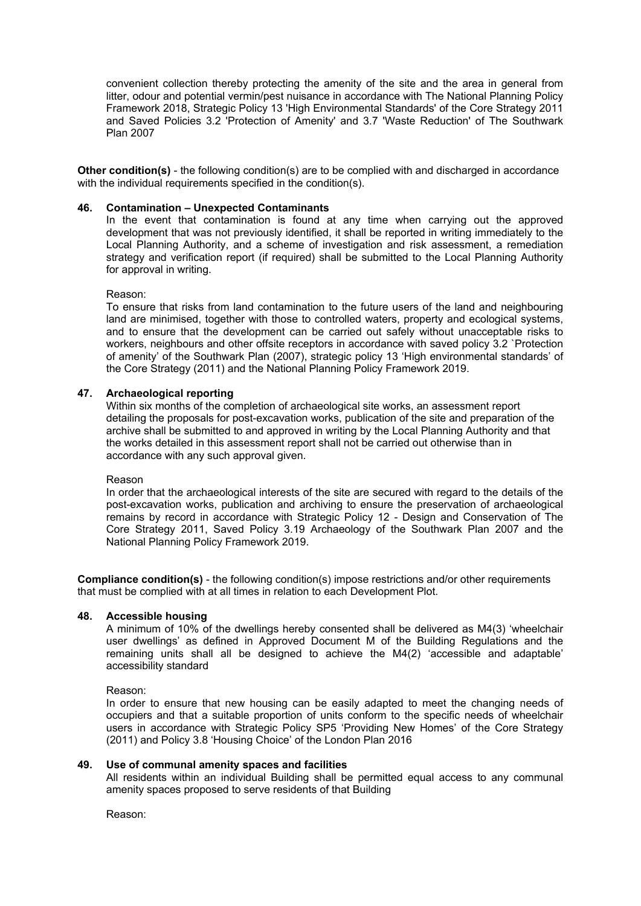convenient collection thereby protecting the amenity of the site and the area in general from litter, odour and potential vermin/pest nuisance in accordance with The National Planning Policy Framework 2018, Strategic Policy 13 'High Environmental Standards' of the Core Strategy 2011 and Saved Policies 3.2 'Protection of Amenity' and 3.7 'Waste Reduction' of The Southwark Plan 2007

**Other condition(s)** - the following condition(s) are to be complied with and discharged in accordance with the individual requirements specified in the condition(s).

**46. Contamination – Unexpected Contaminants**

In the event that contamination is found at any time when carrying out the approved development that was not previously identified, it shall be reported in writing immediately to the Local Planning Authority, and a scheme of investigation and risk assessment, a remediation strategy and verification report (if required) shall be submitted to the Local Planning Authority for approval in writing.

Reason:

To ensure that risks from land contamination to the future users of the land and neighbouring land are minimised, together with those to controlled waters, property and ecological systems, and to ensure that the development can be carried out safely without unacceptable risks to workers, neighbours and other offsite receptors in accordance with saved policy 3.2 `Protection of amenity' of the Southwark Plan (2007), strategic policy 13 'High environmental standards' of the Core Strategy (2011) and the National Planning Policy Framework 2019.

**47. Archaeological reporting**

Within six months of the completion of archaeological site works, an assessment report detailing the proposals for post-excavation works, publication of the site and preparation of the archive shall be submitted to and approved in writing by the Local Planning Authority and that the works detailed in this assessment report shall not be carried out otherwise than in accordance with any such approval given.

Reason

In order that the archaeological interests of the site are secured with regard to the details of the post-excavation works, publication and archiving to ensure the preservation of archaeological remains by record in accordance with Strategic Policy 12 - Design and Conservation of The Core Strategy 2011, Saved Policy 3.19 Archaeology of the Southwark Plan 2007 and the National Planning Policy Framework 2019.

**Compliance condition(s)** - the following condition(s) impose restrictions and/or other requirements that must be complied with at all times in relation to each Development Plot.

**48. Accessible housing**

A minimum of 10% of the dwellings hereby consented shall be delivered as M4(3) 'wheelchair user dwellings' as defined in Approved Document M of the Building Regulations and the remaining units shall all be designed to achieve the M4(2) 'accessible and adaptable' accessibility standard

Reason:

In order to ensure that new housing can be easily adapted to meet the changing needs of occupiers and that a suitable proportion of units conform to the specific needs of wheelchair users in accordance with Strategic Policy SP5 'Providing New Homes' of the Core Strategy (2011) and Policy 3.8 'Housing Choice' of the London Plan 2016

**49. Use of communal amenity spaces and facilities**

All residents within an individual Building shall be permitted equal access to any communal amenity spaces proposed to serve residents of that Building

Reason: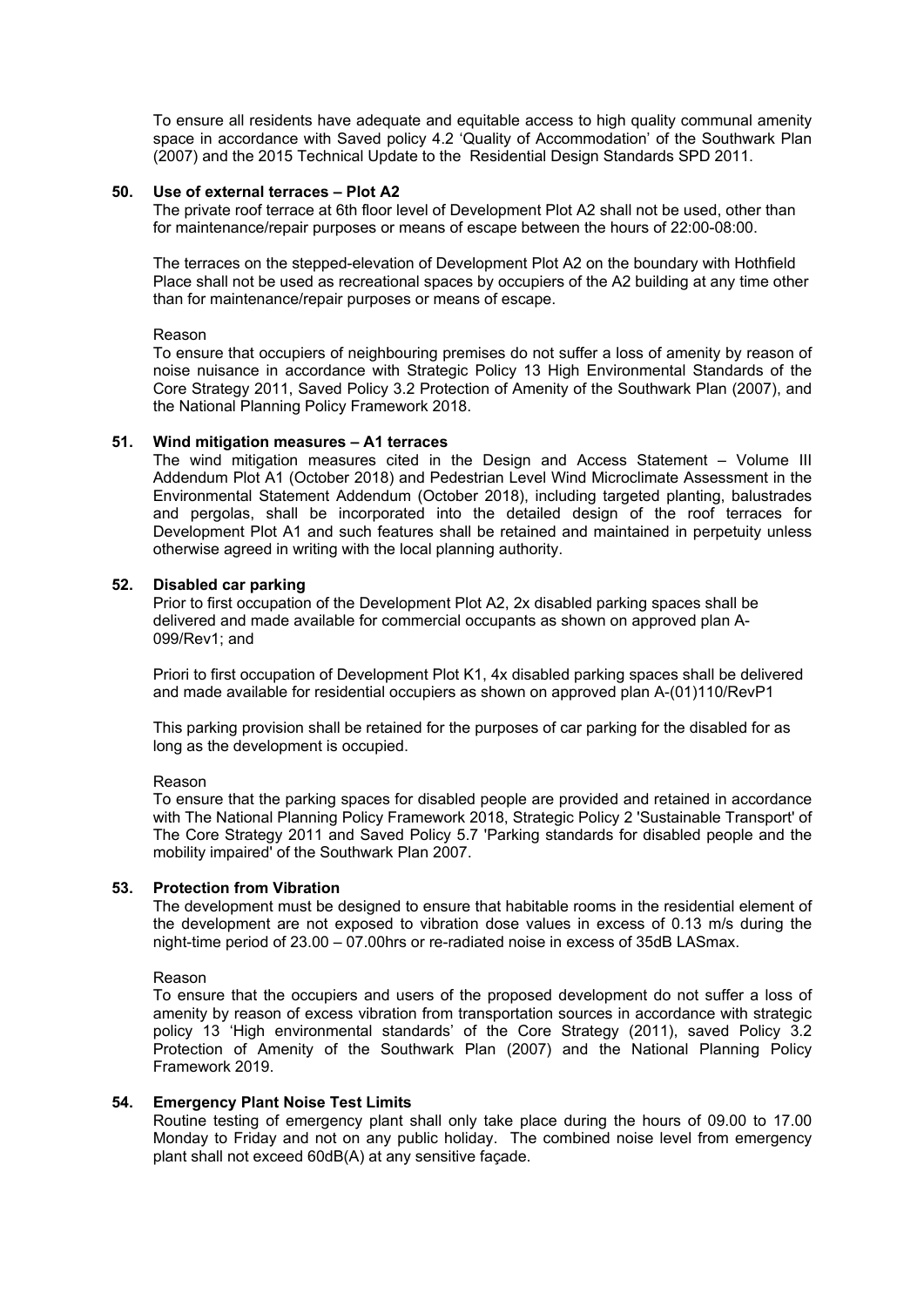To ensure all residents have adequate and equitable access to high quality communal amenity space in accordance with Saved policy 4.2 'Quality of Accommodation' of the Southwark Plan (2007) and the 2015 Technical Update to the Residential Design Standards SPD 2011.

**50. Use of external terraces – Plot A2**

The private roof terrace at 6th floor level of Development Plot A2 shall not be used, other than for maintenance/repair purposes or means of escape between the hours of 22:00-08:00.

The terraces on the stepped-elevation of Development Plot A2 on the boundary with Hothfield Place shall not be used as recreational spaces by occupiers of the A2 building at any time other than for maintenance/repair purposes or means of escape.

Reason

To ensure that occupiers of neighbouring premises do not suffer a loss of amenity by reason of noise nuisance in accordance with Strategic Policy 13 High Environmental Standards of the Core Strategy 2011, Saved Policy 3.2 Protection of Amenity of the Southwark Plan (2007), and the National Planning Policy Framework 2018.

**51. Wind mitigation measures – A1 terraces**

The wind mitigation measures cited in the Design and Access Statement – Volume III Addendum Plot A1 (October 2018) and Pedestrian Level Wind Microclimate Assessment in the Environmental Statement Addendum (October 2018), including targeted planting, balustrades and pergolas, shall be incorporated into the detailed design of the roof terraces for Development Plot A1 and such features shall be retained and maintained in perpetuity unless otherwise agreed in writing with the local planning authority.

**52. Disabled car parking**

Prior to first occupation of the Development Plot A2, 2x disabled parking spaces shall be delivered and made available for commercial occupants as shown on approved plan A-099/Rev1; and

Priori to first occupation of Development Plot K1, 4x disabled parking spaces shall be delivered and made available for residential occupiers as shown on approved plan A-(01)110/RevP1

This parking provision shall be retained for the purposes of car parking for the disabled for as long as the development is occupied.

Reason

To ensure that the parking spaces for disabled people are provided and retained in accordance with The National Planning Policy Framework 2018, Strategic Policy 2 'Sustainable Transport' of The Core Strategy 2011 and Saved Policy 5.7 'Parking standards for disabled people and the mobility impaired' of the Southwark Plan 2007.

**53. Protection from Vibration**

The development must be designed to ensure that habitable rooms in the residential element of the development are not exposed to vibration dose values in excess of 0.13 m/s during the night-time period of 23.00 – 07.00hrs or re-radiated noise in excess of 35dB LASmax.

Reason

To ensure that the occupiers and users of the proposed development do not suffer a loss of amenity by reason of excess vibration from transportation sources in accordance with strategic policy 13 'High environmental standards' of the Core Strategy (2011), saved Policy 3.2 Protection of Amenity of the Southwark Plan (2007) and the National Planning Policy Framework 2019.

**54. Emergency Plant Noise Test Limits**

Routine testing of emergency plant shall only take place during the hours of 09.00 to 17.00 Monday to Friday and not on any public holiday. The combined noise level from emergency plant shall not exceed 60dB(A) at any sensitive façade.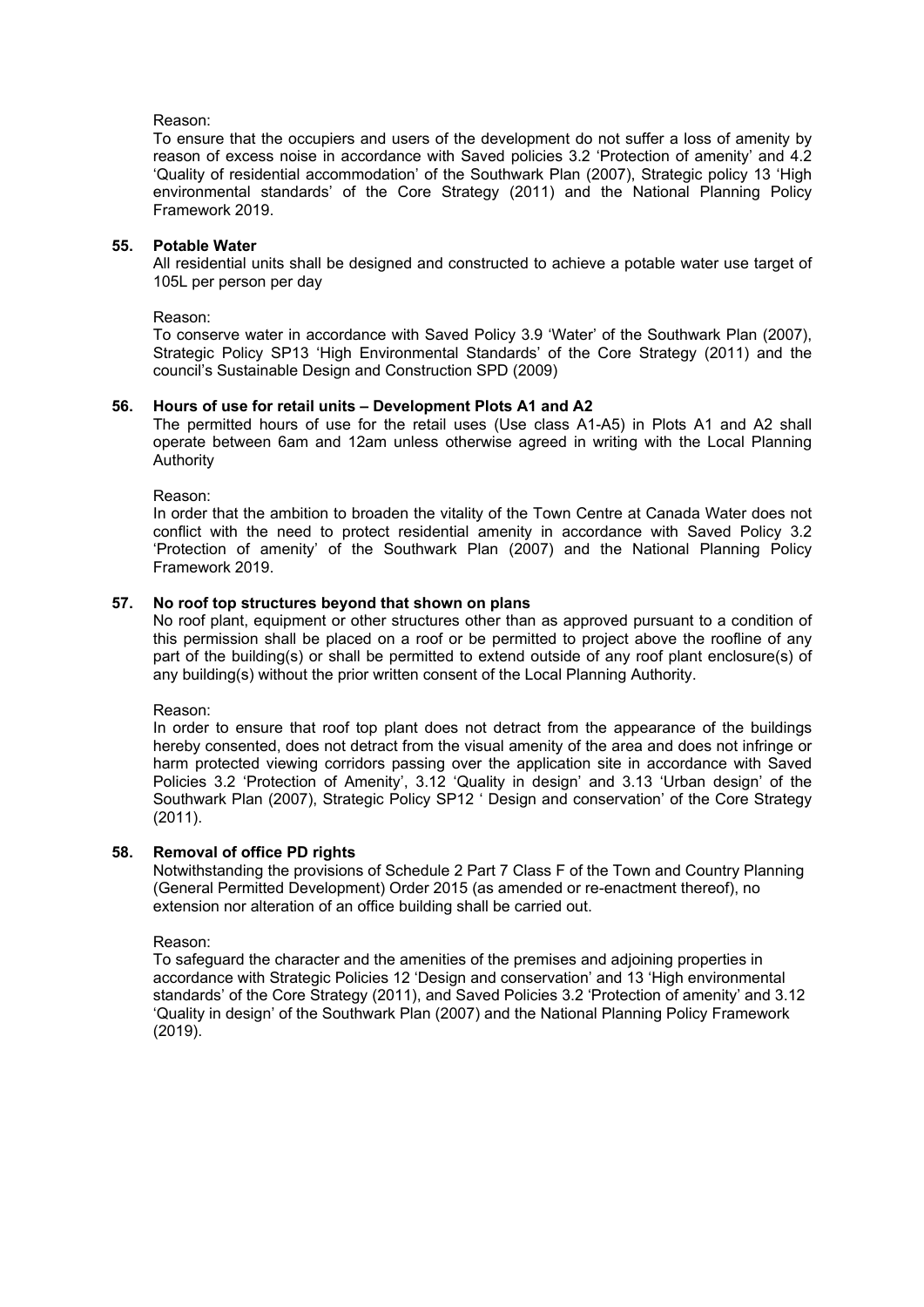Reason:

To ensure that the occupiers and users of the development do not suffer a loss of amenity by reason of excess noise in accordance with Saved policies 3.2 'Protection of amenity' and 4.2 'Quality of residential accommodation' of the Southwark Plan (2007), Strategic policy 13 'High environmental standards' of the Core Strategy (2011) and the National Planning Policy Framework 2019.

**55. Potable Water**

All residential units shall be designed and constructed to achieve a potable water use target of 105L per person per day

Reason:

To conserve water in accordance with Saved Policy 3.9 'Water' of the Southwark Plan (2007), Strategic Policy SP13 'High Environmental Standards' of the Core Strategy (2011) and the council's Sustainable Design and Construction SPD (2009)

**56. Hours of use for retail units – Development Plots A1 and A2**

The permitted hours of use for the retail uses (Use class A1-A5) in Plots A1 and A2 shall operate between 6am and 12am unless otherwise agreed in writing with the Local Planning Authority

Reason:

In order that the ambition to broaden the vitality of the Town Centre at Canada Water does not conflict with the need to protect residential amenity in accordance with Saved Policy 3.2 'Protection of amenity' of the Southwark Plan (2007) and the National Planning Policy Framework 2019.

**57. No roof top structures beyond that shown on plans**

No roof plant, equipment or other structures other than as approved pursuant to a condition of this permission shall be placed on a roof or be permitted to project above the roofline of any part of the building(s) or shall be permitted to extend outside of any roof plant enclosure(s) of any building(s) without the prior written consent of the Local Planning Authority.

Reason:

In order to ensure that roof top plant does not detract from the appearance of the buildings hereby consented, does not detract from the visual amenity of the area and does not infringe or harm protected viewing corridors passing over the application site in accordance with Saved Policies 3.2 'Protection of Amenity', 3.12 'Quality in design' and 3.13 'Urban design' of the Southwark Plan (2007), Strategic Policy SP12 ' Design and conservation' of the Core Strategy (2011).

**58. Removal of office PD rights**

Notwithstanding the provisions of Schedule 2 Part 7 Class F of the Town and Country Planning (General Permitted Development) Order 2015 (as amended or re-enactment thereof), no extension nor alteration of an office building shall be carried out.

Reason:

To safeguard the character and the amenities of the premises and adjoining properties in accordance with Strategic Policies 12 'Design and conservation' and 13 'High environmental standards' of the Core Strategy (2011), and Saved Policies 3.2 'Protection of amenity' and 3.12 'Quality in design' of the Southwark Plan (2007) and the National Planning Policy Framework (2019).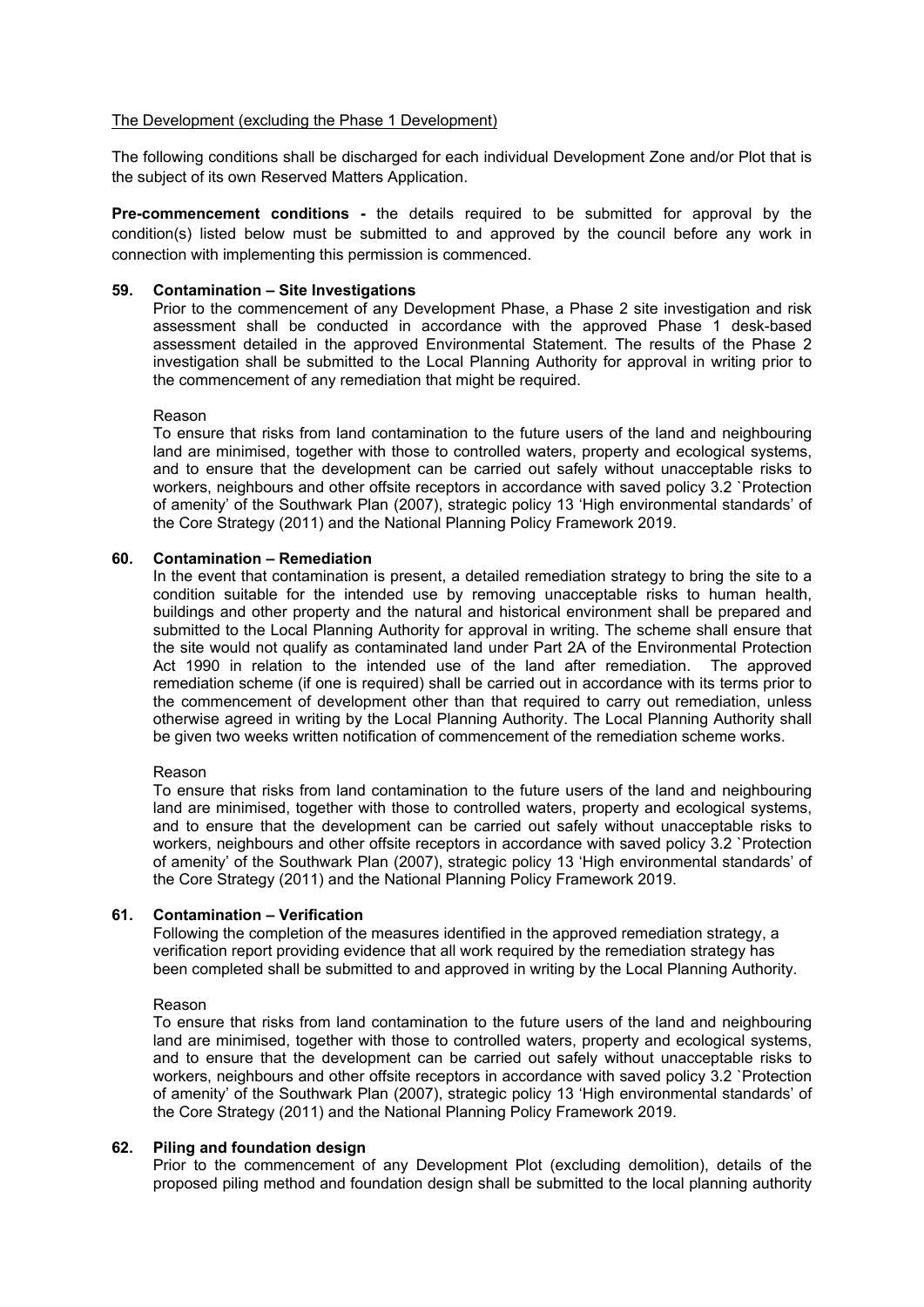The Development (excluding the Phase 1 Development)

The following conditions shall be discharged for each individual Development Zone and/or Plot that is the subject of its own Reserved Matters Application.

**Pre-commencement conditions -** the details required to be submitted for approval by the condition(s) listed below must be submitted to and approved by the council before any work in connection with implementing this permission is commenced.

**59. Contamination – Site Investigations**

Prior to the commencement of any Development Phase, a Phase 2 site investigation and risk assessment shall be conducted in accordance with the approved Phase 1 desk-based assessment detailed in the approved Environmental Statement. The results of the Phase 2 investigation shall be submitted to the Local Planning Authority for approval in writing prior to the commencement of any remediation that might be required.

Reason

To ensure that risks from land contamination to the future users of the land and neighbouring land are minimised, together with those to controlled waters, property and ecological systems, and to ensure that the development can be carried out safely without unacceptable risks to workers, neighbours and other offsite receptors in accordance with saved policy 3.2 `Protection of amenity' of the Southwark Plan (2007), strategic policy 13 'High environmental standards' of the Core Strategy (2011) and the National Planning Policy Framework 2019.

**60. Contamination – Remediation**

In the event that contamination is present, a detailed remediation strategy to bring the site to a condition suitable for the intended use by removing unacceptable risks to human health, buildings and other property and the natural and historical environment shall be prepared and submitted to the Local Planning Authority for approval in writing. The scheme shall ensure that the site would not qualify as contaminated land under Part 2A of the Environmental Protection Act 1990 in relation to the intended use of the land after remediation. The approved remediation scheme (if one is required) shall be carried out in accordance with its terms prior to the commencement of development other than that required to carry out remediation, unless otherwise agreed in writing by the Local Planning Authority. The Local Planning Authority shall be given two weeks written notification of commencement of the remediation scheme works.

Reason

To ensure that risks from land contamination to the future users of the land and neighbouring land are minimised, together with those to controlled waters, property and ecological systems, and to ensure that the development can be carried out safely without unacceptable risks to workers, neighbours and other offsite receptors in accordance with saved policy 3.2 `Protection of amenity' of the Southwark Plan (2007), strategic policy 13 'High environmental standards' of the Core Strategy (2011) and the National Planning Policy Framework 2019.

**61. Contamination – Verification**

Following the completion of the measures identified in the approved remediation strategy, a verification report providing evidence that all work required by the remediation strategy has been completed shall be submitted to and approved in writing by the Local Planning Authority.

Reason

To ensure that risks from land contamination to the future users of the land and neighbouring land are minimised, together with those to controlled waters, property and ecological systems, and to ensure that the development can be carried out safely without unacceptable risks to workers, neighbours and other offsite receptors in accordance with saved policy 3.2 `Protection of amenity' of the Southwark Plan (2007), strategic policy 13 'High environmental standards' of the Core Strategy (2011) and the National Planning Policy Framework 2019.

**62. Piling and foundation design**

Prior to the commencement of any Development Plot (excluding demolition), details of the proposed piling method and foundation design shall be submitted to the local planning authority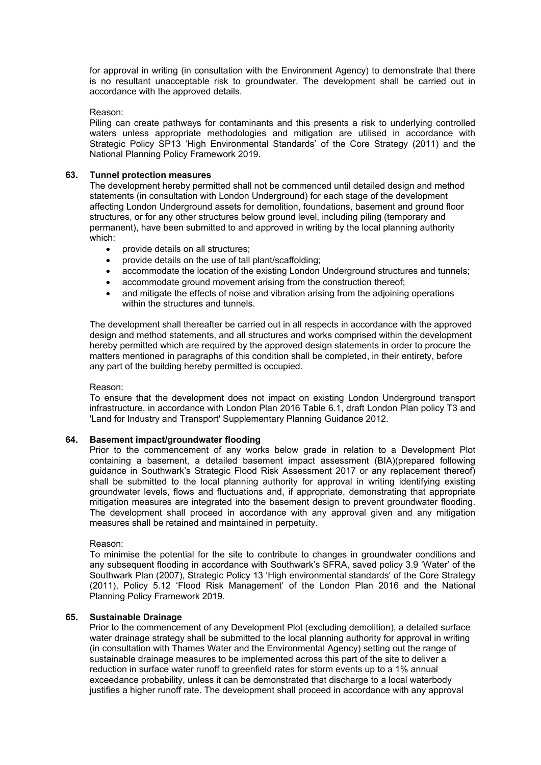for approval in writing (in consultation with the Environment Agency) to demonstrate that there is no resultant unacceptable risk to groundwater. The development shall be carried out in accordance with the approved details.

Reason:
Piling can create pathways for contaminants and this presents a risk to underlying controlled waters unless appropriate methodologies and mitigation are utilised in accordance with Strategic Policy SP13 'High Environmental Standards' of the Core Strategy (2011) and the National Planning Policy Framework 2019.

**63. Tunnel protection measures**

The development hereby permitted shall not be commenced until detailed design and method statements (in consultation with London Underground) for each stage of the development affecting London Underground assets for demolition, foundations, basement and ground floor structures, or for any other structures below ground level, including piling (temporary and permanent), have been submitted to and approved in writing by the local planning authority which:

- provide details on all structures;
- provide details on the use of tall plant/scaffolding;
- accommodate the location of the existing London Underground structures and tunnels;
- accommodate ground movement arising from the construction thereof;
- and mitigate the effects of noise and vibration arising from the adjoining operations within the structures and tunnels.

The development shall thereafter be carried out in all respects in accordance with the approved design and method statements, and all structures and works comprised within the development hereby permitted which are required by the approved design statements in order to procure the matters mentioned in paragraphs of this condition shall be completed, in their entirety, before any part of the building hereby permitted is occupied.

Reason:
To ensure that the development does not impact on existing London Underground transport infrastructure, in accordance with London Plan 2016 Table 6.1, draft London Plan policy T3 and 'Land for Industry and Transport' Supplementary Planning Guidance 2012.

**64. Basement impact/groundwater flooding**

Prior to the commencement of any works below grade in relation to a Development Plot containing a basement, a detailed basement impact assessment (BIA)(prepared following guidance in Southwark's Strategic Flood Risk Assessment 2017 or any replacement thereof) shall be submitted to the local planning authority for approval in writing identifying existing groundwater levels, flows and fluctuations and, if appropriate, demonstrating that appropriate mitigation measures are integrated into the basement design to prevent groundwater flooding. The development shall proceed in accordance with any approval given and any mitigation measures shall be retained and maintained in perpetuity.

Reason:
To minimise the potential for the site to contribute to changes in groundwater conditions and any subsequent flooding in accordance with Southwark's SFRA, saved policy 3.9 'Water' of the Southwark Plan (2007), Strategic Policy 13 'High environmental standards' of the Core Strategy (2011), Policy 5.12 'Flood Risk Management' of the London Plan 2016 and the National Planning Policy Framework 2019.

**65. Sustainable Drainage**

Prior to the commencement of any Development Plot (excluding demolition), a detailed surface water drainage strategy shall be submitted to the local planning authority for approval in writing (in consultation with Thames Water and the Environmental Agency) setting out the range of sustainable drainage measures to be implemented across this part of the site to deliver a reduction in surface water runoff to greenfield rates for storm events up to a 1% annual exceedance probability, unless it can be demonstrated that discharge to a local waterbody justifies a higher runoff rate. The development shall proceed in accordance with any approval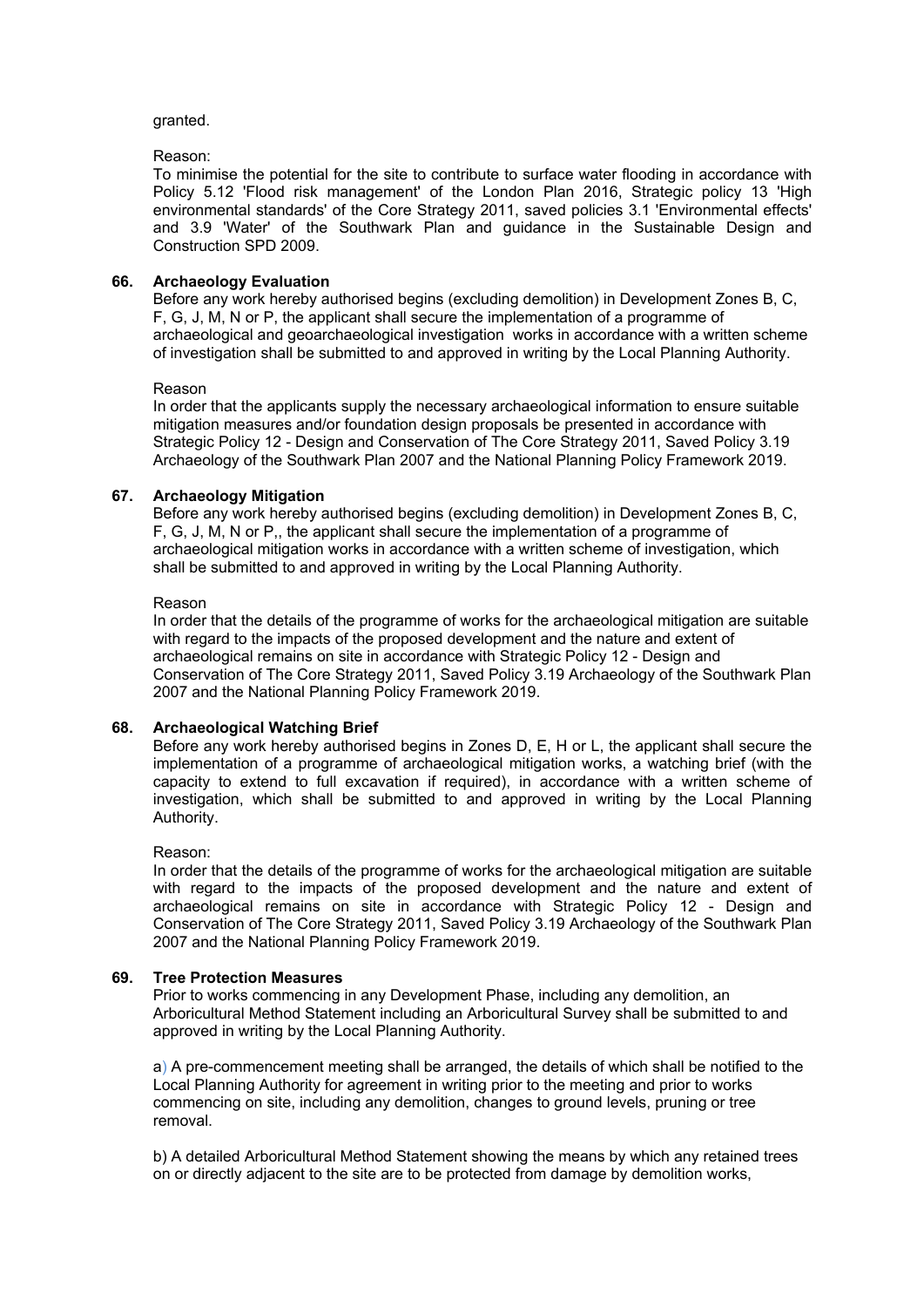granted.

Reason:
To minimise the potential for the site to contribute to surface water flooding in accordance with Policy 5.12 'Flood risk management' of the London Plan 2016, Strategic policy 13 'High environmental standards' of the Core Strategy 2011, saved policies 3.1 'Environmental effects' and 3.9 'Water' of the Southwark Plan and guidance in the Sustainable Design and Construction SPD 2009.

**66. Archaeology Evaluation**

Before any work hereby authorised begins (excluding demolition) in Development Zones B, C, F, G, J, M, N or P, the applicant shall secure the implementation of a programme of archaeological and geoarchaeological investigation works in accordance with a written scheme of investigation shall be submitted to and approved in writing by the Local Planning Authority.

Reason
In order that the applicants supply the necessary archaeological information to ensure suitable mitigation measures and/or foundation design proposals be presented in accordance with Strategic Policy 12 - Design and Conservation of The Core Strategy 2011, Saved Policy 3.19 Archaeology of the Southwark Plan 2007 and the National Planning Policy Framework 2019.

**67. Archaeology Mitigation**

Before any work hereby authorised begins (excluding demolition) in Development Zones B, C, F, G, J, M, N or P,, the applicant shall secure the implementation of a programme of archaeological mitigation works in accordance with a written scheme of investigation, which shall be submitted to and approved in writing by the Local Planning Authority.

Reason
In order that the details of the programme of works for the archaeological mitigation are suitable with regard to the impacts of the proposed development and the nature and extent of archaeological remains on site in accordance with Strategic Policy 12 - Design and Conservation of The Core Strategy 2011, Saved Policy 3.19 Archaeology of the Southwark Plan 2007 and the National Planning Policy Framework 2019.

**68. Archaeological Watching Brief**

Before any work hereby authorised begins in Zones D, E, H or L, the applicant shall secure the implementation of a programme of archaeological mitigation works, a watching brief (with the capacity to extend to full excavation if required), in accordance with a written scheme of investigation, which shall be submitted to and approved in writing by the Local Planning Authority.

Reason:
In order that the details of the programme of works for the archaeological mitigation are suitable with regard to the impacts of the proposed development and the nature and extent of archaeological remains on site in accordance with Strategic Policy 12 - Design and Conservation of The Core Strategy 2011, Saved Policy 3.19 Archaeology of the Southwark Plan 2007 and the National Planning Policy Framework 2019.

**69. Tree Protection Measures**

Prior to works commencing in any Development Phase, including any demolition, an Arboricultural Method Statement including an Arboricultural Survey shall be submitted to and approved in writing by the Local Planning Authority.

a) A pre-commencement meeting shall be arranged, the details of which shall be notified to the Local Planning Authority for agreement in writing prior to the meeting and prior to works commencing on site, including any demolition, changes to ground levels, pruning or tree removal.

b) A detailed Arboricultural Method Statement showing the means by which any retained trees on or directly adjacent to the site are to be protected from damage by demolition works,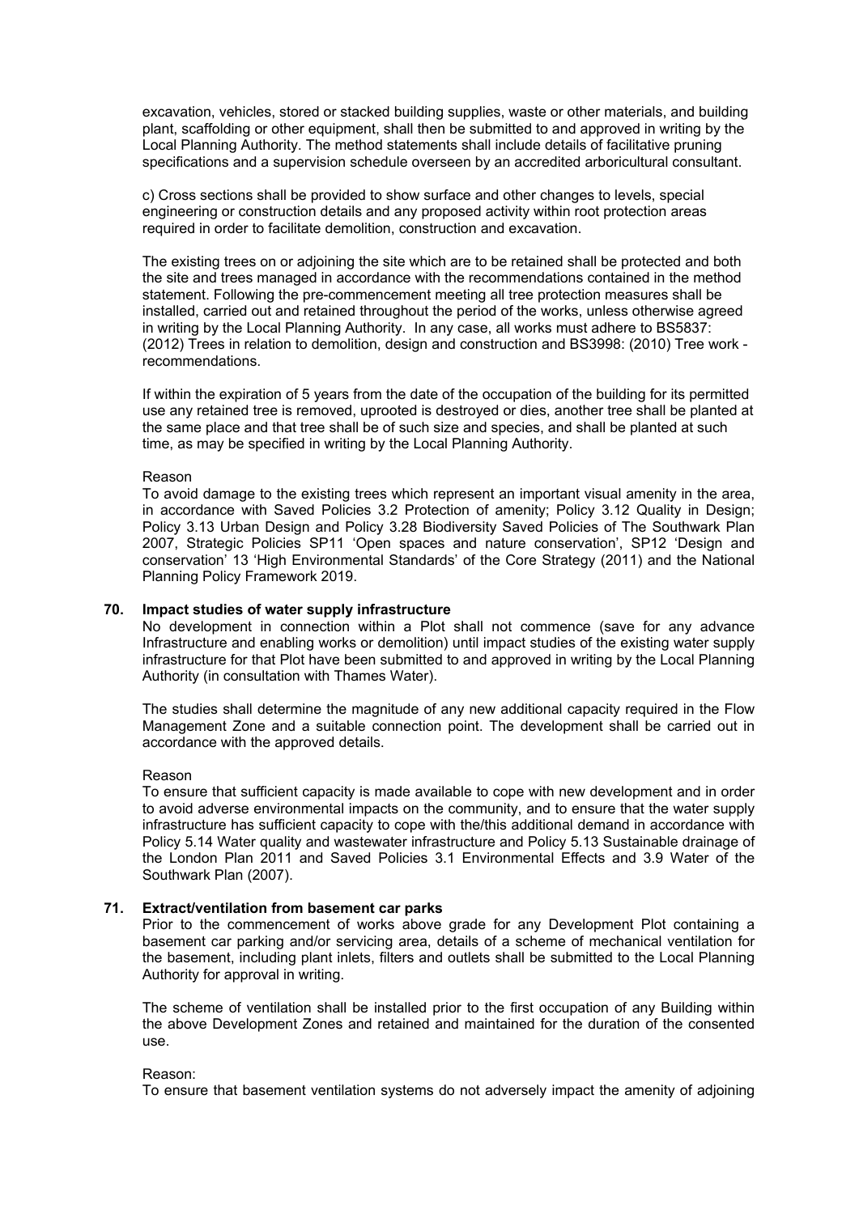excavation, vehicles, stored or stacked building supplies, waste or other materials, and building plant, scaffolding or other equipment, shall then be submitted to and approved in writing by the Local Planning Authority. The method statements shall include details of facilitative pruning specifications and a supervision schedule overseen by an accredited arboricultural consultant.

c) Cross sections shall be provided to show surface and other changes to levels, special engineering or construction details and any proposed activity within root protection areas required in order to facilitate demolition, construction and excavation.

The existing trees on or adjoining the site which are to be retained shall be protected and both the site and trees managed in accordance with the recommendations contained in the method statement. Following the pre-commencement meeting all tree protection measures shall be installed, carried out and retained throughout the period of the works, unless otherwise agreed in writing by the Local Planning Authority. In any case, all works must adhere to BS5837: (2012) Trees in relation to demolition, design and construction and BS3998: (2010) Tree work - recommendations.

If within the expiration of 5 years from the date of the occupation of the building for its permitted use any retained tree is removed, uprooted is destroyed or dies, another tree shall be planted at the same place and that tree shall be of such size and species, and shall be planted at such time, as may be specified in writing by the Local Planning Authority.

Reason
To avoid damage to the existing trees which represent an important visual amenity in the area, in accordance with Saved Policies 3.2 Protection of amenity; Policy 3.12 Quality in Design; Policy 3.13 Urban Design and Policy 3.28 Biodiversity Saved Policies of The Southwark Plan 2007, Strategic Policies SP11 'Open spaces and nature conservation', SP12 'Design and conservation' 13 'High Environmental Standards' of the Core Strategy (2011) and the National Planning Policy Framework 2019.

**70. Impact studies of water supply infrastructure**

No development in connection within a Plot shall not commence (save for any advance Infrastructure and enabling works or demolition) until impact studies of the existing water supply infrastructure for that Plot have been submitted to and approved in writing by the Local Planning Authority (in consultation with Thames Water).

The studies shall determine the magnitude of any new additional capacity required in the Flow Management Zone and a suitable connection point. The development shall be carried out in accordance with the approved details.

Reason
To ensure that sufficient capacity is made available to cope with new development and in order to avoid adverse environmental impacts on the community, and to ensure that the water supply infrastructure has sufficient capacity to cope with the/this additional demand in accordance with Policy 5.14 Water quality and wastewater infrastructure and Policy 5.13 Sustainable drainage of the London Plan 2011 and Saved Policies 3.1 Environmental Effects and 3.9 Water of the Southwark Plan (2007).

**71. Extract/ventilation from basement car parks**

Prior to the commencement of works above grade for any Development Plot containing a basement car parking and/or servicing area, details of a scheme of mechanical ventilation for the basement, including plant inlets, filters and outlets shall be submitted to the Local Planning Authority for approval in writing.

The scheme of ventilation shall be installed prior to the first occupation of any Building within the above Development Zones and retained and maintained for the duration of the consented use.

Reason:
To ensure that basement ventilation systems do not adversely impact the amenity of adjoining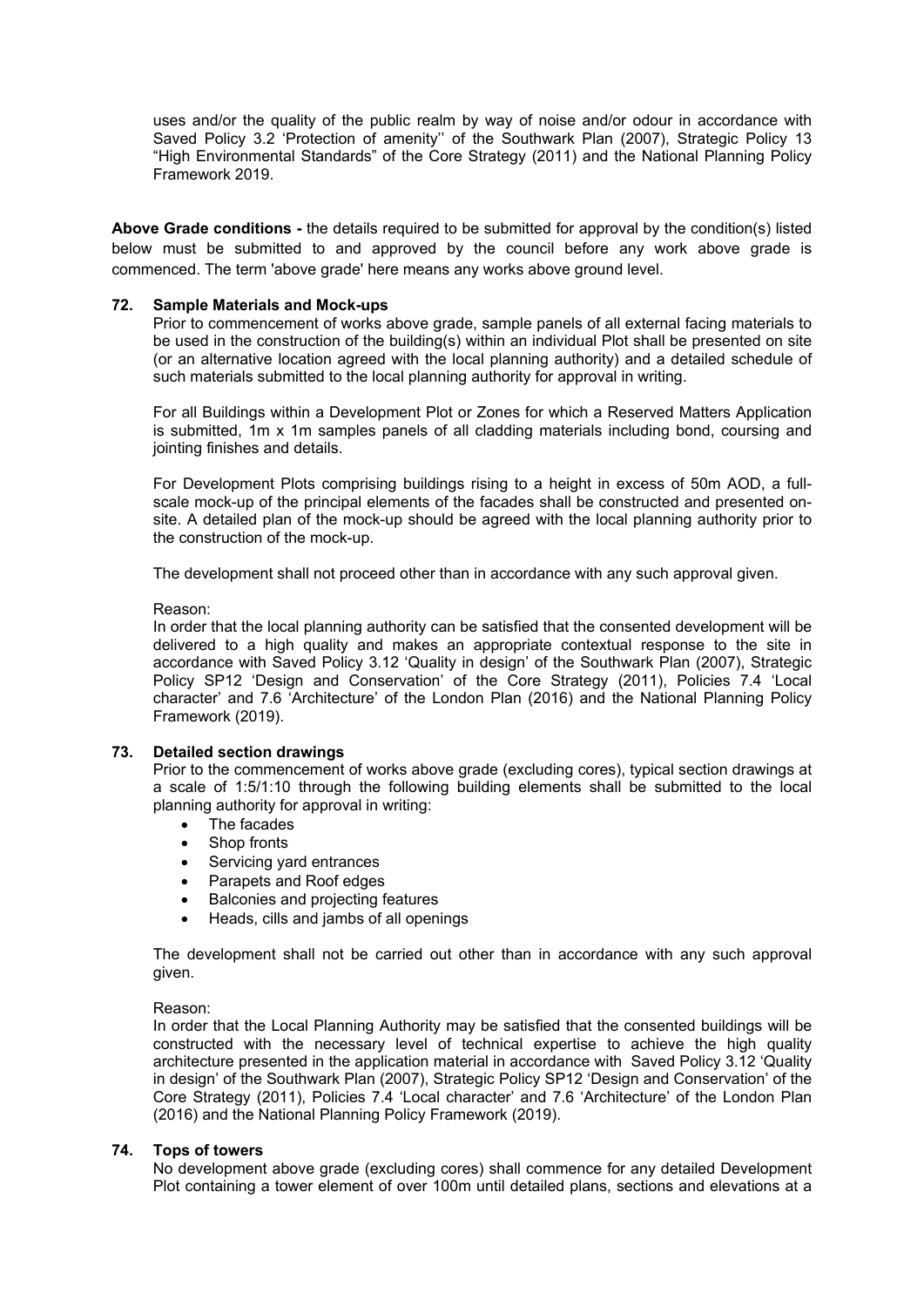uses and/or the quality of the public realm by way of noise and/or odour in accordance with Saved Policy 3.2 'Protection of amenity'' of the Southwark Plan (2007), Strategic Policy 13 "High Environmental Standards" of the Core Strategy (2011) and the National Planning Policy Framework 2019.

**Above Grade conditions -** the details required to be submitted for approval by the condition(s) listed below must be submitted to and approved by the council before any work above grade is commenced. The term 'above grade' here means any works above ground level.

**72. Sample Materials and Mock-ups**

Prior to commencement of works above grade, sample panels of all external facing materials to be used in the construction of the building(s) within an individual Plot shall be presented on site (or an alternative location agreed with the local planning authority) and a detailed schedule of such materials submitted to the local planning authority for approval in writing.

For all Buildings within a Development Plot or Zones for which a Reserved Matters Application is submitted, 1m x 1m samples panels of all cladding materials including bond, coursing and jointing finishes and details.

For Development Plots comprising buildings rising to a height in excess of 50m AOD, a full-scale mock-up of the principal elements of the facades shall be constructed and presented on-site. A detailed plan of the mock-up should be agreed with the local planning authority prior to the construction of the mock-up.

The development shall not proceed other than in accordance with any such approval given.

Reason:
In order that the local planning authority can be satisfied that the consented development will be delivered to a high quality and makes an appropriate contextual response to the site in accordance with Saved Policy 3.12 'Quality in design' of the Southwark Plan (2007), Strategic Policy SP12 'Design and Conservation' of the Core Strategy (2011), Policies 7.4 'Local character' and 7.6 'Architecture' of the London Plan (2016) and the National Planning Policy Framework (2019).

**73. Detailed section drawings**

Prior to the commencement of works above grade (excluding cores), typical section drawings at a scale of 1:5/1:10 through the following building elements shall be submitted to the local planning authority for approval in writing:

- The facades
- Shop fronts
- Servicing yard entrances
- Parapets and Roof edges
- Balconies and projecting features
- Heads, cills and jambs of all openings

The development shall not be carried out other than in accordance with any such approval given.

Reason:
In order that the Local Planning Authority may be satisfied that the consented buildings will be constructed with the necessary level of technical expertise to achieve the high quality architecture presented in the application material in accordance with Saved Policy 3.12 'Quality in design' of the Southwark Plan (2007), Strategic Policy SP12 'Design and Conservation' of the Core Strategy (2011), Policies 7.4 'Local character' and 7.6 'Architecture' of the London Plan (2016) and the National Planning Policy Framework (2019).

**74. Tops of towers**

No development above grade (excluding cores) shall commence for any detailed Development Plot containing a tower element of over 100m until detailed plans, sections and elevations at a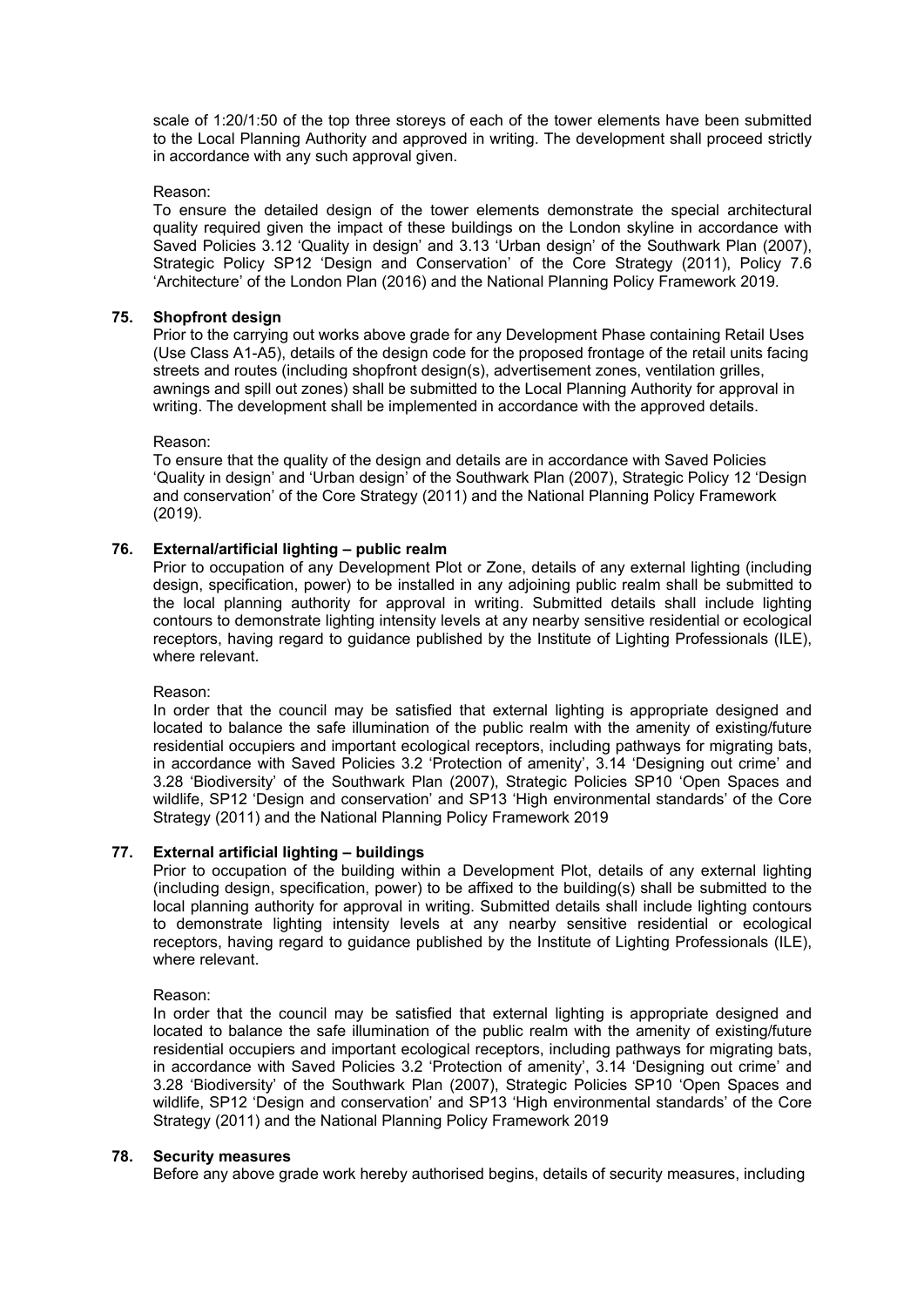scale of 1:20/1:50 of the top three storeys of each of the tower elements have been submitted to the Local Planning Authority and approved in writing. The development shall proceed strictly in accordance with any such approval given.

Reason:
To ensure the detailed design of the tower elements demonstrate the special architectural quality required given the impact of these buildings on the London skyline in accordance with Saved Policies 3.12 'Quality in design' and 3.13 'Urban design' of the Southwark Plan (2007), Strategic Policy SP12 'Design and Conservation' of the Core Strategy (2011), Policy 7.6 'Architecture' of the London Plan (2016) and the National Planning Policy Framework 2019.

**75. Shopfront design**

Prior to the carrying out works above grade for any Development Phase containing Retail Uses (Use Class A1-A5), details of the design code for the proposed frontage of the retail units facing streets and routes (including shopfront design(s), advertisement zones, ventilation grilles, awnings and spill out zones) shall be submitted to the Local Planning Authority for approval in writing. The development shall be implemented in accordance with the approved details.

Reason:
To ensure that the quality of the design and details are in accordance with Saved Policies 'Quality in design' and 'Urban design' of the Southwark Plan (2007), Strategic Policy 12 'Design and conservation' of the Core Strategy (2011) and the National Planning Policy Framework (2019).

**76. External/artificial lighting – public realm**

Prior to occupation of any Development Plot or Zone, details of any external lighting (including design, specification, power) to be installed in any adjoining public realm shall be submitted to the local planning authority for approval in writing. Submitted details shall include lighting contours to demonstrate lighting intensity levels at any nearby sensitive residential or ecological receptors, having regard to guidance published by the Institute of Lighting Professionals (ILE), where relevant.

Reason:
In order that the council may be satisfied that external lighting is appropriate designed and located to balance the safe illumination of the public realm with the amenity of existing/future residential occupiers and important ecological receptors, including pathways for migrating bats, in accordance with Saved Policies 3.2 'Protection of amenity', 3.14 'Designing out crime' and 3.28 'Biodiversity' of the Southwark Plan (2007), Strategic Policies SP10 'Open Spaces and wildlife, SP12 'Design and conservation' and SP13 'High environmental standards' of the Core Strategy (2011) and the National Planning Policy Framework 2019

**77. External artificial lighting – buildings**

Prior to occupation of the building within a Development Plot, details of any external lighting (including design, specification, power) to be affixed to the building(s) shall be submitted to the local planning authority for approval in writing. Submitted details shall include lighting contours to demonstrate lighting intensity levels at any nearby sensitive residential or ecological receptors, having regard to guidance published by the Institute of Lighting Professionals (ILE), where relevant.

Reason:
In order that the council may be satisfied that external lighting is appropriate designed and located to balance the safe illumination of the public realm with the amenity of existing/future residential occupiers and important ecological receptors, including pathways for migrating bats, in accordance with Saved Policies 3.2 'Protection of amenity', 3.14 'Designing out crime' and 3.28 'Biodiversity' of the Southwark Plan (2007), Strategic Policies SP10 'Open Spaces and wildlife, SP12 'Design and conservation' and SP13 'High environmental standards' of the Core Strategy (2011) and the National Planning Policy Framework 2019

**78. Security measures**

Before any above grade work hereby authorised begins, details of security measures, including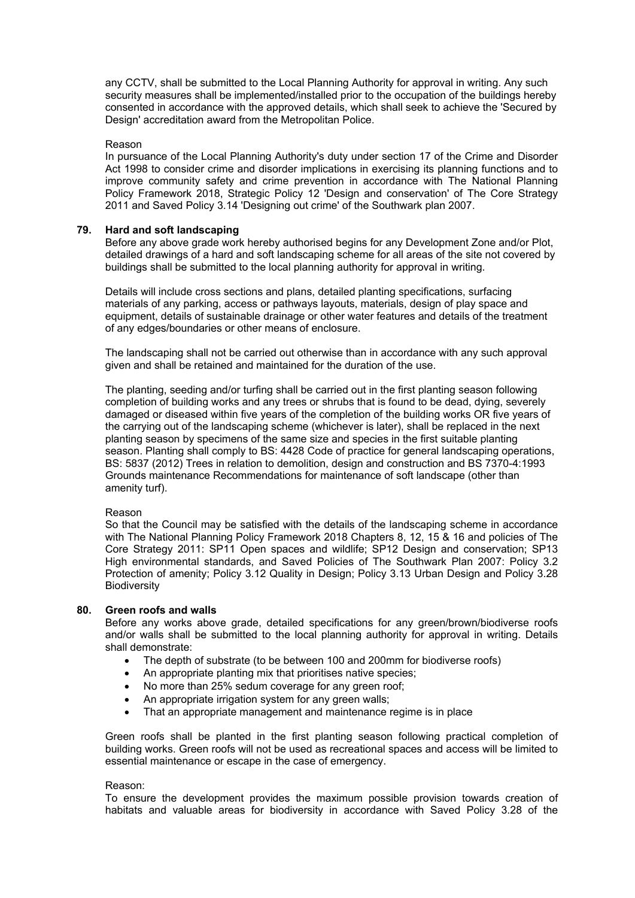any CCTV, shall be submitted to the Local Planning Authority for approval in writing. Any such security measures shall be implemented/installed prior to the occupation of the buildings hereby consented in accordance with the approved details, which shall seek to achieve the 'Secured by Design' accreditation award from the Metropolitan Police.

Reason

In pursuance of the Local Planning Authority's duty under section 17 of the Crime and Disorder Act 1998 to consider crime and disorder implications in exercising its planning functions and to improve community safety and crime prevention in accordance with The National Planning Policy Framework 2018, Strategic Policy 12 'Design and conservation' of The Core Strategy 2011 and Saved Policy 3.14 'Designing out crime' of the Southwark plan 2007.

**79. Hard and soft landscaping**

Before any above grade work hereby authorised begins for any Development Zone and/or Plot, detailed drawings of a hard and soft landscaping scheme for all areas of the site not covered by buildings shall be submitted to the local planning authority for approval in writing.

Details will include cross sections and plans, detailed planting specifications, surfacing materials of any parking, access or pathways layouts, materials, design of play space and equipment, details of sustainable drainage or other water features and details of the treatment of any edges/boundaries or other means of enclosure.

The landscaping shall not be carried out otherwise than in accordance with any such approval given and shall be retained and maintained for the duration of the use.

The planting, seeding and/or turfing shall be carried out in the first planting season following completion of building works and any trees or shrubs that is found to be dead, dying, severely damaged or diseased within five years of the completion of the building works OR five years of the carrying out of the landscaping scheme (whichever is later), shall be replaced in the next planting season by specimens of the same size and species in the first suitable planting season. Planting shall comply to BS: 4428 Code of practice for general landscaping operations, BS: 5837 (2012) Trees in relation to demolition, design and construction and BS 7370-4:1993 Grounds maintenance Recommendations for maintenance of soft landscape (other than amenity turf).

Reason

So that the Council may be satisfied with the details of the landscaping scheme in accordance with The National Planning Policy Framework 2018 Chapters 8, 12, 15 & 16 and policies of The Core Strategy 2011: SP11 Open spaces and wildlife; SP12 Design and conservation; SP13 High environmental standards, and Saved Policies of The Southwark Plan 2007: Policy 3.2 Protection of amenity; Policy 3.12 Quality in Design; Policy 3.13 Urban Design and Policy 3.28 Biodiversity

**80. Green roofs and walls**

Before any works above grade, detailed specifications for any green/brown/biodiverse roofs and/or walls shall be submitted to the local planning authority for approval in writing. Details shall demonstrate:

- The depth of substrate (to be between 100 and 200mm for biodiverse roofs)
- An appropriate planting mix that prioritises native species;
- No more than 25% sedum coverage for any green roof;
- An appropriate irrigation system for any green walls;
- That an appropriate management and maintenance regime is in place

Green roofs shall be planted in the first planting season following practical completion of building works. Green roofs will not be used as recreational spaces and access will be limited to essential maintenance or escape in the case of emergency.

Reason:

To ensure the development provides the maximum possible provision towards creation of habitats and valuable areas for biodiversity in accordance with Saved Policy 3.28 of the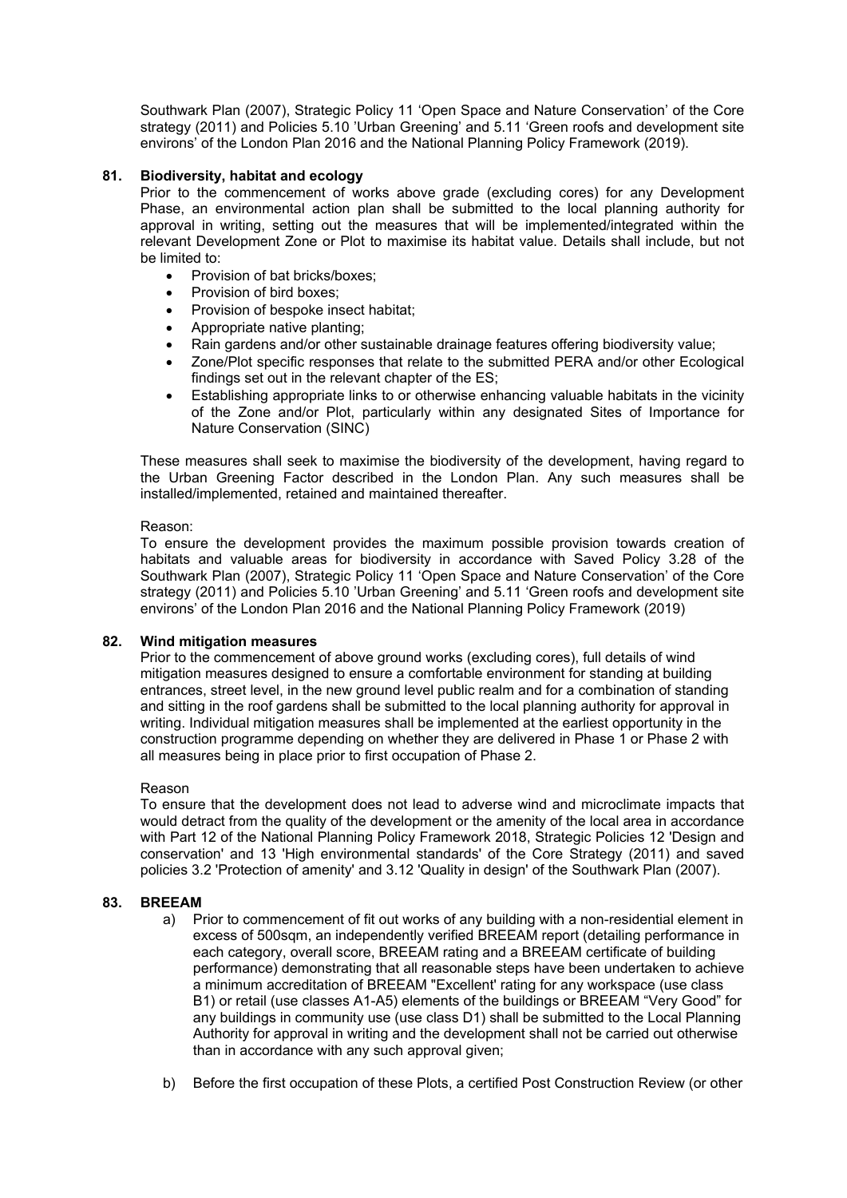Southwark Plan (2007), Strategic Policy 11 'Open Space and Nature Conservation' of the Core strategy (2011) and Policies 5.10 'Urban Greening' and 5.11 'Green roofs and development site environs' of the London Plan 2016 and the National Planning Policy Framework (2019).

**81. Biodiversity, habitat and ecology**

Prior to the commencement of works above grade (excluding cores) for any Development Phase, an environmental action plan shall be submitted to the local planning authority for approval in writing, setting out the measures that will be implemented/integrated within the relevant Development Zone or Plot to maximise its habitat value. Details shall include, but not be limited to:

- Provision of bat bricks/boxes;
- Provision of bird boxes;
- Provision of bespoke insect habitat;
- Appropriate native planting;
- Rain gardens and/or other sustainable drainage features offering biodiversity value;
- Zone/Plot specific responses that relate to the submitted PERA and/or other Ecological findings set out in the relevant chapter of the ES;
- Establishing appropriate links to or otherwise enhancing valuable habitats in the vicinity of the Zone and/or Plot, particularly within any designated Sites of Importance for Nature Conservation (SINC)

These measures shall seek to maximise the biodiversity of the development, having regard to the Urban Greening Factor described in the London Plan. Any such measures shall be installed/implemented, retained and maintained thereafter.

Reason:

To ensure the development provides the maximum possible provision towards creation of habitats and valuable areas for biodiversity in accordance with Saved Policy 3.28 of the Southwark Plan (2007), Strategic Policy 11 'Open Space and Nature Conservation' of the Core strategy (2011) and Policies 5.10 'Urban Greening' and 5.11 'Green roofs and development site environs' of the London Plan 2016 and the National Planning Policy Framework (2019)

**82. Wind mitigation measures**

Prior to the commencement of above ground works (excluding cores), full details of wind mitigation measures designed to ensure a comfortable environment for standing at building entrances, street level, in the new ground level public realm and for a combination of standing and sitting in the roof gardens shall be submitted to the local planning authority for approval in writing. Individual mitigation measures shall be implemented at the earliest opportunity in the construction programme depending on whether they are delivered in Phase 1 or Phase 2 with all measures being in place prior to first occupation of Phase 2.

Reason

To ensure that the development does not lead to adverse wind and microclimate impacts that would detract from the quality of the development or the amenity of the local area in accordance with Part 12 of the National Planning Policy Framework 2018, Strategic Policies 12 'Design and conservation' and 13 'High environmental standards' of the Core Strategy (2011) and saved policies 3.2 'Protection of amenity' and 3.12 'Quality in design' of the Southwark Plan (2007).

**83. BREEAM**

a) Prior to commencement of fit out works of any building with a non-residential element in excess of 500sqm, an independently verified BREEAM report (detailing performance in each category, overall score, BREEAM rating and a BREEAM certificate of building performance) demonstrating that all reasonable steps have been undertaken to achieve a minimum accreditation of BREEAM "Excellent' rating for any workspace (use class B1) or retail (use classes A1-A5) elements of the buildings or BREEAM "Very Good" for any buildings in community use (use class D1) shall be submitted to the Local Planning Authority for approval in writing and the development shall not be carried out otherwise than in accordance with any such approval given;

b) Before the first occupation of these Plots, a certified Post Construction Review (or other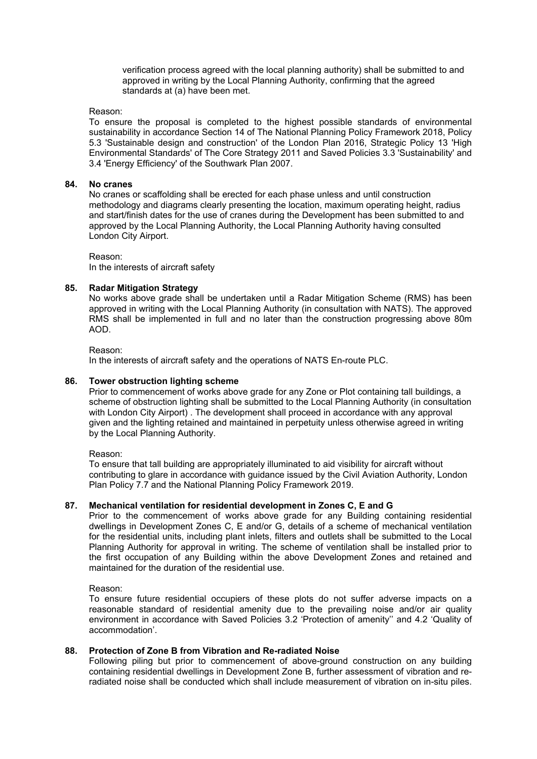verification process agreed with the local planning authority) shall be submitted to and approved in writing by the Local Planning Authority, confirming that the agreed standards at (a) have been met.

Reason:
To ensure the proposal is completed to the highest possible standards of environmental sustainability in accordance Section 14 of The National Planning Policy Framework 2018, Policy 5.3 'Sustainable design and construction' of the London Plan 2016, Strategic Policy 13 'High Environmental Standards' of The Core Strategy 2011 and Saved Policies 3.3 'Sustainability' and 3.4 'Energy Efficiency' of the Southwark Plan 2007.

**84. No cranes**

No cranes or scaffolding shall be erected for each phase unless and until construction methodology and diagrams clearly presenting the location, maximum operating height, radius and start/finish dates for the use of cranes during the Development has been submitted to and approved by the Local Planning Authority, the Local Planning Authority having consulted London City Airport.

Reason:
In the interests of aircraft safety

**85. Radar Mitigation Strategy**

No works above grade shall be undertaken until a Radar Mitigation Scheme (RMS) has been approved in writing with the Local Planning Authority (in consultation with NATS). The approved RMS shall be implemented in full and no later than the construction progressing above 80m AOD.

Reason:
In the interests of aircraft safety and the operations of NATS En-route PLC.

**86. Tower obstruction lighting scheme**

Prior to commencement of works above grade for any Zone or Plot containing tall buildings, a scheme of obstruction lighting shall be submitted to the Local Planning Authority (in consultation with London City Airport) . The development shall proceed in accordance with any approval given and the lighting retained and maintained in perpetuity unless otherwise agreed in writing by the Local Planning Authority.

Reason:
To ensure that tall building are appropriately illuminated to aid visibility for aircraft without contributing to glare in accordance with guidance issued by the Civil Aviation Authority, London Plan Policy 7.7 and the National Planning Policy Framework 2019.

**87. Mechanical ventilation for residential development in Zones C, E and G**

Prior to the commencement of works above grade for any Building containing residential dwellings in Development Zones C, E and/or G, details of a scheme of mechanical ventilation for the residential units, including plant inlets, filters and outlets shall be submitted to the Local Planning Authority for approval in writing. The scheme of ventilation shall be installed prior to the first occupation of any Building within the above Development Zones and retained and maintained for the duration of the residential use.

Reason:
To ensure future residential occupiers of these plots do not suffer adverse impacts on a reasonable standard of residential amenity due to the prevailing noise and/or air quality environment in accordance with Saved Policies 3.2 'Protection of amenity'' and 4.2 'Quality of accommodation'.

**88. Protection of Zone B from Vibration and Re-radiated Noise**

Following piling but prior to commencement of above-ground construction on any building containing residential dwellings in Development Zone B, further assessment of vibration and re-radiated noise shall be conducted which shall include measurement of vibration on in-situ piles.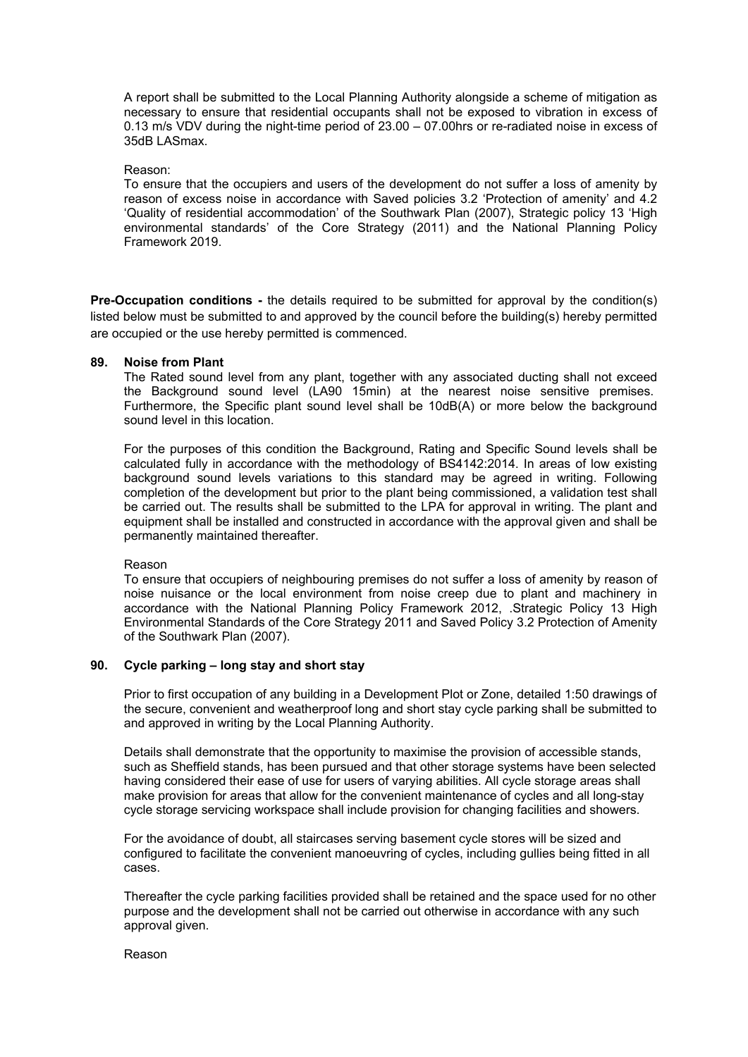A report shall be submitted to the Local Planning Authority alongside a scheme of mitigation as necessary to ensure that residential occupants shall not be exposed to vibration in excess of 0.13 m/s VDV during the night-time period of 23.00 – 07.00hrs or re-radiated noise in excess of 35dB LASmax.

Reason:
To ensure that the occupiers and users of the development do not suffer a loss of amenity by reason of excess noise in accordance with Saved policies 3.2 'Protection of amenity' and 4.2 'Quality of residential accommodation' of the Southwark Plan (2007), Strategic policy 13 'High environmental standards' of the Core Strategy (2011) and the National Planning Policy Framework 2019.

**Pre-Occupation conditions -** the details required to be submitted for approval by the condition(s) listed below must be submitted to and approved by the council before the building(s) hereby permitted are occupied or the use hereby permitted is commenced.

**89. Noise from Plant**

The Rated sound level from any plant, together with any associated ducting shall not exceed the Background sound level (LA90 15min) at the nearest noise sensitive premises. Furthermore, the Specific plant sound level shall be 10dB(A) or more below the background sound level in this location.

For the purposes of this condition the Background, Rating and Specific Sound levels shall be calculated fully in accordance with the methodology of BS4142:2014. In areas of low existing background sound levels variations to this standard may be agreed in writing. Following completion of the development but prior to the plant being commissioned, a validation test shall be carried out. The results shall be submitted to the LPA for approval in writing. The plant and equipment shall be installed and constructed in accordance with the approval given and shall be permanently maintained thereafter.

Reason
To ensure that occupiers of neighbouring premises do not suffer a loss of amenity by reason of noise nuisance or the local environment from noise creep due to plant and machinery in accordance with the National Planning Policy Framework 2012, .Strategic Policy 13 High Environmental Standards of the Core Strategy 2011 and Saved Policy 3.2 Protection of Amenity of the Southwark Plan (2007).

**90. Cycle parking – long stay and short stay**

Prior to first occupation of any building in a Development Plot or Zone, detailed 1:50 drawings of the secure, convenient and weatherproof long and short stay cycle parking shall be submitted to and approved in writing by the Local Planning Authority.

Details shall demonstrate that the opportunity to maximise the provision of accessible stands, such as Sheffield stands, has been pursued and that other storage systems have been selected having considered their ease of use for users of varying abilities. All cycle storage areas shall make provision for areas that allow for the convenient maintenance of cycles and all long-stay cycle storage servicing workspace shall include provision for changing facilities and showers.

For the avoidance of doubt, all staircases serving basement cycle stores will be sized and configured to facilitate the convenient manoeuvring of cycles, including gullies being fitted in all cases.

Thereafter the cycle parking facilities provided shall be retained and the space used for no other purpose and the development shall not be carried out otherwise in accordance with any such approval given.

Reason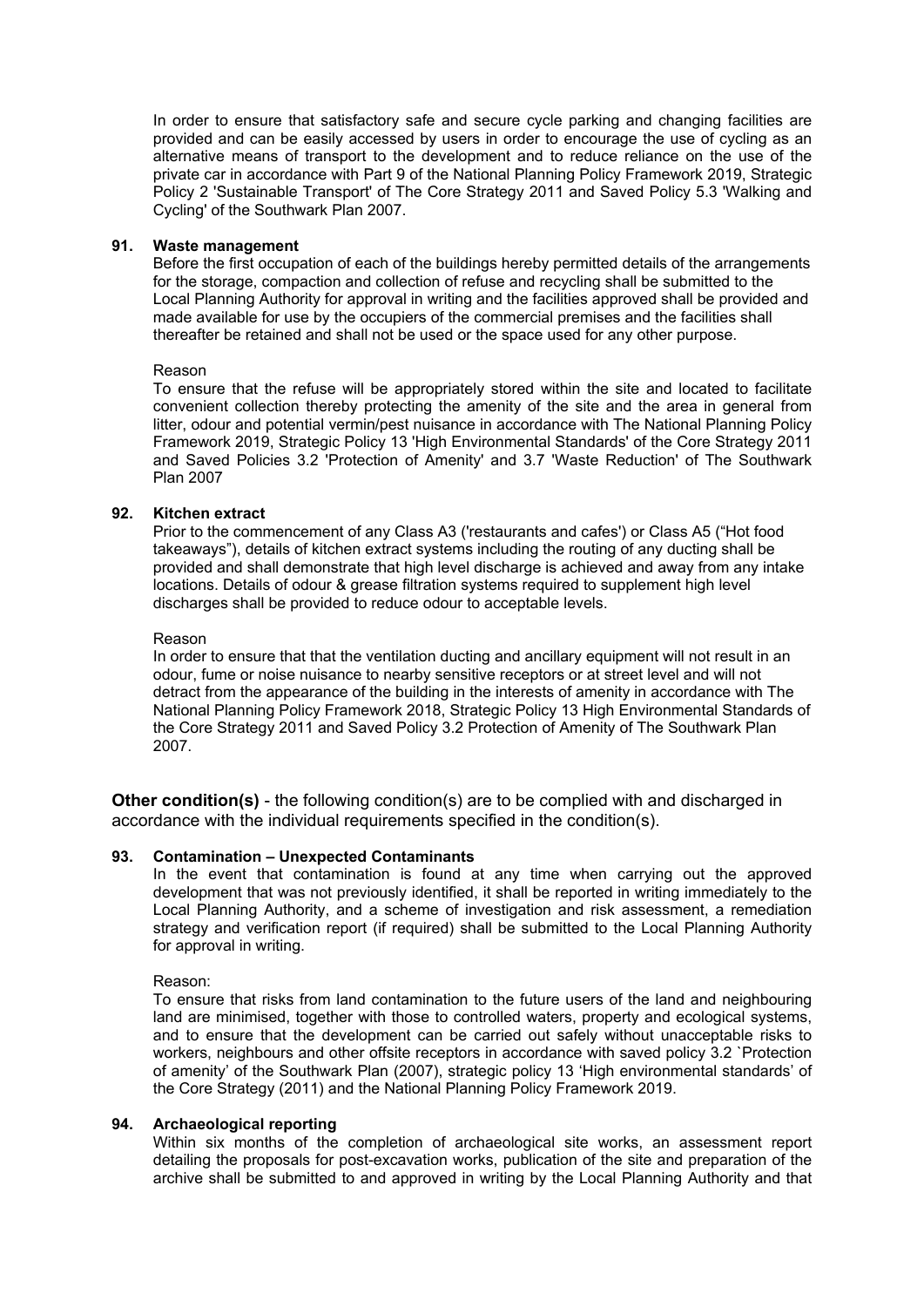In order to ensure that satisfactory safe and secure cycle parking and changing facilities are provided and can be easily accessed by users in order to encourage the use of cycling as an alternative means of transport to the development and to reduce reliance on the use of the private car in accordance with Part 9 of the National Planning Policy Framework 2019, Strategic Policy 2 'Sustainable Transport' of The Core Strategy 2011 and Saved Policy 5.3 'Walking and Cycling' of the Southwark Plan 2007.

**91. Waste management**

Before the first occupation of each of the buildings hereby permitted details of the arrangements for the storage, compaction and collection of refuse and recycling shall be submitted to the Local Planning Authority for approval in writing and the facilities approved shall be provided and made available for use by the occupiers of the commercial premises and the facilities shall thereafter be retained and shall not be used or the space used for any other purpose.

Reason

To ensure that the refuse will be appropriately stored within the site and located to facilitate convenient collection thereby protecting the amenity of the site and the area in general from litter, odour and potential vermin/pest nuisance in accordance with The National Planning Policy Framework 2019, Strategic Policy 13 'High Environmental Standards' of the Core Strategy 2011 and Saved Policies 3.2 'Protection of Amenity' and 3.7 'Waste Reduction' of The Southwark Plan 2007

**92. Kitchen extract**

Prior to the commencement of any Class A3 ('restaurants and cafes') or Class A5 ("Hot food takeaways"), details of kitchen extract systems including the routing of any ducting shall be provided and shall demonstrate that high level discharge is achieved and away from any intake locations. Details of odour & grease filtration systems required to supplement high level discharges shall be provided to reduce odour to acceptable levels.

Reason

In order to ensure that that the ventilation ducting and ancillary equipment will not result in an odour, fume or noise nuisance to nearby sensitive receptors or at street level and will not detract from the appearance of the building in the interests of amenity in accordance with The National Planning Policy Framework 2018, Strategic Policy 13 High Environmental Standards of the Core Strategy 2011 and Saved Policy 3.2 Protection of Amenity of The Southwark Plan 2007.

**Other condition(s)** - the following condition(s) are to be complied with and discharged in accordance with the individual requirements specified in the condition(s).

**93. Contamination – Unexpected Contaminants**

In the event that contamination is found at any time when carrying out the approved development that was not previously identified, it shall be reported in writing immediately to the Local Planning Authority, and a scheme of investigation and risk assessment, a remediation strategy and verification report (if required) shall be submitted to the Local Planning Authority for approval in writing.

Reason:

To ensure that risks from land contamination to the future users of the land and neighbouring land are minimised, together with those to controlled waters, property and ecological systems, and to ensure that the development can be carried out safely without unacceptable risks to workers, neighbours and other offsite receptors in accordance with saved policy 3.2 `Protection of amenity' of the Southwark Plan (2007), strategic policy 13 'High environmental standards' of the Core Strategy (2011) and the National Planning Policy Framework 2019.

**94. Archaeological reporting**

Within six months of the completion of archaeological site works, an assessment report detailing the proposals for post-excavation works, publication of the site and preparation of the archive shall be submitted to and approved in writing by the Local Planning Authority and that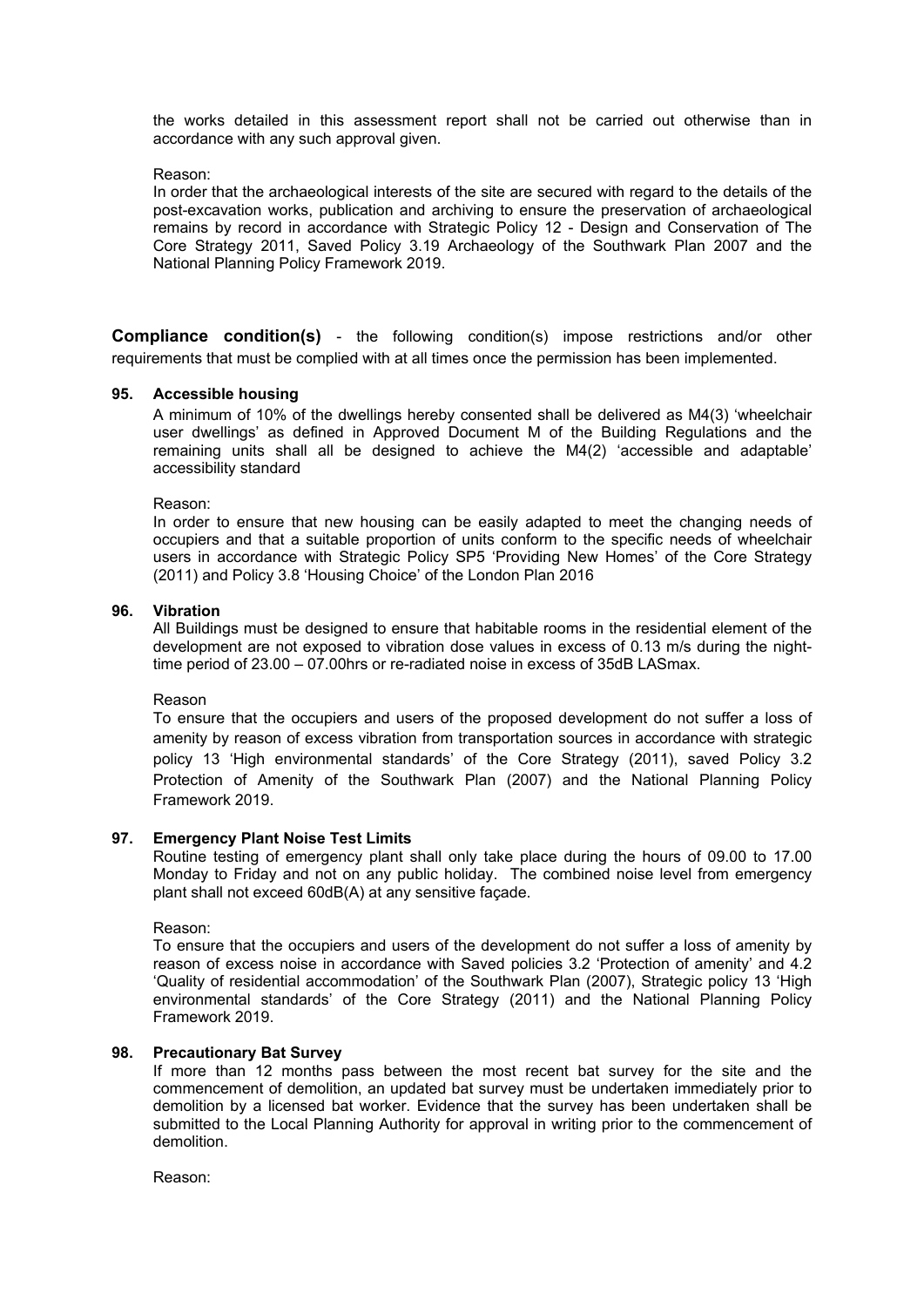the works detailed in this assessment report shall not be carried out otherwise than in accordance with any such approval given.

Reason:
In order that the archaeological interests of the site are secured with regard to the details of the post-excavation works, publication and archiving to ensure the preservation of archaeological remains by record in accordance with Strategic Policy 12 - Design and Conservation of The Core Strategy 2011, Saved Policy 3.19 Archaeology of the Southwark Plan 2007 and the National Planning Policy Framework 2019.

**Compliance condition(s)** - the following condition(s) impose restrictions and/or other requirements that must be complied with at all times once the permission has been implemented.

**95. Accessible housing**

A minimum of 10% of the dwellings hereby consented shall be delivered as M4(3) 'wheelchair user dwellings' as defined in Approved Document M of the Building Regulations and the remaining units shall all be designed to achieve the M4(2) 'accessible and adaptable' accessibility standard

Reason:
In order to ensure that new housing can be easily adapted to meet the changing needs of occupiers and that a suitable proportion of units conform to the specific needs of wheelchair users in accordance with Strategic Policy SP5 'Providing New Homes' of the Core Strategy (2011) and Policy 3.8 'Housing Choice' of the London Plan 2016

**96. Vibration**

All Buildings must be designed to ensure that habitable rooms in the residential element of the development are not exposed to vibration dose values in excess of 0.13 m/s during the night-time period of 23.00 – 07.00hrs or re-radiated noise in excess of 35dB LASmax.

Reason
To ensure that the occupiers and users of the proposed development do not suffer a loss of amenity by reason of excess vibration from transportation sources in accordance with strategic policy 13 'High environmental standards' of the Core Strategy (2011), saved Policy 3.2 Protection of Amenity of the Southwark Plan (2007) and the National Planning Policy Framework 2019.

**97. Emergency Plant Noise Test Limits**

Routine testing of emergency plant shall only take place during the hours of 09.00 to 17.00 Monday to Friday and not on any public holiday. The combined noise level from emergency plant shall not exceed 60dB(A) at any sensitive façade.

Reason:
To ensure that the occupiers and users of the development do not suffer a loss of amenity by reason of excess noise in accordance with Saved policies 3.2 'Protection of amenity' and 4.2 'Quality of residential accommodation' of the Southwark Plan (2007), Strategic policy 13 'High environmental standards' of the Core Strategy (2011) and the National Planning Policy Framework 2019.

**98. Precautionary Bat Survey**

If more than 12 months pass between the most recent bat survey for the site and the commencement of demolition, an updated bat survey must be undertaken immediately prior to demolition by a licensed bat worker. Evidence that the survey has been undertaken shall be submitted to the Local Planning Authority for approval in writing prior to the commencement of demolition.

Reason: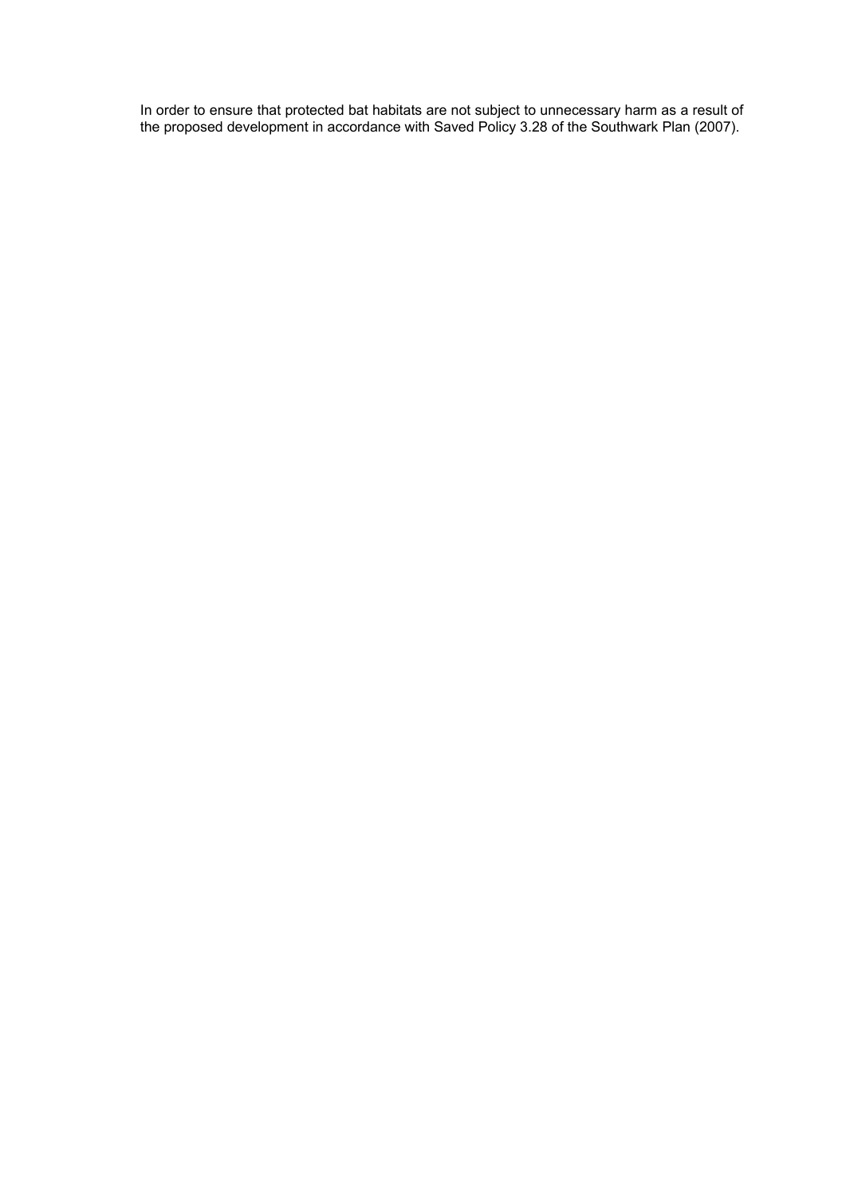In order to ensure that protected bat habitats are not subject to unnecessary harm as a result of the proposed development in accordance with Saved Policy 3.28 of the Southwark Plan (2007).